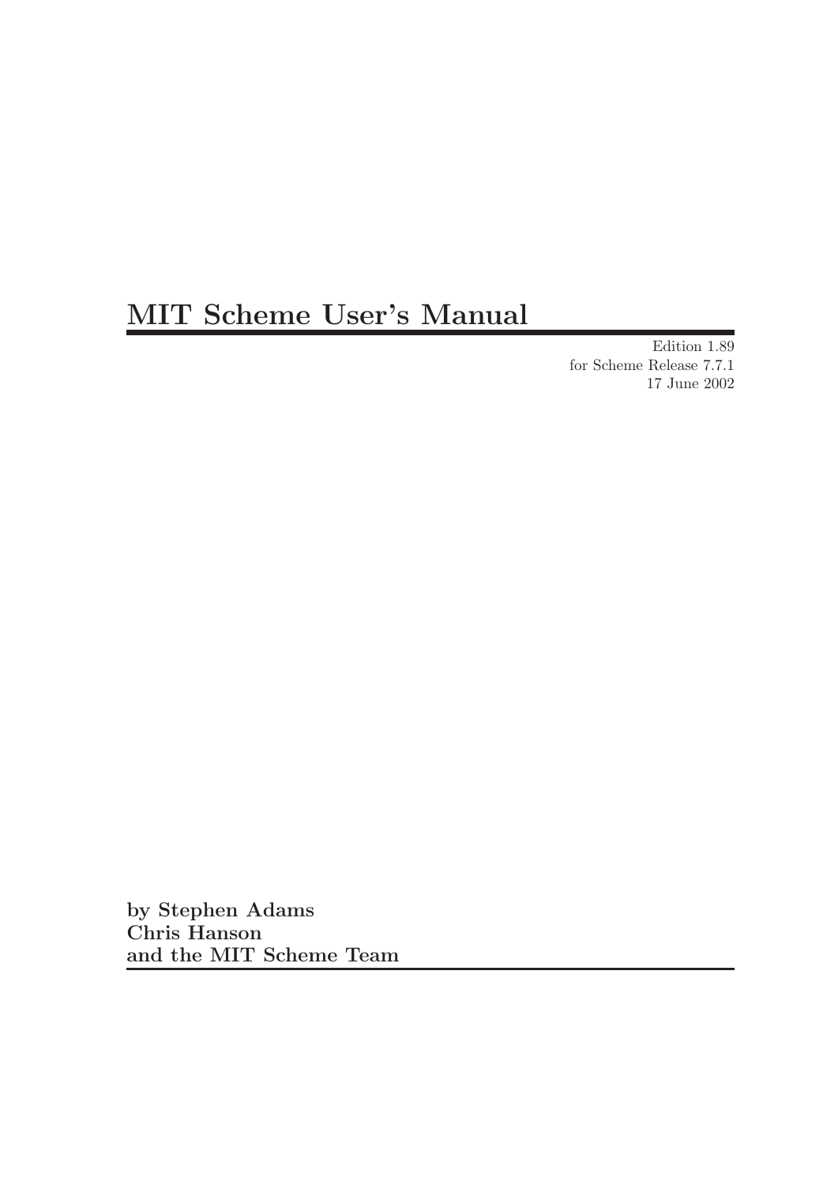# MIT Scheme User's Manual

Edition 1.89
for Scheme Release 7.7.1
17 June 2002

**by Stephen Adams**
**Chris Hanson**
**and the MIT Scheme Team**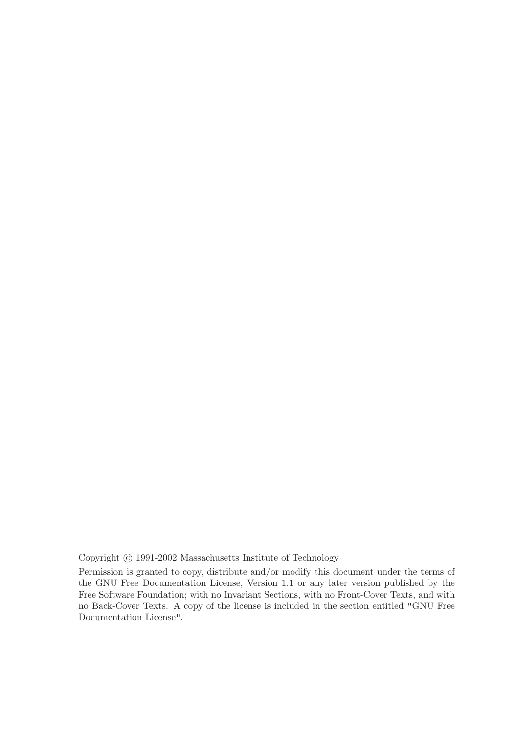Copyright © 1991-2002 Massachusetts Institute of Technology

Permission is granted to copy, distribute and/or modify this document under the terms of the GNU Free Documentation License, Version 1.1 or any later version published by the Free Software Foundation; with no Invariant Sections, with no Front-Cover Texts, and with no Back-Cover Texts. A copy of the license is included in the section entitled "GNU Free Documentation License".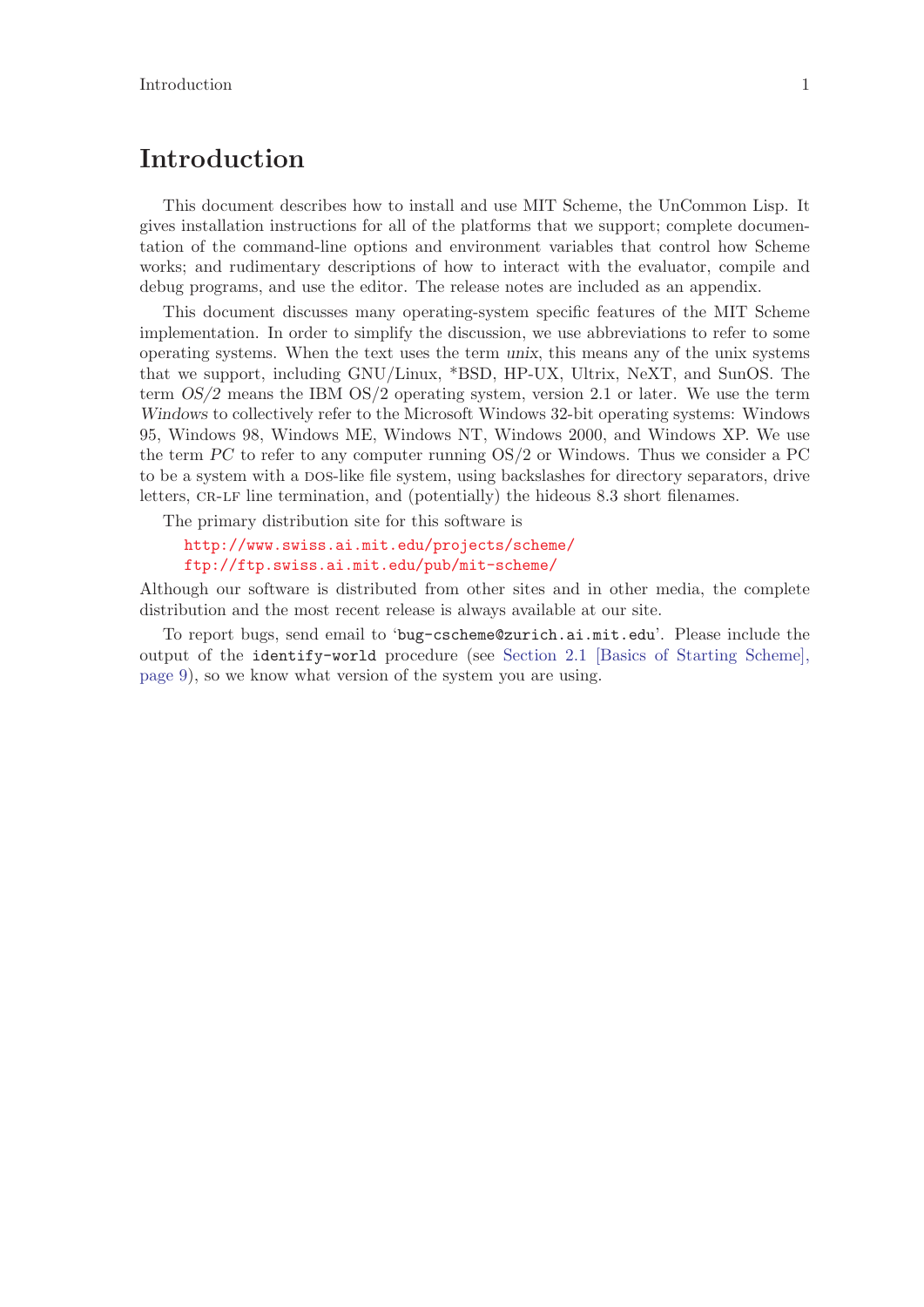# Introduction

This document describes how to install and use MIT Scheme, the UnCommon Lisp. It gives installation instructions for all of the platforms that we support; complete documentation of the command-line options and environment variables that control how Scheme works; and rudimentary descriptions of how to interact with the evaluator, compile and debug programs, and use the editor. The release notes are included as an appendix.

This document discusses many operating-system specific features of the MIT Scheme implementation. In order to simplify the discussion, we use abbreviations to refer to some operating systems. When the text uses the term *unix*, this means any of the unix systems that we support, including GNU/Linux, *BSD, HP-UX, Ultrix, NeXT, and SunOS. The term *OS/2* means the IBM OS/2 operating system, version 2.1 or later. We use the term *Windows* to collectively refer to the Microsoft Windows 32-bit operating systems: Windows 95, Windows 98, Windows ME, Windows NT, Windows 2000, and Windows XP. We use the term *PC* to refer to any computer running OS/2 or Windows. Thus we consider a PC to be a system with a DOS-like file system, using backslashes for directory separators, drive letters, CR-LF line termination, and (potentially) the hideous 8.3 short filenames.

The primary distribution site for this software is

```
http://www.swiss.ai.mit.edu/projects/scheme/
ftp://ftp.swiss.ai.mit.edu/pub/mit-scheme/
```

Although our software is distributed from other sites and in other media, the complete distribution and the most recent release is always available at our site.

To report bugs, send email to '`bug-cscheme@zurich.ai.mit.edu`'. Please include the output of the `identify-world` procedure (see Section 2.1 [Basics of Starting Scheme], page 9), so we know what version of the system you are using.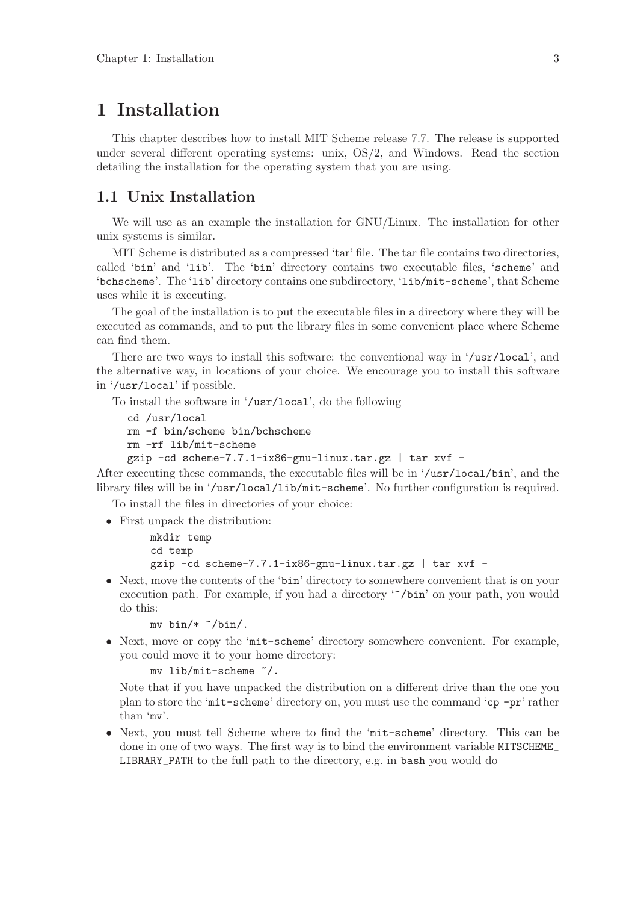# 1 Installation

This chapter describes how to install MIT Scheme release 7.7. The release is supported under several different operating systems: unix, OS/2, and Windows. Read the section detailing the installation for the operating system that you are using.

## 1.1 Unix Installation

We will use as an example the installation for GNU/Linux. The installation for other unix systems is similar.

MIT Scheme is distributed as a compressed 'tar' file. The tar file contains two directories, called 'bin' and 'lib'. The 'bin' directory contains two executable files, 'scheme' and 'bchscheme'. The 'lib' directory contains one subdirectory, 'lib/mit-scheme', that Scheme uses while it is executing.

The goal of the installation is to put the executable files in a directory where they will be executed as commands, and to put the library files in some convenient place where Scheme can find them.

There are two ways to install this software: the conventional way in '/usr/local', and the alternative way, in locations of your choice. We encourage you to install this software in '/usr/local' if possible.

To install the software in '/usr/local', do the following

```
cd /usr/local
rm -f bin/scheme bin/bchscheme
rm -rf lib/mit-scheme
gzip -cd scheme-7.7.1-ix86-gnu-linux.tar.gz | tar xvf -
```

After executing these commands, the executable files will be in '/usr/local/bin', and the library files will be in '/usr/local/lib/mit-scheme'. No further configuration is required.

To install the files in directories of your choice:

- First unpack the distribution:

  ```
  mkdir temp
  cd temp
  gzip -cd scheme-7.7.1-ix86-gnu-linux.tar.gz | tar xvf -
  ```

- Next, move the contents of the 'bin' directory to somewhere convenient that is on your execution path. For example, if you had a directory '~/bin' on your path, you would do this:

  ```
  mv bin/* ~/bin/.
  ```

- Next, move or copy the 'mit-scheme' directory somewhere convenient. For example, you could move it to your home directory:

  ```
  mv lib/mit-scheme ~/.
  ```

  Note that if you have unpacked the distribution on a different drive than the one you plan to store the 'mit-scheme' directory on, you must use the command 'cp -pr' rather than 'mv'.

- Next, you must tell Scheme where to find the 'mit-scheme' directory. This can be done in one of two ways. The first way is to bind the environment variable MITSCHEME_LIBRARY_PATH to the full path to the directory, e.g. in bash you would do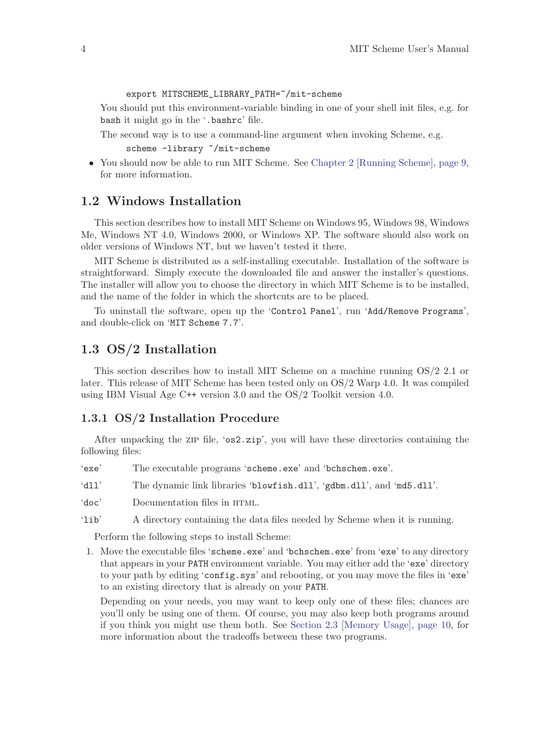```
export MITSCHEME_LIBRARY_PATH=~/mit-scheme
```

You should put this environment-variable binding in one of your shell init files, e.g. for `bash` it might go in the '`.bashrc`' file.

The second way is to use a command-line argument when invoking Scheme, e.g.

```
scheme -library ~/mit-scheme
```

- You should now be able to run MIT Scheme. See Chapter 2 [Running Scheme], page 9, for more information.

## 1.2 Windows Installation

This section describes how to install MIT Scheme on Windows 95, Windows 98, Windows Me, Windows NT 4.0, Windows 2000, or Windows XP. The software should also work on older versions of Windows NT, but we haven't tested it there.

MIT Scheme is distributed as a self-installing executable. Installation of the software is straightforward. Simply execute the downloaded file and answer the installer's questions. The installer will allow you to choose the directory in which MIT Scheme is to be installed, and the name of the folder in which the shortcuts are to be placed.

To uninstall the software, open up the '`Control Panel`', run '`Add/Remove Programs`', and double-click on '`MIT Scheme 7.7`'.

## 1.3 OS/2 Installation

This section describes how to install MIT Scheme on a machine running OS/2 2.1 or later. This release of MIT Scheme has been tested only on OS/2 Warp 4.0. It was compiled using IBM Visual Age C++ version 3.0 and the OS/2 Toolkit version 4.0.

### 1.3.1 OS/2 Installation Procedure

After unpacking the ZIP file, '`os2.zip`', you will have these directories containing the following files:

'`exe`' The executable programs '`scheme.exe`' and '`bchschem.exe`'.

'`dll`' The dynamic link libraries '`blowfish.dll`', '`gdbm.dll`', and '`md5.dll`'.

'`doc`' Documentation files in HTML.

'`lib`' A directory containing the data files needed by Scheme when it is running.

Perform the following steps to install Scheme:

1. Move the executable files '`scheme.exe`' and '`bchschem.exe`' from '`exe`' to any directory that appears in your `PATH` environment variable. You may either add the '`exe`' directory to your path by editing '`config.sys`' and rebooting, or you may move the files in '`exe`' to an existing directory that is already on your `PATH`.

   Depending on your needs, you may want to keep only one of these files; chances are you'll only be using one of them. Of course, you may also keep both programs around if you think you might use them both. See Section 2.3 [Memory Usage], page 10, for more information about the tradeoffs between these two programs.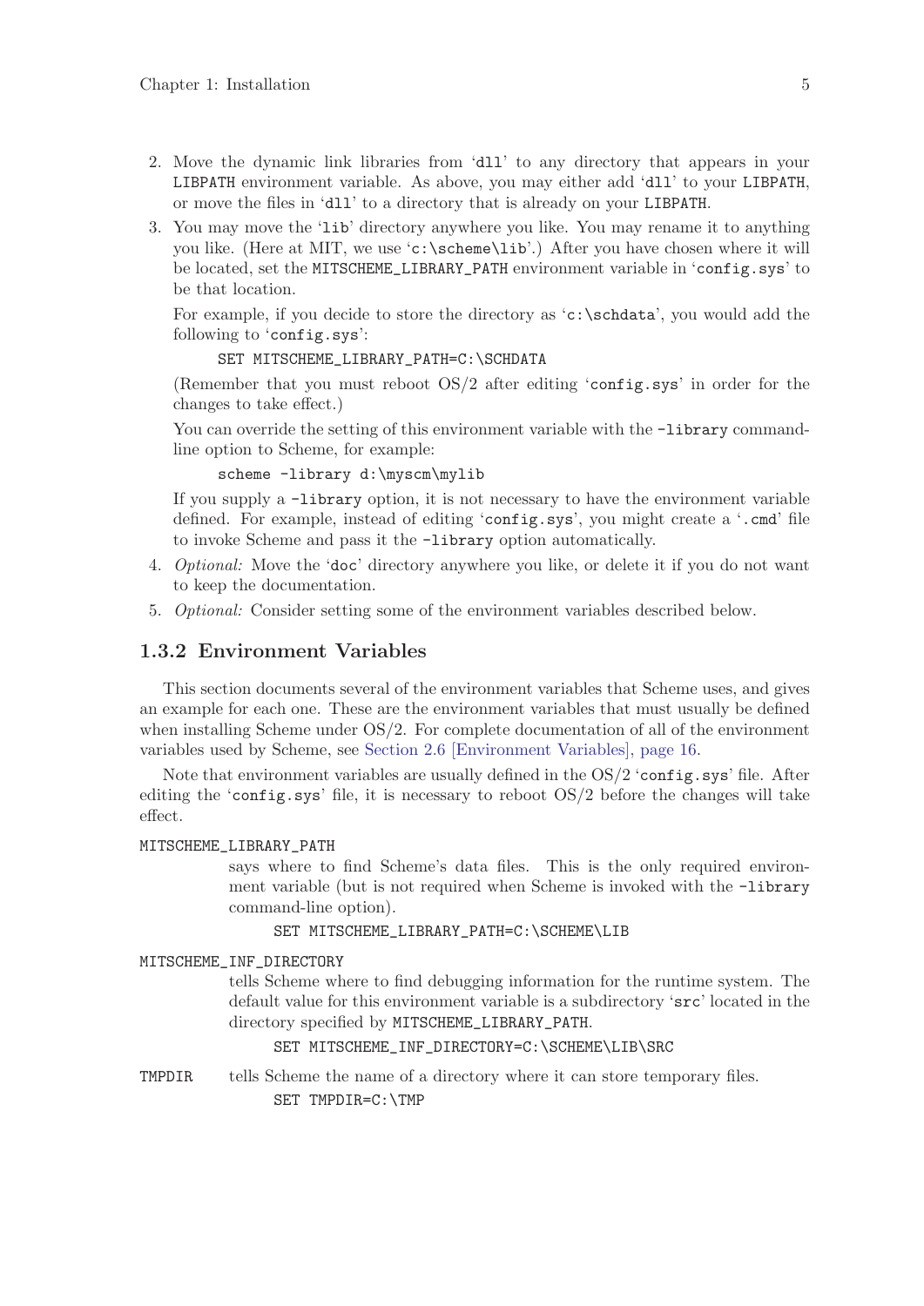2. Move the dynamic link libraries from 'dll' to any directory that appears in your LIBPATH environment variable. As above, you may either add 'dll' to your LIBPATH, or move the files in 'dll' to a directory that is already on your LIBPATH.
3. You may move the 'lib' directory anywhere you like. You may rename it to anything you like. (Here at MIT, we use 'c:\scheme\lib'.) After you have chosen where it will be located, set the MITSCHEME_LIBRARY_PATH environment variable in 'config.sys' to be that location.

   For example, if you decide to store the directory as 'c:\schdata', you would add the following to 'config.sys':

   ```
   SET MITSCHEME_LIBRARY_PATH=C:\SCHDATA
   ```

   (Remember that you must reboot OS/2 after editing 'config.sys' in order for the changes to take effect.)

   You can override the setting of this environment variable with the -library command-line option to Scheme, for example:

   ```
   scheme -library d:\myscm\mylib
   ```

   If you supply a -library option, it is not necessary to have the environment variable defined. For example, instead of editing 'config.sys', you might create a '.cmd' file to invoke Scheme and pass it the -library option automatically.
4. *Optional:* Move the 'doc' directory anywhere you like, or delete it if you do not want to keep the documentation.
5. *Optional:* Consider setting some of the environment variables described below.

### 1.3.2 Environment Variables

This section documents several of the environment variables that Scheme uses, and gives an example for each one. These are the environment variables that must usually be defined when installing Scheme under OS/2. For complete documentation of all of the environment variables used by Scheme, see Section 2.6 [Environment Variables], page 16.

Note that environment variables are usually defined in the OS/2 'config.sys' file. After editing the 'config.sys' file, it is necessary to reboot OS/2 before the changes will take effect.

MITSCHEME_LIBRARY_PATH
: says where to find Scheme's data files. This is the only required environment variable (but is not required when Scheme is invoked with the -library command-line option).

  ```
  SET MITSCHEME_LIBRARY_PATH=C:\SCHEME\LIB
  ```

MITSCHEME_INF_DIRECTORY
: tells Scheme where to find debugging information for the runtime system. The default value for this environment variable is a subdirectory 'src' located in the directory specified by MITSCHEME_LIBRARY_PATH.

  ```
  SET MITSCHEME_INF_DIRECTORY=C:\SCHEME\LIB\SRC
  ```

TMPDIR
: tells Scheme the name of a directory where it can store temporary files.

  ```
  SET TMPDIR=C:\TMP
  ```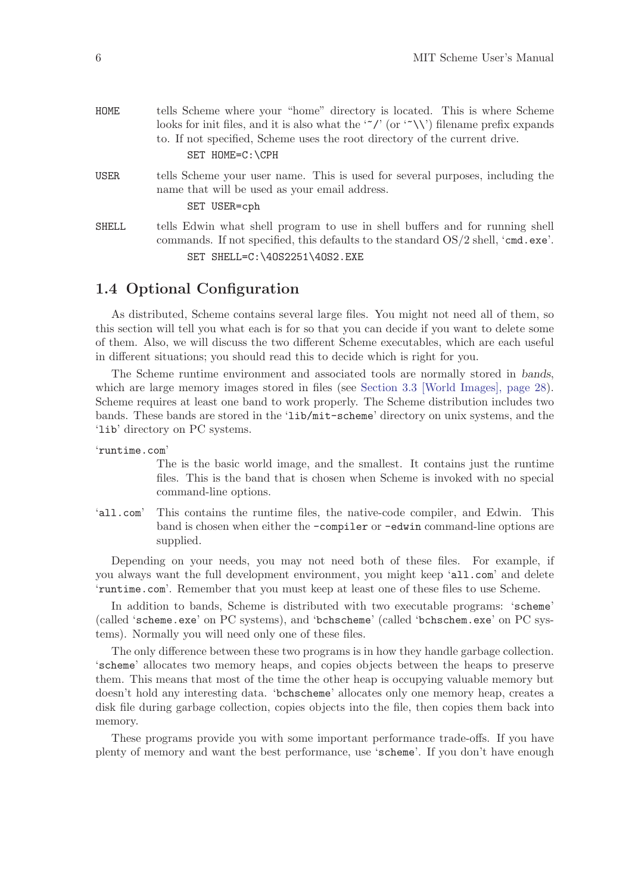HOME
: tells Scheme where your "home" directory is located. This is where Scheme looks for init files, and it is also what the '~/' (or '~\\') filename prefix expands to. If not specified, Scheme uses the root directory of the current drive.

```
SET HOME=C:\CPH
```

USER
: tells Scheme your user name. This is used for several purposes, including the name that will be used as your email address.

```
SET USER=cph
```

SHELL
: tells Edwin what shell program to use in shell buffers and for running shell commands. If not specified, this defaults to the standard OS/2 shell, 'cmd.exe'.

```
SET SHELL=C:\4OS2251\4OS2.EXE
```

## 1.4 Optional Configuration

As distributed, Scheme contains several large files. You might not need all of them, so this section will tell you what each is for so that you can decide if you want to delete some of them. Also, we will discuss the two different Scheme executables, which are each useful in different situations; you should read this to decide which is right for you.

The Scheme runtime environment and associated tools are normally stored in *bands*, which are large memory images stored in files (see Section 3.3 [World Images], page 28). Scheme requires at least one band to work properly. The Scheme distribution includes two bands. These bands are stored in the 'lib/mit-scheme' directory on unix systems, and the 'lib' directory on PC systems.

'runtime.com'
: The is the basic world image, and the smallest. It contains just the runtime files. This is the band that is chosen when Scheme is invoked with no special command-line options.

'all.com'
: This contains the runtime files, the native-code compiler, and Edwin. This band is chosen when either the `-compiler` or `-edwin` command-line options are supplied.

Depending on your needs, you may not need both of these files. For example, if you always want the full development environment, you might keep 'all.com' and delete 'runtime.com'. Remember that you must keep at least one of these files to use Scheme.

In addition to bands, Scheme is distributed with two executable programs: 'scheme' (called 'scheme.exe' on PC systems), and 'bchscheme' (called 'bchschem.exe' on PC systems). Normally you will need only one of these files.

The only difference between these two programs is in how they handle garbage collection. 'scheme' allocates two memory heaps, and copies objects between the heaps to preserve them. This means that most of the time the other heap is occupying valuable memory but doesn't hold any interesting data. 'bchscheme' allocates only one memory heap, creates a disk file during garbage collection, copies objects into the file, then copies them back into memory.

These programs provide you with some important performance trade-offs. If you have plenty of memory and want the best performance, use 'scheme'. If you don't have enough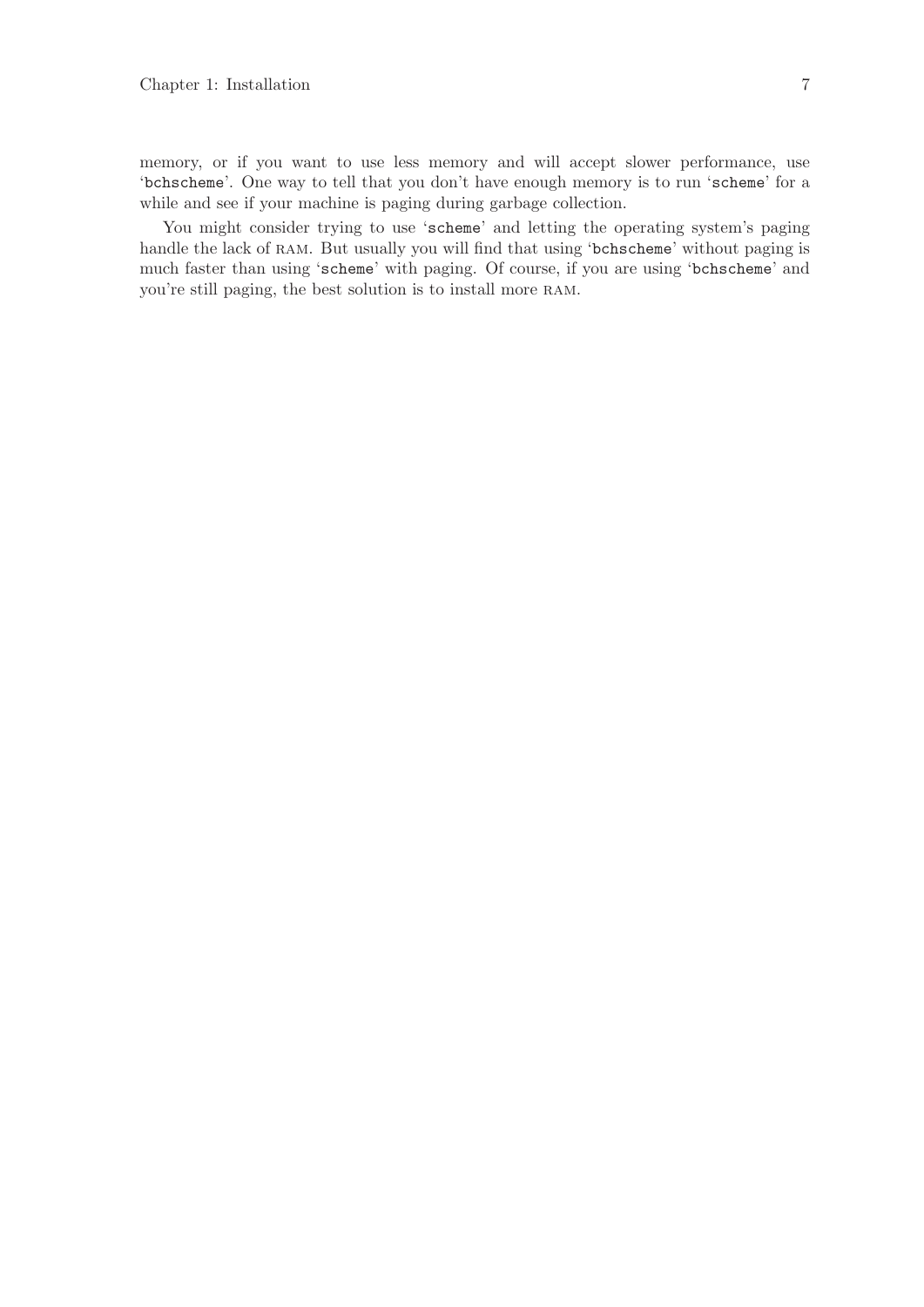memory, or if you want to use less memory and will accept slower performance, use 'bchscheme'. One way to tell that you don't have enough memory is to run 'scheme' for a while and see if your machine is paging during garbage collection.

You might consider trying to use 'scheme' and letting the operating system's paging handle the lack of RAM. But usually you will find that using 'bchscheme' without paging is much faster than using 'scheme' with paging. Of course, if you are using 'bchscheme' and you're still paging, the best solution is to install more RAM.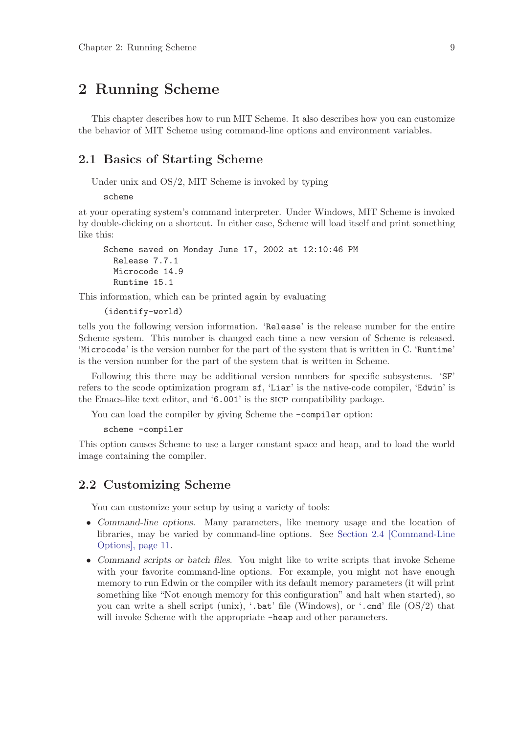# 2 Running Scheme

This chapter describes how to run MIT Scheme. It also describes how you can customize the behavior of MIT Scheme using command-line options and environment variables.

## 2.1 Basics of Starting Scheme

Under unix and OS/2, MIT Scheme is invoked by typing

```
scheme
```

at your operating system's command interpreter. Under Windows, MIT Scheme is invoked by double-clicking on a shortcut. In either case, Scheme will load itself and print something like this:

```
Scheme saved on Monday June 17, 2002 at 12:10:46 PM
  Release 7.7.1
  Microcode 14.9
  Runtime 15.1
```

This information, which can be printed again by evaluating

```
(identify-world)
```

tells you the following version information. '`Release`' is the release number for the entire Scheme system. This number is changed each time a new version of Scheme is released. '`Microcode`' is the version number for the part of the system that is written in C. '`Runtime`' is the version number for the part of the system that is written in Scheme.

Following this there may be additional version numbers for specific subsystems. '`SF`' refers to the scode optimization program `sf`, '`Liar`' is the native-code compiler, '`Edwin`' is the Emacs-like text editor, and '`6.001`' is the SICP compatibility package.

You can load the compiler by giving Scheme the `-compiler` option:

```
scheme -compiler
```

This option causes Scheme to use a larger constant space and heap, and to load the world image containing the compiler.

## 2.2 Customizing Scheme

You can customize your setup by using a variety of tools:

- *Command-line options*. Many parameters, like memory usage and the location of libraries, may be varied by command-line options. See Section 2.4 [Command-Line Options], page 11.
- *Command scripts or batch files*. You might like to write scripts that invoke Scheme with your favorite command-line options. For example, you might not have enough memory to run Edwin or the compiler with its default memory parameters (it will print something like "Not enough memory for this configuration" and halt when started), so you can write a shell script (unix), '`.bat`' file (Windows), or '`.cmd`' file (OS/2) that will invoke Scheme with the appropriate `-heap` and other parameters.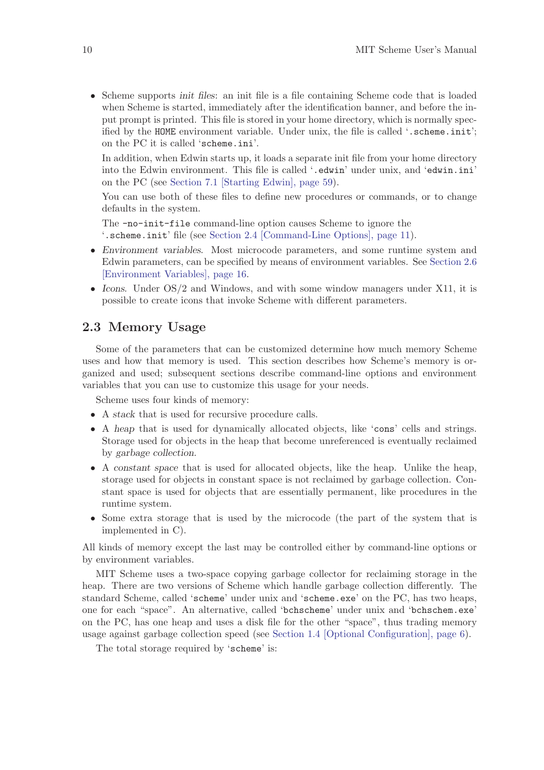- Scheme supports *init files*: an init file is a file containing Scheme code that is loaded when Scheme is started, immediately after the identification banner, and before the input prompt is printed. This file is stored in your home directory, which is normally specified by the `HOME` environment variable. Under unix, the file is called '`.scheme.init`'; on the PC it is called '`scheme.ini`'.

  In addition, when Edwin starts up, it loads a separate init file from your home directory into the Edwin environment. This file is called '`.edwin`' under unix, and '`edwin.ini`' on the PC (see Section 7.1 [Starting Edwin], page 59).

  You can use both of these files to define new procedures or commands, or to change defaults in the system.

  The `-no-init-file` command-line option causes Scheme to ignore the '`.scheme.init`' file (see Section 2.4 [Command-Line Options], page 11).

- *Environment variables*. Most microcode parameters, and some runtime system and Edwin parameters, can be specified by means of environment variables. See Section 2.6 [Environment Variables], page 16.
- *Icons*. Under OS/2 and Windows, and with some window managers under X11, it is possible to create icons that invoke Scheme with different parameters.

## 2.3 Memory Usage

Some of the parameters that can be customized determine how much memory Scheme uses and how that memory is used. This section describes how Scheme's memory is organized and used; subsequent sections describe command-line options and environment variables that you can use to customize this usage for your needs.

Scheme uses four kinds of memory:

- A *stack* that is used for recursive procedure calls.
- A *heap* that is used for dynamically allocated objects, like '`cons`' cells and strings. Storage used for objects in the heap that become unreferenced is eventually reclaimed by *garbage collection*.
- A *constant space* that is used for allocated objects, like the heap. Unlike the heap, storage used for objects in constant space is not reclaimed by garbage collection. Constant space is used for objects that are essentially permanent, like procedures in the runtime system.
- Some extra storage that is used by the microcode (the part of the system that is implemented in C).

All kinds of memory except the last may be controlled either by command-line options or by environment variables.

MIT Scheme uses a two-space copying garbage collector for reclaiming storage in the heap. There are two versions of Scheme which handle garbage collection differently. The standard Scheme, called '`scheme`' under unix and '`scheme.exe`' on the PC, has two heaps, one for each "space". An alternative, called '`bchscheme`' under unix and '`bchschem.exe`' on the PC, has one heap and uses a disk file for the other "space", thus trading memory usage against garbage collection speed (see Section 1.4 [Optional Configuration], page 6).

The total storage required by '`scheme`' is: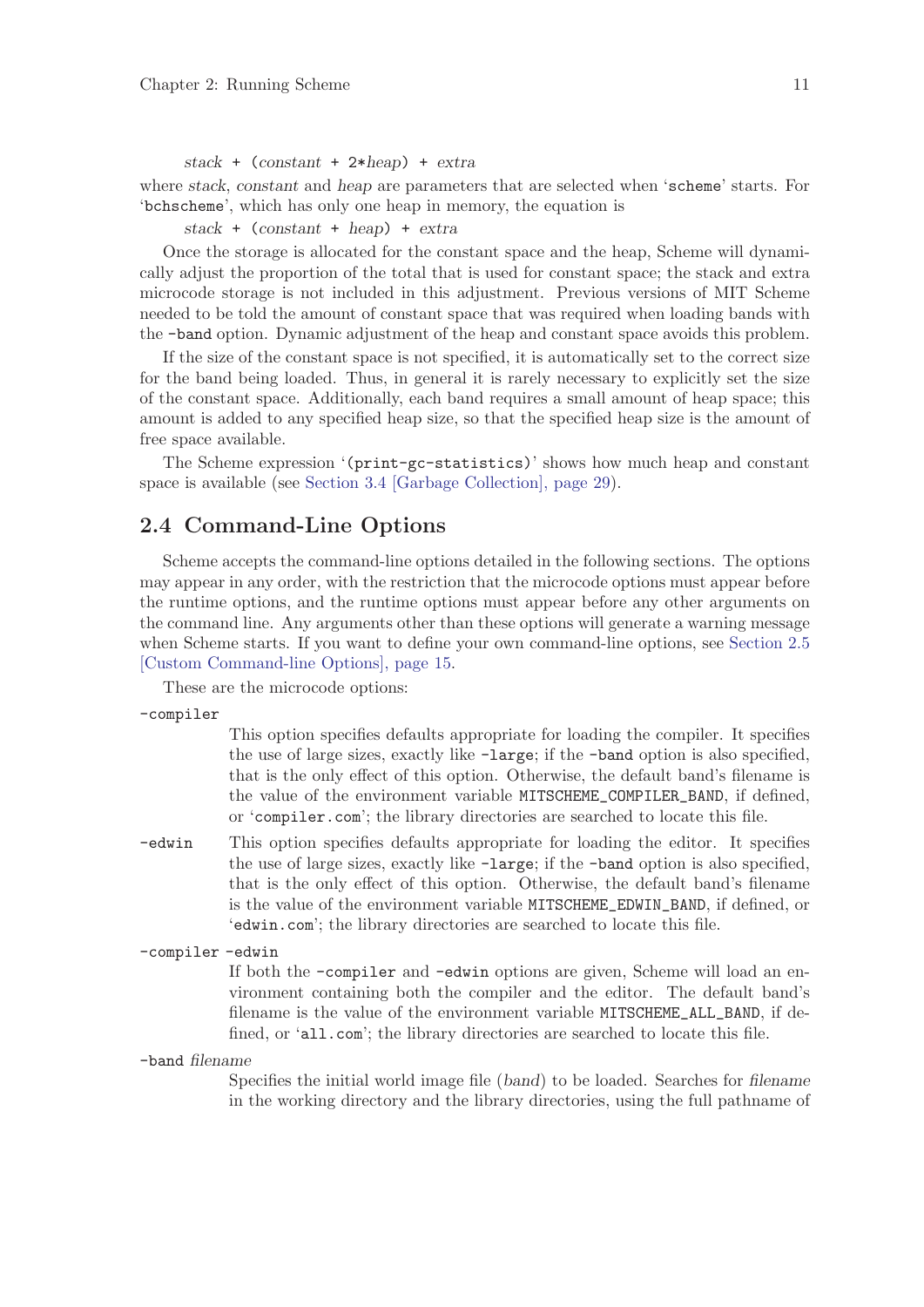```
stack + (constant + 2*heap) + extra
```

where *stack*, *constant* and *heap* are parameters that are selected when '`scheme`' starts. For '`bchscheme`', which has only one heap in memory, the equation is

```
stack + (constant + heap) + extra
```

Once the storage is allocated for the constant space and the heap, Scheme will dynamically adjust the proportion of the total that is used for constant space; the stack and extra microcode storage is not included in this adjustment. Previous versions of MIT Scheme needed to be told the amount of constant space that was required when loading bands with the `-band` option. Dynamic adjustment of the heap and constant space avoids this problem.

If the size of the constant space is not specified, it is automatically set to the correct size for the band being loaded. Thus, in general it is rarely necessary to explicitly set the size of the constant space. Additionally, each band requires a small amount of heap space; this amount is added to any specified heap size, so that the specified heap size is the amount of free space available.

The Scheme expression '`(print-gc-statistics)`' shows how much heap and constant space is available (see Section 3.4 [Garbage Collection], page 29).

## 2.4 Command-Line Options

Scheme accepts the command-line options detailed in the following sections. The options may appear in any order, with the restriction that the microcode options must appear before the runtime options, and the runtime options must appear before any other arguments on the command line. Any arguments other than these options will generate a warning message when Scheme starts. If you want to define your own command-line options, see Section 2.5 [Custom Command-line Options], page 15.

These are the microcode options:

`-compiler`
: This option specifies defaults appropriate for loading the compiler. It specifies the use of large sizes, exactly like `-large`; if the `-band` option is also specified, that is the only effect of this option. Otherwise, the default band's filename is the value of the environment variable `MITSCHEME_COMPILER_BAND`, if defined, or '`compiler.com`'; the library directories are searched to locate this file.

`-edwin`
: This option specifies defaults appropriate for loading the editor. It specifies the use of large sizes, exactly like `-large`; if the `-band` option is also specified, that is the only effect of this option. Otherwise, the default band's filename is the value of the environment variable `MITSCHEME_EDWIN_BAND`, if defined, or '`edwin.com`'; the library directories are searched to locate this file.

`-compiler -edwin`
: If both the `-compiler` and `-edwin` options are given, Scheme will load an environment containing both the compiler and the editor. The default band's filename is the value of the environment variable `MITSCHEME_ALL_BAND`, if defined, or '`all.com`'; the library directories are searched to locate this file.

`-band` *filename*
: Specifies the initial world image file (*band*) to be loaded. Searches for *filename* in the working directory and the library directories, using the full pathname of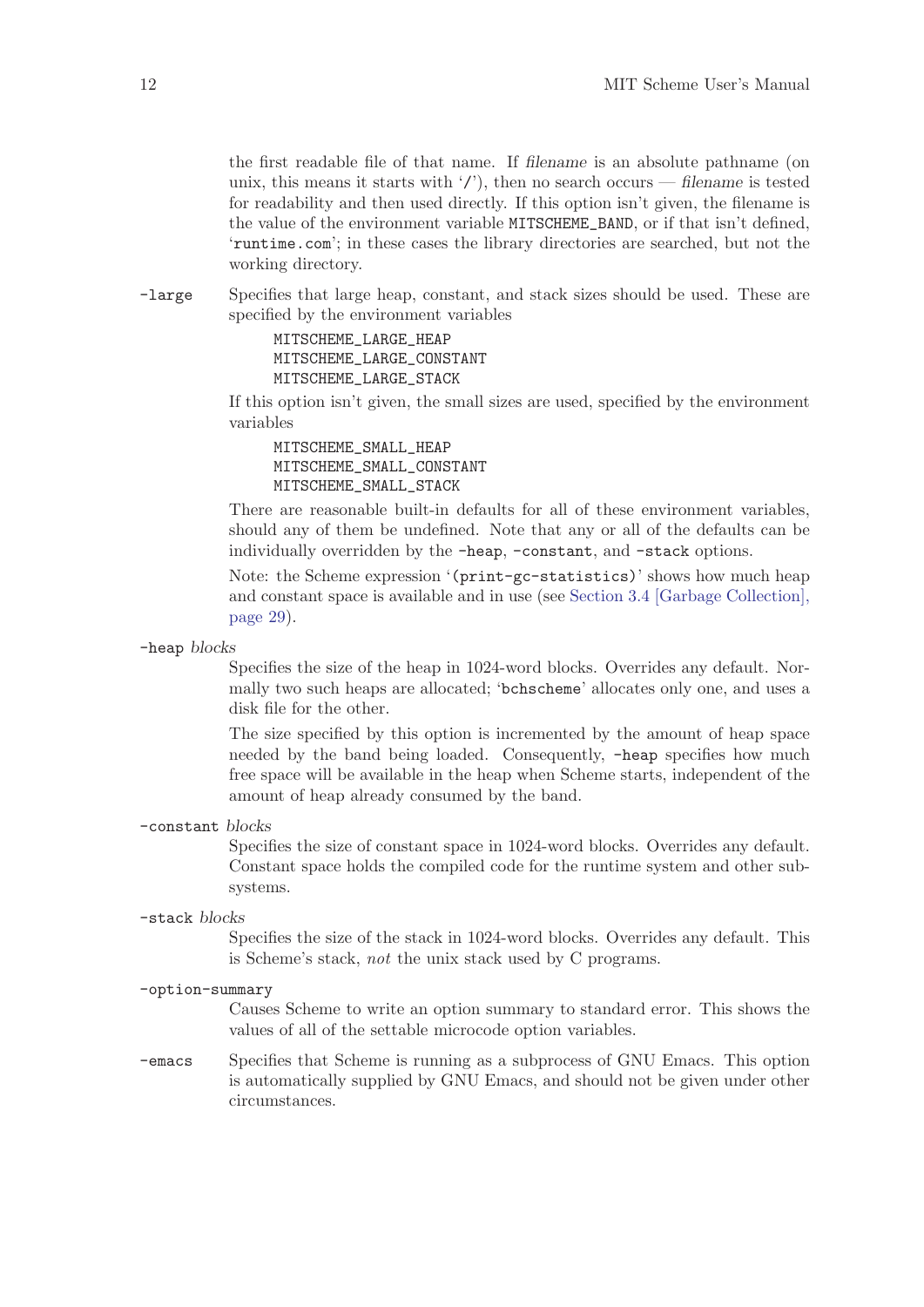the first readable file of that name. If *filename* is an absolute pathname (on unix, this means it starts with '`/`'), then no search occurs — *filename* is tested for readability and then used directly. If this option isn't given, the filename is the value of the environment variable `MITSCHEME_BAND`, or if that isn't defined, '`runtime.com`'; in these cases the library directories are searched, but not the working directory.

`-large` Specifies that large heap, constant, and stack sizes should be used. These are specified by the environment variables

```
MITSCHEME_LARGE_HEAP
MITSCHEME_LARGE_CONSTANT
MITSCHEME_LARGE_STACK
```

If this option isn't given, the small sizes are used, specified by the environment variables

```
MITSCHEME_SMALL_HEAP
MITSCHEME_SMALL_CONSTANT
MITSCHEME_SMALL_STACK
```

There are reasonable built-in defaults for all of these environment variables, should any of them be undefined. Note that any or all of the defaults can be individually overridden by the `-heap`, `-constant`, and `-stack` options.

Note: the Scheme expression '`(print-gc-statistics)`' shows how much heap and constant space is available and in use (see Section 3.4 [Garbage Collection], page 29).

`-heap` *blocks*

Specifies the size of the heap in 1024-word blocks. Overrides any default. Normally two such heaps are allocated; '`bchscheme`' allocates only one, and uses a disk file for the other.

The size specified by this option is incremented by the amount of heap space needed by the band being loaded. Consequently, `-heap` specifies how much free space will be available in the heap when Scheme starts, independent of the amount of heap already consumed by the band.

`-constant` *blocks*

Specifies the size of constant space in 1024-word blocks. Overrides any default. Constant space holds the compiled code for the runtime system and other subsystems.

`-stack` *blocks*

Specifies the size of the stack in 1024-word blocks. Overrides any default. This is Scheme's stack, *not* the unix stack used by C programs.

`-option-summary`

Causes Scheme to write an option summary to standard error. This shows the values of all of the settable microcode option variables.

`-emacs` Specifies that Scheme is running as a subprocess of GNU Emacs. This option is automatically supplied by GNU Emacs, and should not be given under other circumstances.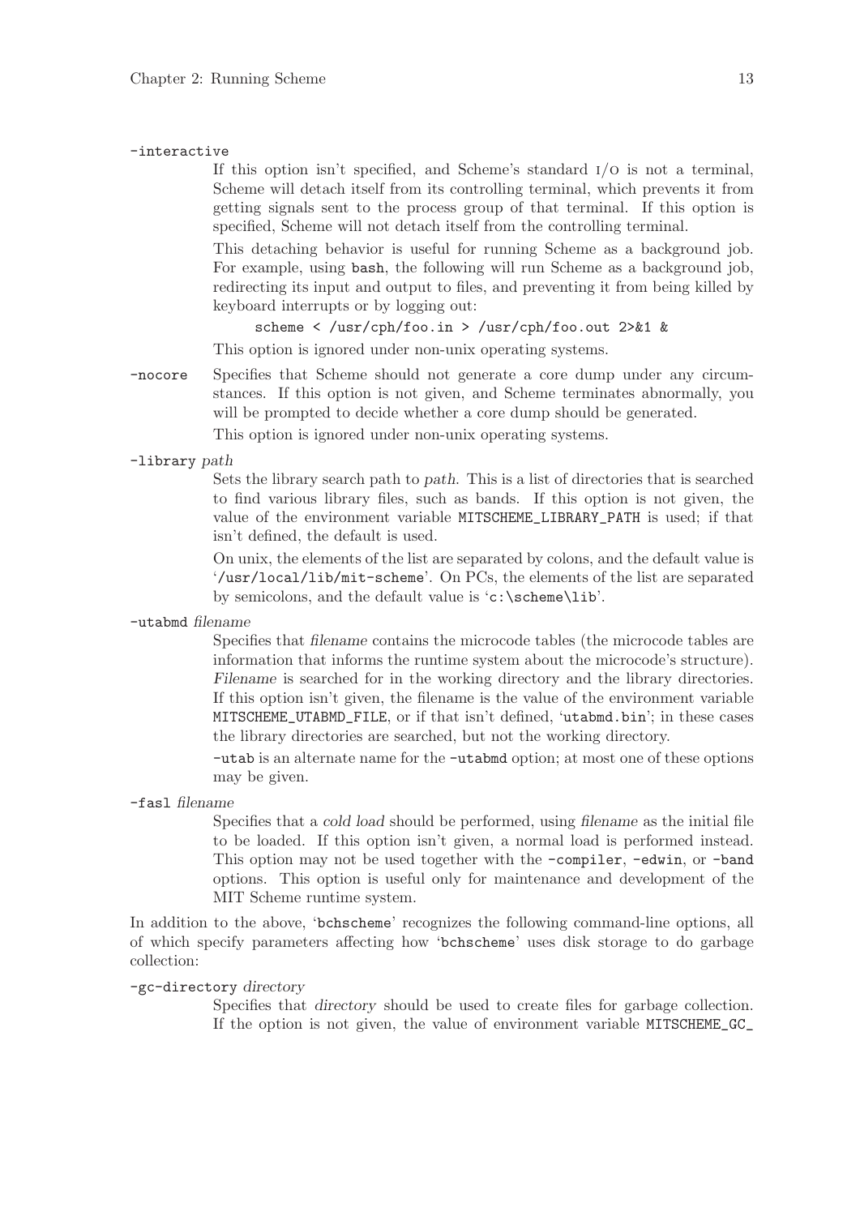`-interactive`

If this option isn't specified, and Scheme's standard I/O is not a terminal, Scheme will detach itself from its controlling terminal, which prevents it from getting signals sent to the process group of that terminal. If this option is specified, Scheme will not detach itself from the controlling terminal.

This detaching behavior is useful for running Scheme as a background job. For example, using `bash`, the following will run Scheme as a background job, redirecting its input and output to files, and preventing it from being killed by keyboard interrupts or by logging out:

```
scheme < /usr/cph/foo.in > /usr/cph/foo.out 2>&1 &
```

This option is ignored under non-unix operating systems.

`-nocore`

Specifies that Scheme should not generate a core dump under any circumstances. If this option is not given, and Scheme terminates abnormally, you will be prompted to decide whether a core dump should be generated.

This option is ignored under non-unix operating systems.

`-library` *path*

Sets the library search path to *path*. This is a list of directories that is searched to find various library files, such as bands. If this option is not given, the value of the environment variable `MITSCHEME_LIBRARY_PATH` is used; if that isn't defined, the default is used.

On unix, the elements of the list are separated by colons, and the default value is '`/usr/local/lib/mit-scheme`'. On PCs, the elements of the list are separated by semicolons, and the default value is '`c:\scheme\lib`'.

`-utabmd` *filename*

Specifies that *filename* contains the microcode tables (the microcode tables are information that informs the runtime system about the microcode's structure). *Filename* is searched for in the working directory and the library directories. If this option isn't given, the filename is the value of the environment variable `MITSCHEME_UTABMD_FILE`, or if that isn't defined, '`utabmd.bin`'; in these cases the library directories are searched, but not the working directory.

`-utab` is an alternate name for the `-utabmd` option; at most one of these options may be given.

`-fasl` *filename*

Specifies that a *cold load* should be performed, using *filename* as the initial file to be loaded. If this option isn't given, a normal load is performed instead. This option may not be used together with the `-compiler`, `-edwin`, or `-band` options. This option is useful only for maintenance and development of the MIT Scheme runtime system.

In addition to the above, '`bchscheme`' recognizes the following command-line options, all of which specify parameters affecting how '`bchscheme`' uses disk storage to do garbage collection:

`-gc-directory` *directory*

Specifies that *directory* should be used to create files for garbage collection. If the option is not given, the value of environment variable `MITSCHEME_GC_`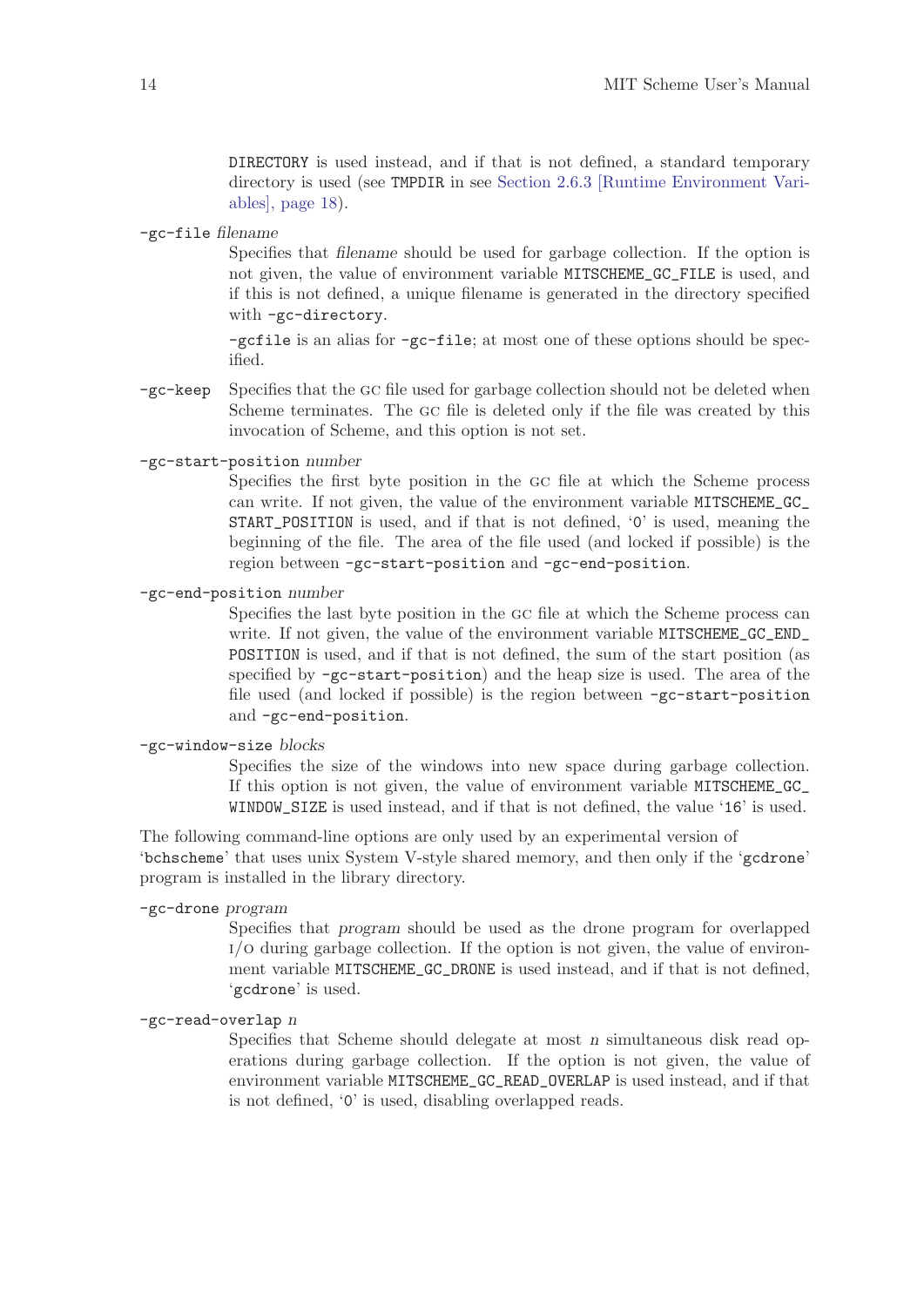DIRECTORY is used instead, and if that is not defined, a standard temporary directory is used (see TMPDIR in see Section 2.6.3 [Runtime Environment Variables], page 18).

`-gc-file` *filename*

: Specifies that *filename* should be used for garbage collection. If the option is not given, the value of environment variable MITSCHEME_GC_FILE is used, and if this is not defined, a unique filename is generated in the directory specified with `-gc-directory`.

  `-gcfile` is an alias for `-gc-file`; at most one of these options should be specified.

`-gc-keep`

: Specifies that the GC file used for garbage collection should not be deleted when Scheme terminates. The GC file is deleted only if the file was created by this invocation of Scheme, and this option is not set.

`-gc-start-position` *number*

: Specifies the first byte position in the GC file at which the Scheme process can write. If not given, the value of the environment variable MITSCHEME_GC_START_POSITION is used, and if that is not defined, '0' is used, meaning the beginning of the file. The area of the file used (and locked if possible) is the region between `-gc-start-position` and `-gc-end-position`.

`-gc-end-position` *number*

: Specifies the last byte position in the GC file at which the Scheme process can write. If not given, the value of the environment variable MITSCHEME_GC_END_POSITION is used, and if that is not defined, the sum of the start position (as specified by `-gc-start-position`) and the heap size is used. The area of the file used (and locked if possible) is the region between `-gc-start-position` and `-gc-end-position`.

`-gc-window-size` *blocks*

: Specifies the size of the windows into new space during garbage collection. If this option is not given, the value of environment variable MITSCHEME_GC_WINDOW_SIZE is used instead, and if that is not defined, the value '16' is used.

The following command-line options are only used by an experimental version of 'bchscheme' that uses unix System V-style shared memory, and then only if the 'gcdrone' program is installed in the library directory.

`-gc-drone` *program*

: Specifies that *program* should be used as the drone program for overlapped I/O during garbage collection. If the option is not given, the value of environment variable MITSCHEME_GC_DRONE is used instead, and if that is not defined, 'gcdrone' is used.

`-gc-read-overlap` *n*

: Specifies that Scheme should delegate at most *n* simultaneous disk read operations during garbage collection. If the option is not given, the value of environment variable MITSCHEME_GC_READ_OVERLAP is used instead, and if that is not defined, '0' is used, disabling overlapped reads.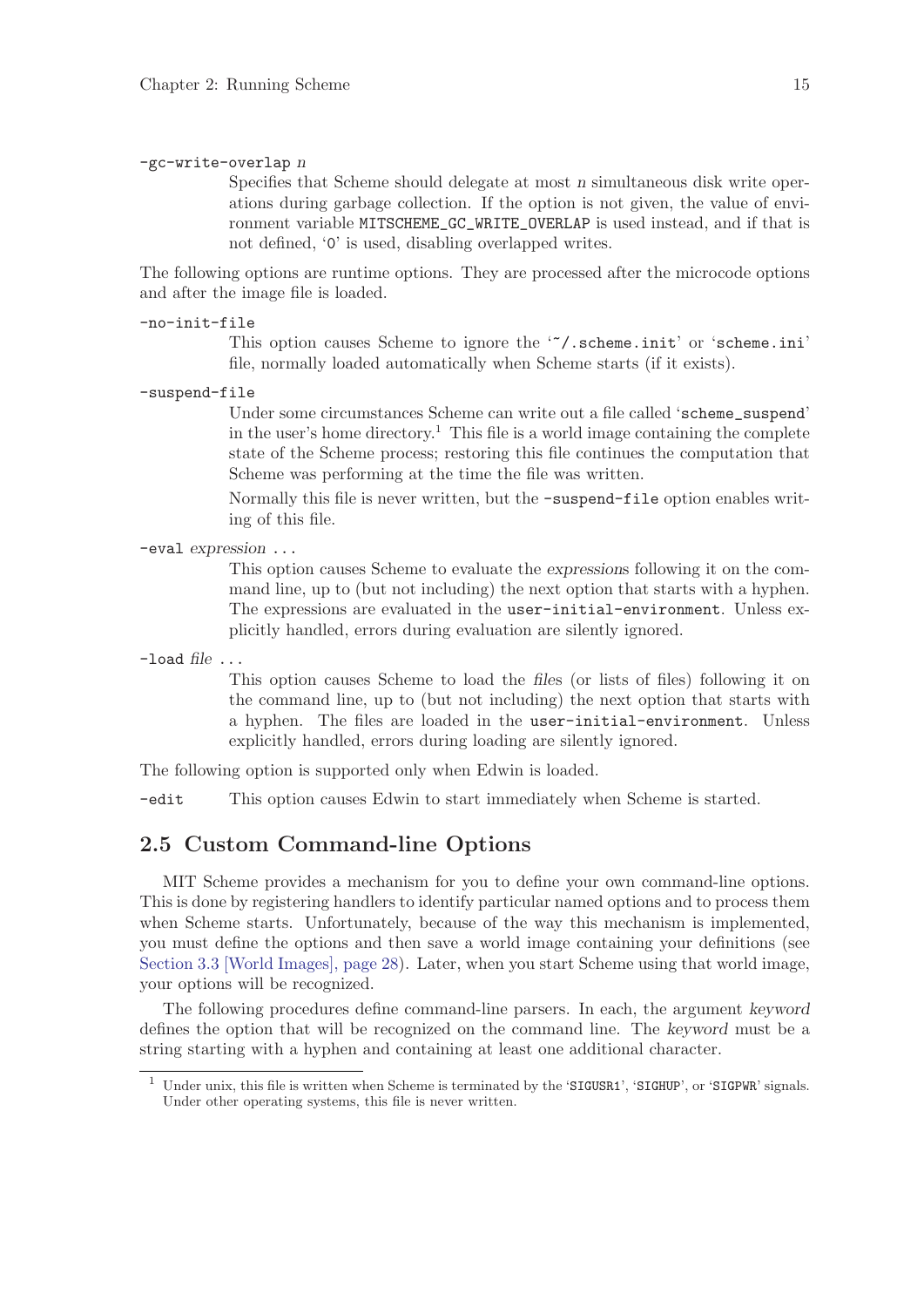`-gc-write-overlap` *n*

Specifies that Scheme should delegate at most *n* simultaneous disk write operations during garbage collection. If the option is not given, the value of environment variable `MITSCHEME_GC_WRITE_OVERLAP` is used instead, and if that is not defined, '`0`' is used, disabling overlapped writes.

The following options are runtime options. They are processed after the microcode options and after the image file is loaded.

`-no-init-file`

This option causes Scheme to ignore the '`~/.scheme.init`' or '`scheme.ini`' file, normally loaded automatically when Scheme starts (if it exists).

`-suspend-file`

Under some circumstances Scheme can write out a file called '`scheme_suspend`' in the user's home directory.[1] This file is a world image containing the complete state of the Scheme process; restoring this file continues the computation that Scheme was performing at the time the file was written.

Normally this file is never written, but the `-suspend-file` option enables writing of this file.

`-eval` *expression* ...

This option causes Scheme to evaluate the *expressions* following it on the command line, up to (but not including) the next option that starts with a hyphen. The expressions are evaluated in the `user-initial-environment`. Unless explicitly handled, errors during evaluation are silently ignored.

`-load` *file* ...

This option causes Scheme to load the *files* (or lists of files) following it on the command line, up to (but not including) the next option that starts with a hyphen. The files are loaded in the `user-initial-environment`. Unless explicitly handled, errors during loading are silently ignored.

The following option is supported only when Edwin is loaded.

`-edit` This option causes Edwin to start immediately when Scheme is started.

## 2.5 Custom Command-line Options

MIT Scheme provides a mechanism for you to define your own command-line options. This is done by registering handlers to identify particular named options and to process them when Scheme starts. Unfortunately, because of the way this mechanism is implemented, you must define the options and then save a world image containing your definitions (see Section 3.3 [World Images], page 28). Later, when you start Scheme using that world image, your options will be recognized.

The following procedures define command-line parsers. In each, the argument *keyword* defines the option that will be recognized on the command line. The *keyword* must be a string starting with a hyphen and containing at least one additional character.

---

[1] Under unix, this file is written when Scheme is terminated by the '`SIGUSR1`', '`SIGHUP`', or '`SIGPWR`' signals. Under other operating systems, this file is never written.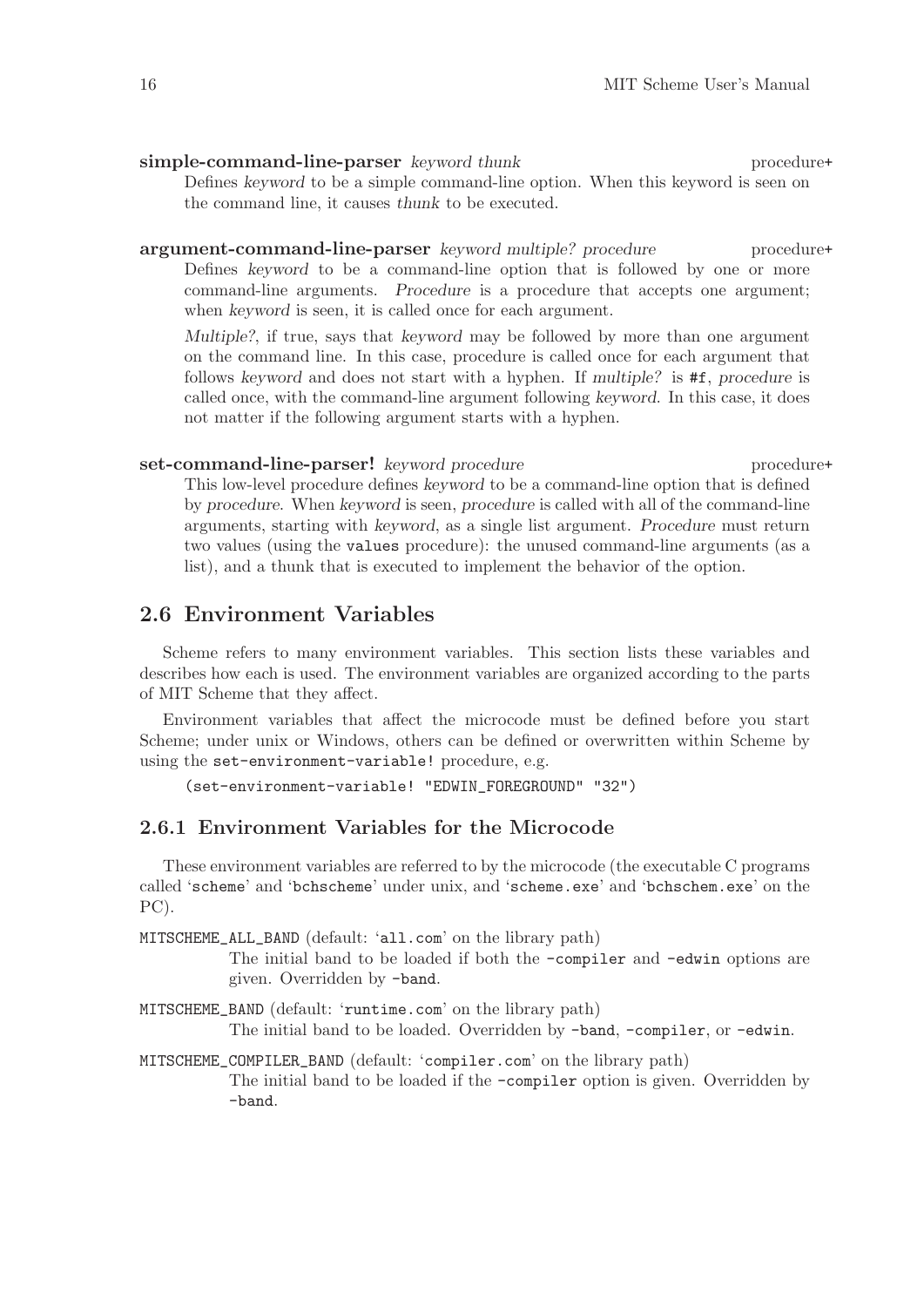**simple-command-line-parser** *keyword thunk* procedure+

Defines *keyword* to be a simple command-line option. When this keyword is seen on the command line, it causes *thunk* to be executed.

**argument-command-line-parser** *keyword multiple? procedure* procedure+

Defines *keyword* to be a command-line option that is followed by one or more command-line arguments. *Procedure* is a procedure that accepts one argument; when *keyword* is seen, it is called once for each argument.

*Multiple?*, if true, says that *keyword* may be followed by more than one argument on the command line. In this case, procedure is called once for each argument that follows *keyword* and does not start with a hyphen. If *multiple?* is `#f`, *procedure* is called once, with the command-line argument following *keyword*. In this case, it does not matter if the following argument starts with a hyphen.

**set-command-line-parser!** *keyword procedure* procedure+

This low-level procedure defines *keyword* to be a command-line option that is defined by *procedure*. When *keyword* is seen, *procedure* is called with all of the command-line arguments, starting with *keyword*, as a single list argument. *Procedure* must return two values (using the `values` procedure): the unused command-line arguments (as a list), and a thunk that is executed to implement the behavior of the option.

## 2.6 Environment Variables

Scheme refers to many environment variables. This section lists these variables and describes how each is used. The environment variables are organized according to the parts of MIT Scheme that they affect.

Environment variables that affect the microcode must be defined before you start Scheme; under unix or Windows, others can be defined or overwritten within Scheme by using the `set-environment-variable!` procedure, e.g.

```
(set-environment-variable! "EDWIN_FOREGROUND" "32")
```

### 2.6.1 Environment Variables for the Microcode

These environment variables are referred to by the microcode (the executable C programs called '`scheme`' and '`bchscheme`' under unix, and '`scheme.exe`' and '`bchschem.exe`' on the PC).

`MITSCHEME_ALL_BAND` (default: '`all.com`' on the library path)
: The initial band to be loaded if both the `-compiler` and `-edwin` options are given. Overridden by `-band`.

`MITSCHEME_BAND` (default: '`runtime.com`' on the library path)
: The initial band to be loaded. Overridden by `-band`, `-compiler`, or `-edwin`.

`MITSCHEME_COMPILER_BAND` (default: '`compiler.com`' on the library path)
: The initial band to be loaded if the `-compiler` option is given. Overridden by `-band`.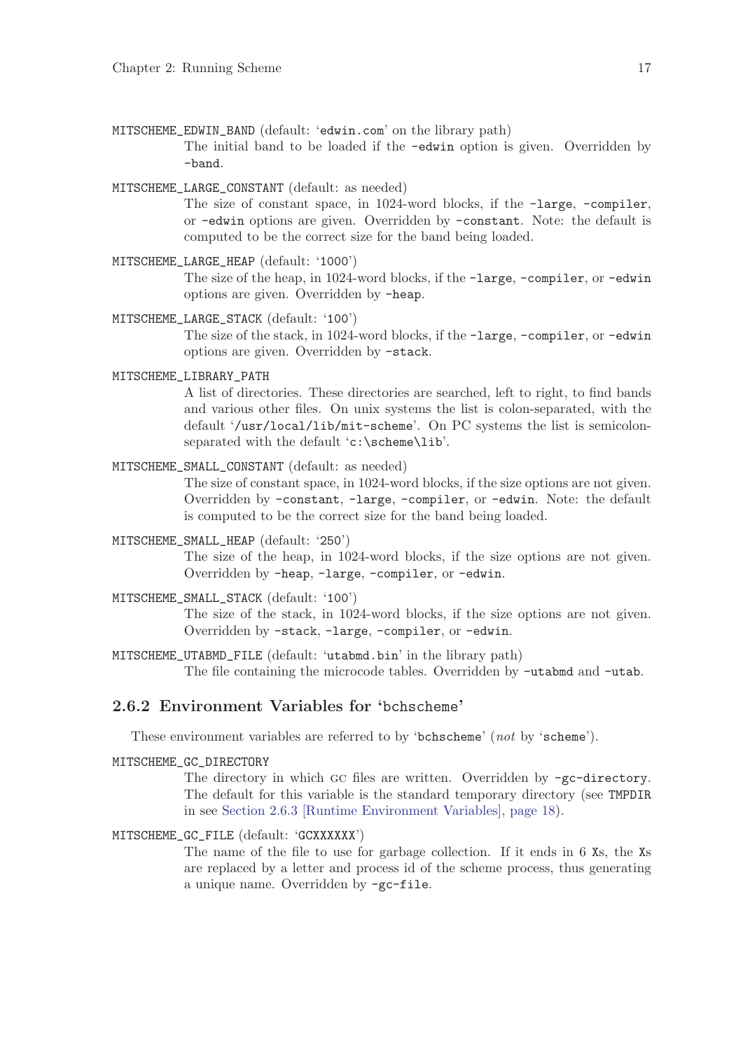`MITSCHEME_EDWIN_BAND` (default: '`edwin.com`' on the library path)
: The initial band to be loaded if the `-edwin` option is given. Overridden by `-band`.

`MITSCHEME_LARGE_CONSTANT` (default: as needed)
: The size of constant space, in 1024-word blocks, if the `-large`, `-compiler`, or `-edwin` options are given. Overridden by `-constant`. Note: the default is computed to be the correct size for the band being loaded.

`MITSCHEME_LARGE_HEAP` (default: '`1000`')
: The size of the heap, in 1024-word blocks, if the `-large`, `-compiler`, or `-edwin` options are given. Overridden by `-heap`.

`MITSCHEME_LARGE_STACK` (default: '`100`')
: The size of the stack, in 1024-word blocks, if the `-large`, `-compiler`, or `-edwin` options are given. Overridden by `-stack`.

`MITSCHEME_LIBRARY_PATH`
: A list of directories. These directories are searched, left to right, to find bands and various other files. On unix systems the list is colon-separated, with the default '`/usr/local/lib/mit-scheme`'. On PC systems the list is semicolon-separated with the default '`c:\scheme\lib`'.

`MITSCHEME_SMALL_CONSTANT` (default: as needed)
: The size of constant space, in 1024-word blocks, if the size options are not given. Overridden by `-constant`, `-large`, `-compiler`, or `-edwin`. Note: the default is computed to be the correct size for the band being loaded.

`MITSCHEME_SMALL_HEAP` (default: '`250`')
: The size of the heap, in 1024-word blocks, if the size options are not given. Overridden by `-heap`, `-large`, `-compiler`, or `-edwin`.

`MITSCHEME_SMALL_STACK` (default: '`100`')
: The size of the stack, in 1024-word blocks, if the size options are not given. Overridden by `-stack`, `-large`, `-compiler`, or `-edwin`.

`MITSCHEME_UTABMD_FILE` (default: '`utabmd.bin`' in the library path)
: The file containing the microcode tables. Overridden by `-utabmd` and `-utab`.

### 2.6.2 Environment Variables for '`bchscheme`'

These environment variables are referred to by '`bchscheme`' (*not* by '`scheme`').

`MITSCHEME_GC_DIRECTORY`
: The directory in which GC files are written. Overridden by `-gc-directory`. The default for this variable is the standard temporary directory (see `TMPDIR` in see Section 2.6.3 [Runtime Environment Variables], page 18).

`MITSCHEME_GC_FILE` (default: '`GCXXXXXX`')
: The name of the file to use for garbage collection. If it ends in 6 `X`s, the `X`s are replaced by a letter and process id of the scheme process, thus generating a unique name. Overridden by `-gc-file`.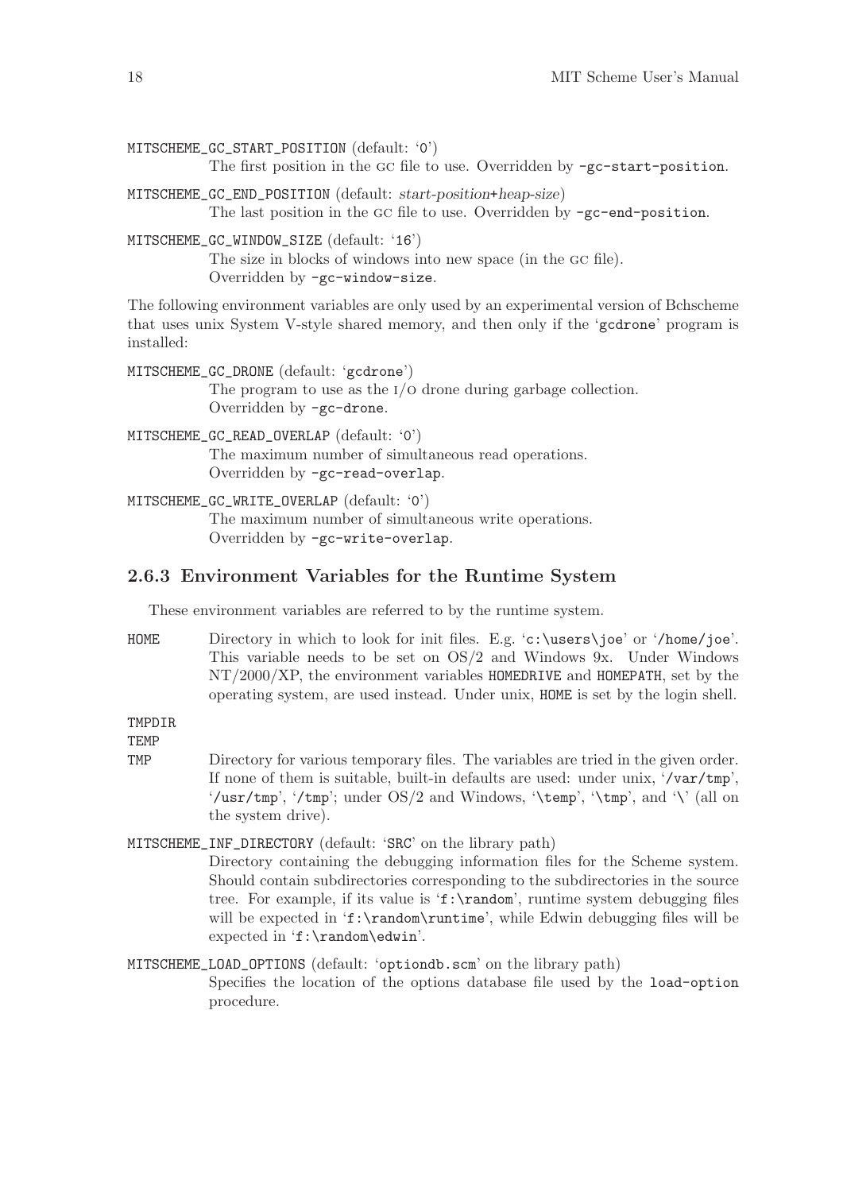`MITSCHEME_GC_START_POSITION` (default: '`0`')
: The first position in the GC file to use. Overridden by `-gc-start-position`.

`MITSCHEME_GC_END_POSITION` (default: *start-position+heap-size*)
: The last position in the GC file to use. Overridden by `-gc-end-position`.

`MITSCHEME_GC_WINDOW_SIZE` (default: '`16`')
: The size in blocks of windows into new space (in the GC file). Overridden by `-gc-window-size`.

The following environment variables are only used by an experimental version of Bchscheme that uses unix System V-style shared memory, and then only if the '`gcdrone`' program is installed:

`MITSCHEME_GC_DRONE` (default: '`gcdrone`')
: The program to use as the I/O drone during garbage collection. Overridden by `-gc-drone`.

`MITSCHEME_GC_READ_OVERLAP` (default: '`0`')
: The maximum number of simultaneous read operations. Overridden by `-gc-read-overlap`.

`MITSCHEME_GC_WRITE_OVERLAP` (default: '`0`')
: The maximum number of simultaneous write operations. Overridden by `-gc-write-overlap`.

### 2.6.3 Environment Variables for the Runtime System

These environment variables are referred to by the runtime system.

`HOME`
: Directory in which to look for init files. E.g. '`c:\users\joe`' or '`/home/joe`'. This variable needs to be set on OS/2 and Windows 9x. Under Windows NT/2000/XP, the environment variables `HOMEDRIVE` and `HOMEPATH`, set by the operating system, are used instead. Under unix, `HOME` is set by the login shell.

`TMPDIR`
`TEMP`
`TMP`
: Directory for various temporary files. The variables are tried in the given order. If none of them is suitable, built-in defaults are used: under unix, '`/var/tmp`', '`/usr/tmp`', '`/tmp`'; under OS/2 and Windows, '`\temp`', '`\tmp`', and '`\`' (all on the system drive).

`MITSCHEME_INF_DIRECTORY` (default: '`SRC`' on the library path)
: Directory containing the debugging information files for the Scheme system. Should contain subdirectories corresponding to the subdirectories in the source tree. For example, if its value is '`f:\random`', runtime system debugging files will be expected in '`f:\random\runtime`', while Edwin debugging files will be expected in '`f:\random\edwin`'.

`MITSCHEME_LOAD_OPTIONS` (default: '`optiondb.scm`' on the library path)
: Specifies the location of the options database file used by the `load-option` procedure.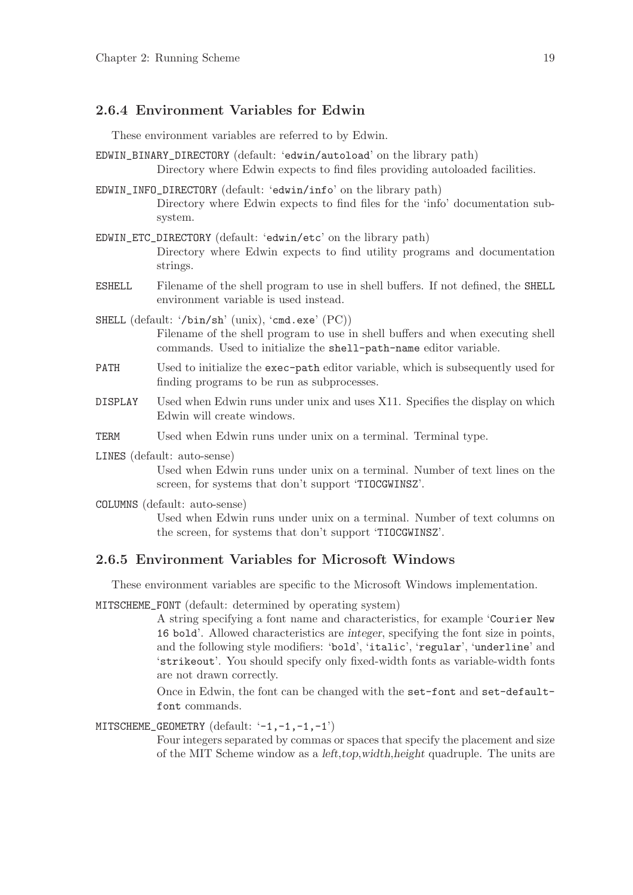### 2.6.4 Environment Variables for Edwin

These environment variables are referred to by Edwin.

`EDWIN_BINARY_DIRECTORY` (default: '`edwin/autoload`' on the library path)
: Directory where Edwin expects to find files providing autoloaded facilities.

`EDWIN_INFO_DIRECTORY` (default: '`edwin/info`' on the library path)
: Directory where Edwin expects to find files for the 'info' documentation subsystem.

`EDWIN_ETC_DIRECTORY` (default: '`edwin/etc`' on the library path)
: Directory where Edwin expects to find utility programs and documentation strings.

`ESHELL`
: Filename of the shell program to use in shell buffers. If not defined, the `SHELL` environment variable is used instead.

`SHELL` (default: '`/bin/sh`' (unix), '`cmd.exe`' (PC))
: Filename of the shell program to use in shell buffers and when executing shell commands. Used to initialize the `shell-path-name` editor variable.

`PATH`
: Used to initialize the `exec-path` editor variable, which is subsequently used for finding programs to be run as subprocesses.

`DISPLAY`
: Used when Edwin runs under unix and uses X11. Specifies the display on which Edwin will create windows.

`TERM`
: Used when Edwin runs under unix on a terminal. Terminal type.

`LINES` (default: auto-sense)
: Used when Edwin runs under unix on a terminal. Number of text lines on the screen, for systems that don't support '`TIOCGWINSZ`'.

`COLUMNS` (default: auto-sense)
: Used when Edwin runs under unix on a terminal. Number of text columns on the screen, for systems that don't support '`TIOCGWINSZ`'.

### 2.6.5 Environment Variables for Microsoft Windows

These environment variables are specific to the Microsoft Windows implementation.

`MITSCHEME_FONT` (default: determined by operating system)
: A string specifying a font name and characteristics, for example '`Courier New 16 bold`'. Allowed characteristics are *integer*, specifying the font size in points, and the following style modifiers: '`bold`', '`italic`', '`regular`', '`underline`' and '`strikeout`'. You should specify only fixed-width fonts as variable-width fonts are not drawn correctly.

  Once in Edwin, the font can be changed with the `set-font` and `set-default-font` commands.

`MITSCHEME_GEOMETRY` (default: '`-1,-1,-1,-1`')
: Four integers separated by commas or spaces that specify the placement and size of the MIT Scheme window as a *left*,*top*,*width*,*height* quadruple. The units are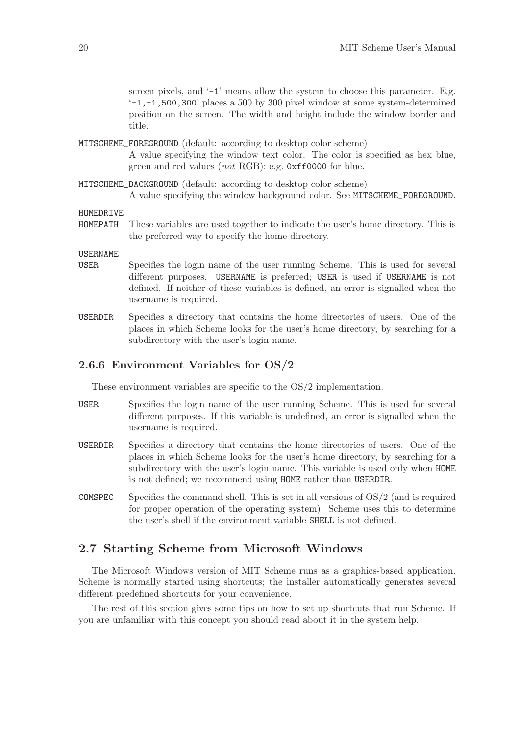screen pixels, and `-1` means allow the system to choose this parameter. E.g. `-1,-1,500,300` places a 500 by 300 pixel window at some system-determined position on the screen. The width and height include the window border and title.

`MITSCHEME_FOREGROUND` (default: according to desktop color scheme)
: A value specifying the window text color. The color is specified as hex blue, green and red values (*not* RGB): e.g. `0xff0000` for blue.

`MITSCHEME_BACKGROUND` (default: according to desktop color scheme)
: A value specifying the window background color. See `MITSCHEME_FOREGROUND`.

`HOMEDRIVE`
`HOMEPATH`
: These variables are used together to indicate the user's home directory. This is the preferred way to specify the home directory.

`USERNAME`
`USER`
: Specifies the login name of the user running Scheme. This is used for several different purposes. `USERNAME` is preferred; `USER` is used if `USERNAME` is not defined. If neither of these variables is defined, an error is signalled when the username is required.

`USERDIR`
: Specifies a directory that contains the home directories of users. One of the places in which Scheme looks for the user's home directory, by searching for a subdirectory with the user's login name.

### 2.6.6 Environment Variables for OS/2

These environment variables are specific to the OS/2 implementation.

`USER`
: Specifies the login name of the user running Scheme. This is used for several different purposes. If this variable is undefined, an error is signalled when the username is required.

`USERDIR`
: Specifies a directory that contains the home directories of users. One of the places in which Scheme looks for the user's home directory, by searching for a subdirectory with the user's login name. This variable is used only when `HOME` is not defined; we recommend using `HOME` rather than `USERDIR`.

`COMSPEC`
: Specifies the command shell. This is set in all versions of OS/2 (and is required for proper operation of the operating system). Scheme uses this to determine the user's shell if the environment variable `SHELL` is not defined.

## 2.7 Starting Scheme from Microsoft Windows

The Microsoft Windows version of MIT Scheme runs as a graphics-based application. Scheme is normally started using shortcuts; the installer automatically generates several different predefined shortcuts for your convenience.

The rest of this section gives some tips on how to set up shortcuts that run Scheme. If you are unfamiliar with this concept you should read about it in the system help.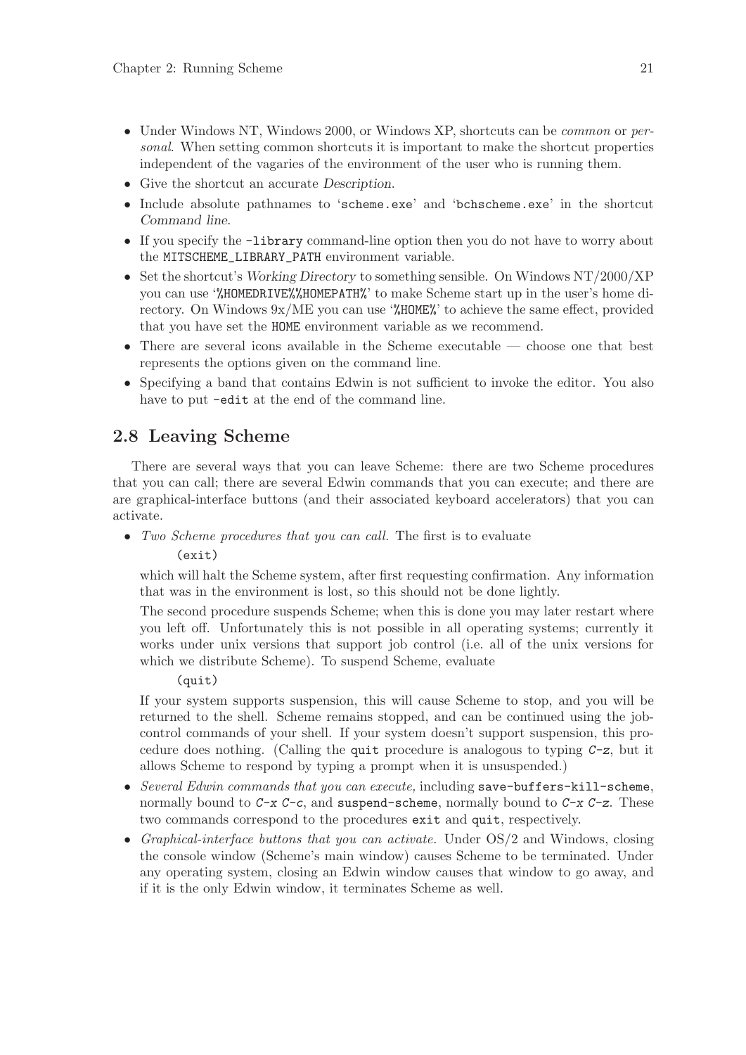- Under Windows NT, Windows 2000, or Windows XP, shortcuts can be *common* or *personal*. When setting common shortcuts it is important to make the shortcut properties independent of the vagaries of the environment of the user who is running them.
- Give the shortcut an accurate *Description*.
- Include absolute pathnames to '`scheme.exe`' and '`bchscheme.exe`' in the shortcut *Command line*.
- If you specify the `-library` command-line option then you do not have to worry about the `MITSCHEME_LIBRARY_PATH` environment variable.
- Set the shortcut's *Working Directory* to something sensible. On Windows NT/2000/XP you can use '`%HOMEDRIVE%%HOMEPATH%`' to make Scheme start up in the user's home directory. On Windows 9x/ME you can use '`%HOME%`' to achieve the same effect, provided that you have set the `HOME` environment variable as we recommend.
- There are several icons available in the Scheme executable — choose one that best represents the options given on the command line.
- Specifying a band that contains Edwin is not sufficient to invoke the editor. You also have to put `-edit` at the end of the command line.

## 2.8 Leaving Scheme

There are several ways that you can leave Scheme: there are two Scheme procedures that you can call; there are several Edwin commands that you can execute; and there are are graphical-interface buttons (and their associated keyboard accelerators) that you can activate.

- *Two Scheme procedures that you can call.* The first is to evaluate

  ```
  (exit)
  ```

  which will halt the Scheme system, after first requesting confirmation. Any information that was in the environment is lost, so this should not be done lightly.

  The second procedure suspends Scheme; when this is done you may later restart where you left off. Unfortunately this is not possible in all operating systems; currently it works under unix versions that support job control (i.e. all of the unix versions for which we distribute Scheme). To suspend Scheme, evaluate

  ```
  (quit)
  ```

  If your system supports suspension, this will cause Scheme to stop, and you will be returned to the shell. Scheme remains stopped, and can be continued using the job-control commands of your shell. If your system doesn't support suspension, this procedure does nothing. (Calling the `quit` procedure is analogous to typing *C-z*, but it allows Scheme to respond by typing a prompt when it is unsuspended.)
- *Several Edwin commands that you can execute,* including `save-buffers-kill-scheme`, normally bound to *C-x C-c*, and `suspend-scheme`, normally bound to *C-x C-z*. These two commands correspond to the procedures `exit` and `quit`, respectively.
- *Graphical-interface buttons that you can activate.* Under OS/2 and Windows, closing the console window (Scheme's main window) causes Scheme to be terminated. Under any operating system, closing an Edwin window causes that window to go away, and if it is the only Edwin window, it terminates Scheme as well.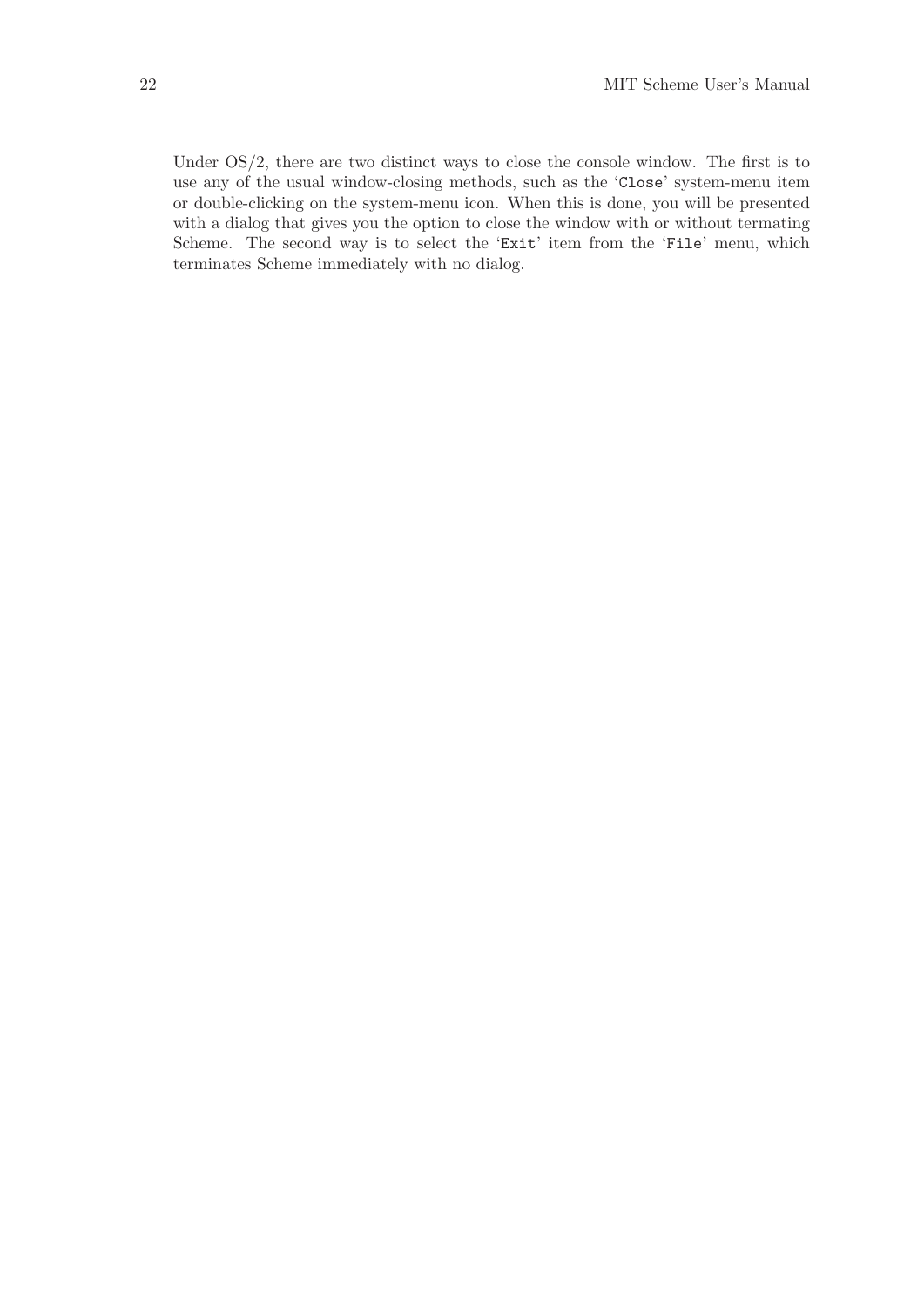Under OS/2, there are two distinct ways to close the console window. The first is to use any of the usual window-closing methods, such as the '`Close`' system-menu item or double-clicking on the system-menu icon. When this is done, you will be presented with a dialog that gives you the option to close the window with or without termating Scheme. The second way is to select the '`Exit`' item from the '`File`' menu, which terminates Scheme immediately with no dialog.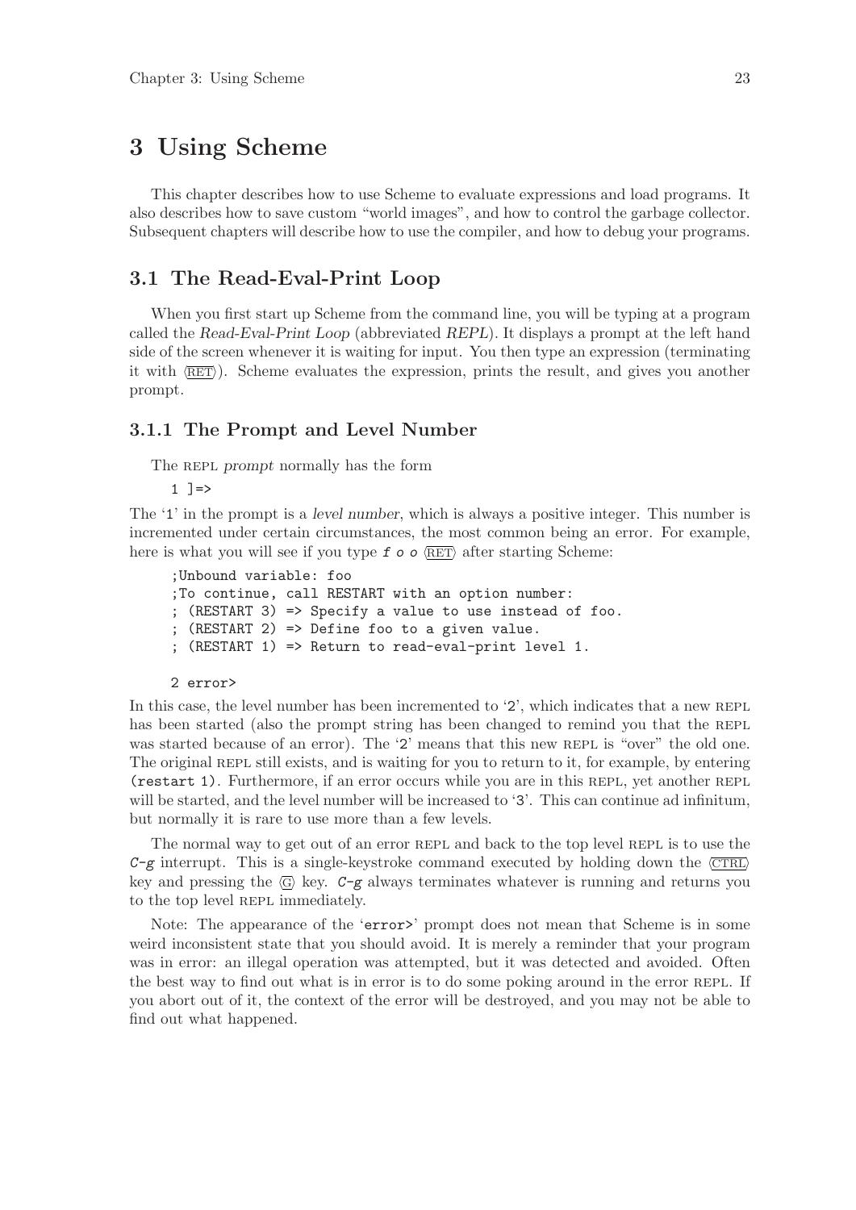# 3 Using Scheme

This chapter describes how to use Scheme to evaluate expressions and load programs. It also describes how to save custom "world images", and how to control the garbage collector. Subsequent chapters will describe how to use the compiler, and how to debug your programs.

## 3.1 The Read-Eval-Print Loop

When you first start up Scheme from the command line, you will be typing at a program called the *Read-Eval-Print Loop* (abbreviated *REPL*). It displays a prompt at the left hand side of the screen whenever it is waiting for input. You then type an expression (terminating it with ⟨RET⟩). Scheme evaluates the expression, prints the result, and gives you another prompt.

### 3.1.1 The Prompt and Level Number

The REPL *prompt* normally has the form

```
1 ]=>
```

The '1' in the prompt is a *level number*, which is always a positive integer. This number is incremented under certain circumstances, the most common being an error. For example, here is what you will see if you type *f o o* ⟨RET⟩ after starting Scheme:

```
;Unbound variable: foo
;To continue, call RESTART with an option number:
; (RESTART 3) => Specify a value to use instead of foo.
; (RESTART 2) => Define foo to a given value.
; (RESTART 1) => Return to read-eval-print level 1.

2 error>
```

In this case, the level number has been incremented to '2', which indicates that a new REPL has been started (also the prompt string has been changed to remind you that the REPL was started because of an error). The '2' means that this new REPL is "over" the old one. The original REPL still exists, and is waiting for you to return to it, for example, by entering `(restart 1)`. Furthermore, if an error occurs while you are in this REPL, yet another REPL will be started, and the level number will be increased to '3'. This can continue ad infinitum, but normally it is rare to use more than a few levels.

The normal way to get out of an error REPL and back to the top level REPL is to use the *C-g* interrupt. This is a single-keystroke command executed by holding down the ⟨CTRL⟩ key and pressing the ⟨G⟩ key. *C-g* always terminates whatever is running and returns you to the top level REPL immediately.

Note: The appearance of the '`error>`' prompt does not mean that Scheme is in some weird inconsistent state that you should avoid. It is merely a reminder that your program was in error: an illegal operation was attempted, but it was detected and avoided. Often the best way to find out what is in error is to do some poking around in the error REPL. If you abort out of it, the context of the error will be destroyed, and you may not be able to find out what happened.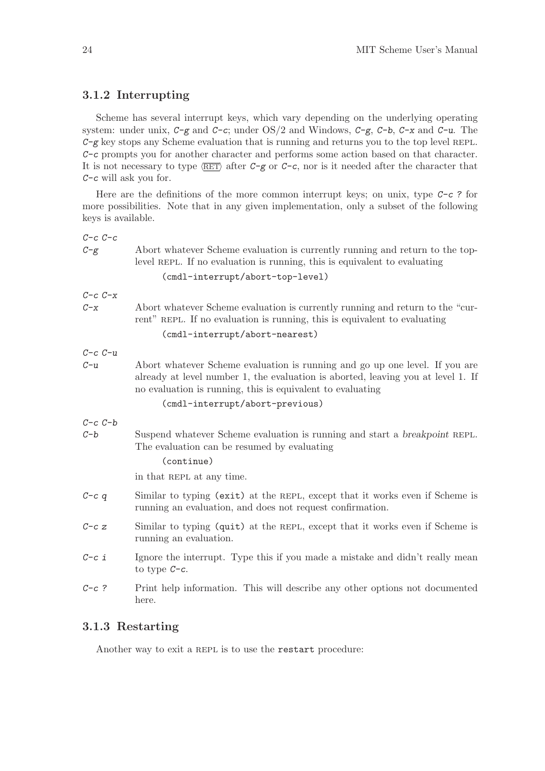### 3.1.2 Interrupting

Scheme has several interrupt keys, which vary depending on the underlying operating system: under unix, *C-g* and *C-c*; under OS/2 and Windows, *C-g*, *C-b*, *C-x* and *C-u*. The *C-g* key stops any Scheme evaluation that is running and returns you to the top level REPL. *C-c* prompts you for another character and performs some action based on that character. It is not necessary to type ⟨RET⟩ after *C-g* or *C-c*, nor is it needed after the character that *C-c* will ask you for.

Here are the definitions of the more common interrupt keys; on unix, type *C-c ?* for more possibilities. Note that in any given implementation, only a subset of the following keys is available.

*C-c C-c*
*C-g*
: Abort whatever Scheme evaluation is currently running and return to the top-level REPL. If no evaluation is running, this is equivalent to evaluating

```
(cmdl-interrupt/abort-top-level)
```

*C-c C-x*
*C-x*
: Abort whatever Scheme evaluation is currently running and return to the "current" REPL. If no evaluation is running, this is equivalent to evaluating

```
(cmdl-interrupt/abort-nearest)
```

*C-c C-u*
*C-u*
: Abort whatever Scheme evaluation is running and go up one level. If you are already at level number 1, the evaluation is aborted, leaving you at level 1. If no evaluation is running, this is equivalent to evaluating

```
(cmdl-interrupt/abort-previous)
```

*C-c C-b*
*C-b*
: Suspend whatever Scheme evaluation is running and start a *breakpoint* REPL. The evaluation can be resumed by evaluating

```
(continue)
```

in that REPL at any time.

*C-c q*
: Similar to typing `(exit)` at the REPL, except that it works even if Scheme is running an evaluation, and does not request confirmation.

*C-c z*
: Similar to typing `(quit)` at the REPL, except that it works even if Scheme is running an evaluation.

*C-c i*
: Ignore the interrupt. Type this if you made a mistake and didn't really mean to type *C-c*.

*C-c ?*
: Print help information. This will describe any other options not documented here.

### 3.1.3 Restarting

Another way to exit a REPL is to use the `restart` procedure: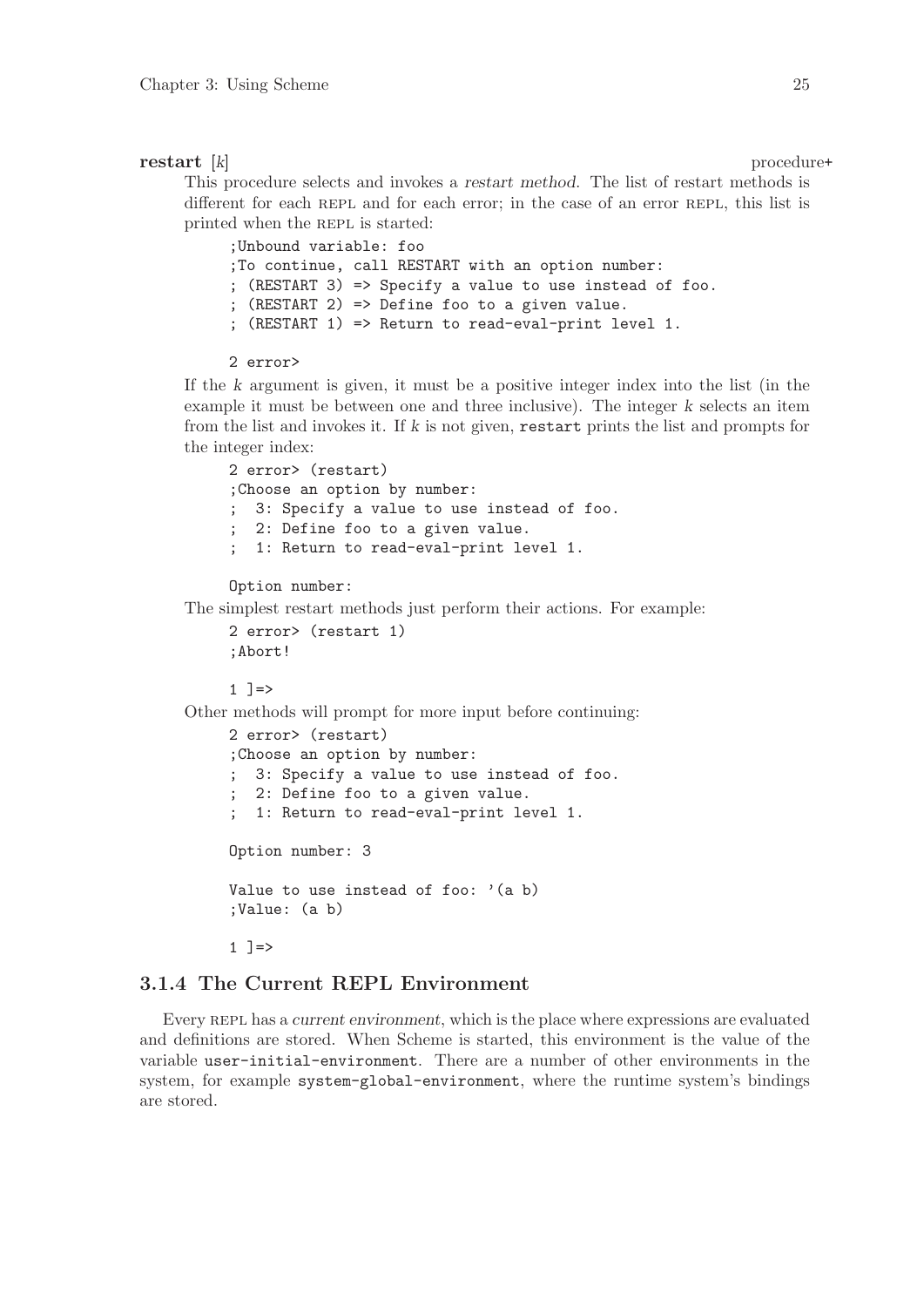**restart** [*k*] procedure+

This procedure selects and invokes a *restart method*. The list of restart methods is different for each REPL and for each error; in the case of an error REPL, this list is printed when the REPL is started:

```
;Unbound variable: foo
;To continue, call RESTART with an option number:
; (RESTART 3) => Specify a value to use instead of foo.
; (RESTART 2) => Define foo to a given value.
; (RESTART 1) => Return to read-eval-print level 1.

2 error>
```

If the *k* argument is given, it must be a positive integer index into the list (in the example it must be between one and three inclusive). The integer *k* selects an item from the list and invokes it. If *k* is not given, `restart` prints the list and prompts for the integer index:

```
2 error> (restart)
;Choose an option by number:
;  3: Specify a value to use instead of foo.
;  2: Define foo to a given value.
;  1: Return to read-eval-print level 1.

Option number:
```

The simplest restart methods just perform their actions. For example:

```
2 error> (restart 1)
;Abort!

1 ]=>
```

Other methods will prompt for more input before continuing:

```
2 error> (restart)
;Choose an option by number:
;  3: Specify a value to use instead of foo.
;  2: Define foo to a given value.
;  1: Return to read-eval-print level 1.

Option number: 3

Value to use instead of foo: '(a b)
;Value: (a b)

1 ]=>
```

### 3.1.4 The Current REPL Environment

Every REPL has a *current environment*, which is the place where expressions are evaluated and definitions are stored. When Scheme is started, this environment is the value of the variable `user-initial-environment`. There are a number of other environments in the system, for example `system-global-environment`, where the runtime system's bindings are stored.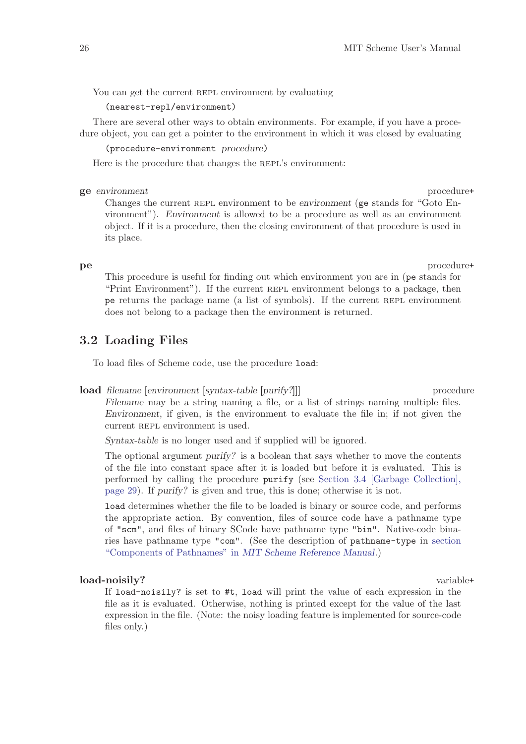You can get the current REPL environment by evaluating

```
(nearest-repl/environment)
```

There are several other ways to obtain environments. For example, if you have a procedure object, you can get a pointer to the environment in which it was closed by evaluating

```
(procedure-environment procedure)
```

Here is the procedure that changes the REPL's environment:

**ge** *environment* procedure+

Changes the current REPL environment to be *environment* (`ge` stands for "Goto Environment"). *Environment* is allowed to be a procedure as well as an environment object. If it is a procedure, then the closing environment of that procedure is used in its place.

**pe** procedure+

This procedure is useful for finding out which environment you are in (`pe` stands for "Print Environment"). If the current REPL environment belongs to a package, then `pe` returns the package name (a list of symbols). If the current REPL environment does not belong to a package then the environment is returned.

## 3.2 Loading Files

To load files of Scheme code, use the procedure `load`:

**load** *filename* [*environment* [*syntax-table* [*purify?*]]] procedure

*Filename* may be a string naming a file, or a list of strings naming multiple files. *Environment*, if given, is the environment to evaluate the file in; if not given the current REPL environment is used.

*Syntax-table* is no longer used and if supplied will be ignored.

The optional argument *purify?* is a boolean that says whether to move the contents of the file into constant space after it is loaded but before it is evaluated. This is performed by calling the procedure `purify` (see Section 3.4 [Garbage Collection], page 29). If *purify?* is given and true, this is done; otherwise it is not.

`load` determines whether the file to be loaded is binary or source code, and performs the appropriate action. By convention, files of source code have a pathname type of `"scm"`, and files of binary SCode have pathname type `"bin"`. Native-code binaries have pathname type `"com"`. (See the description of `pathname-type` in section "Components of Pathnames" in *MIT Scheme Reference Manual*.)

**load-noisily?** variable+

If `load-noisily?` is set to `#t`, `load` will print the value of each expression in the file as it is evaluated. Otherwise, nothing is printed except for the value of the last expression in the file. (Note: the noisy loading feature is implemented for source-code files only.)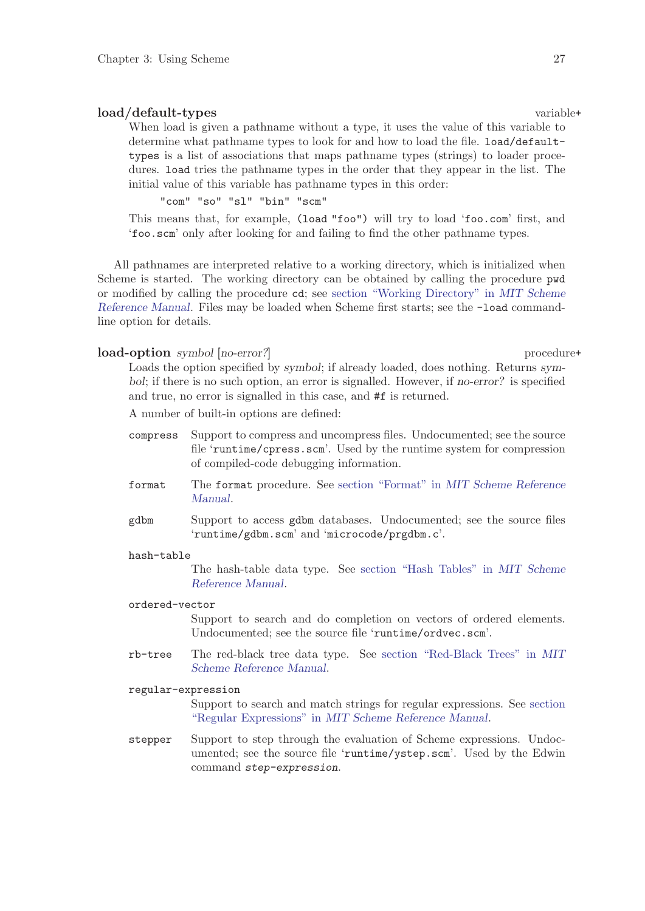**load/default-types** variable+

When load is given a pathname without a type, it uses the value of this variable to determine what pathname types to look for and how to load the file. `load/default-types` is a list of associations that maps pathname types (strings) to loader procedures. `load` tries the pathname types in the order that they appear in the list. The initial value of this variable has pathname types in this order:

```
"com" "so" "sl" "bin" "scm"
```

This means that, for example, `(load "foo")` will try to load '`foo.com`' first, and '`foo.scm`' only after looking for and failing to find the other pathname types.

All pathnames are interpreted relative to a working directory, which is initialized when Scheme is started. The working directory can be obtained by calling the procedure `pwd` or modified by calling the procedure `cd`; see section "Working Directory" in *MIT Scheme Reference Manual*. Files may be loaded when Scheme first starts; see the `-load` command-line option for details.

**load-option** *symbol* [*no-error?*] procedure+

Loads the option specified by *symbol*; if already loaded, does nothing. Returns *symbol*; if there is no such option, an error is signalled. However, if *no-error?* is specified and true, no error is signalled in this case, and `#f` is returned.

A number of built-in options are defined:

`compress`
: Support to compress and uncompress files. Undocumented; see the source file '`runtime/cpress.scm`'. Used by the runtime system for compression of compiled-code debugging information.

`format`
: The `format` procedure. See section "Format" in *MIT Scheme Reference Manual*.

`gdbm`
: Support to access `gdbm` databases. Undocumented; see the source files '`runtime/gdbm.scm`' and '`microcode/prgdbm.c`'.

`hash-table`
: The hash-table data type. See section "Hash Tables" in *MIT Scheme Reference Manual*.

`ordered-vector`
: Support to search and do completion on vectors of ordered elements. Undocumented; see the source file '`runtime/ordvec.scm`'.

`rb-tree`
: The red-black tree data type. See section "Red-Black Trees" in *MIT Scheme Reference Manual*.

`regular-expression`
: Support to search and match strings for regular expressions. See section "Regular Expressions" in *MIT Scheme Reference Manual*.

`stepper`
: Support to step through the evaluation of Scheme expressions. Undocumented; see the source file '`runtime/ystep.scm`'. Used by the Edwin command *`step-expression`*.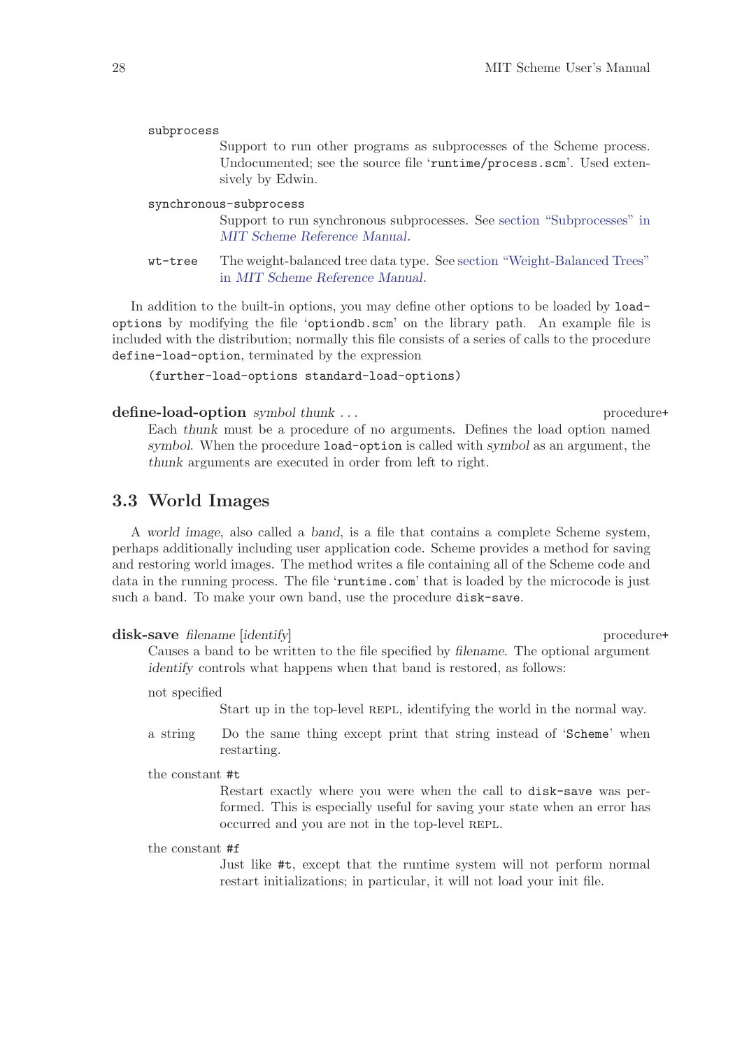`subprocess`
: Support to run other programs as subprocesses of the Scheme process. Undocumented; see the source file '`runtime/process.scm`'. Used extensively by Edwin.

`synchronous-subprocess`
: Support to run synchronous subprocesses. See section "Subprocesses" in *MIT Scheme Reference Manual*.

`wt-tree`
: The weight-balanced tree data type. See section "Weight-Balanced Trees" in *MIT Scheme Reference Manual*.

In addition to the built-in options, you may define other options to be loaded by `load-options` by modifying the file '`optiondb.scm`' on the library path. An example file is included with the distribution; normally this file consists of a series of calls to the procedure `define-load-option`, terminated by the expression

```
(further-load-options standard-load-options)
```

**define-load-option** *symbol thunk ...* — procedure+

Each *thunk* must be a procedure of no arguments. Defines the load option named *symbol*. When the procedure `load-option` is called with *symbol* as an argument, the *thunk* arguments are executed in order from left to right.

## 3.3 World Images

A *world image*, also called a *band*, is a file that contains a complete Scheme system, perhaps additionally including user application code. Scheme provides a method for saving and restoring world images. The method writes a file containing all of the Scheme code and data in the running process. The file '`runtime.com`' that is loaded by the microcode is just such a band. To make your own band, use the procedure `disk-save`.

**disk-save** *filename* [*identify*] — procedure+

Causes a band to be written to the file specified by *filename*. The optional argument *identify* controls what happens when that band is restored, as follows:

not specified
: Start up in the top-level REPL, identifying the world in the normal way.

a string
: Do the same thing except print that string instead of '`Scheme`' when restarting.

the constant `#t`
: Restart exactly where you were when the call to `disk-save` was performed. This is especially useful for saving your state when an error has occurred and you are not in the top-level REPL.

the constant `#f`
: Just like `#t`, except that the runtime system will not perform normal restart initializations; in particular, it will not load your init file.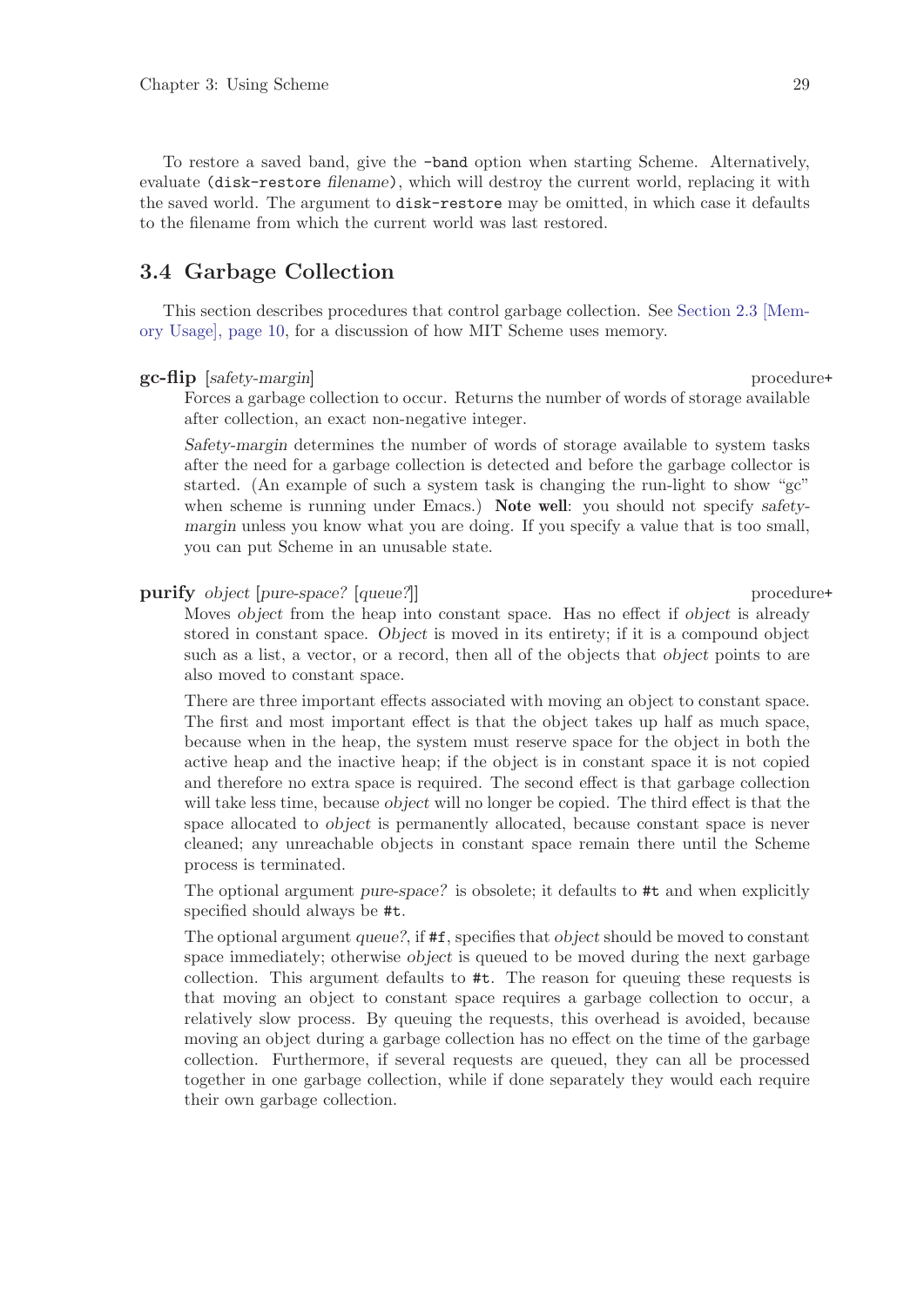To restore a saved band, give the `-band` option when starting Scheme. Alternatively, evaluate `(disk-restore` *filename*`)`, which will destroy the current world, replacing it with the saved world. The argument to `disk-restore` may be omitted, in which case it defaults to the filename from which the current world was last restored.

## 3.4 Garbage Collection

This section describes procedures that control garbage collection. See Section 2.3 [Memory Usage], page 10, for a discussion of how MIT Scheme uses memory.

**gc-flip** [*safety-margin*] procedure+

Forces a garbage collection to occur. Returns the number of words of storage available after collection, an exact non-negative integer.

*Safety-margin* determines the number of words of storage available to system tasks after the need for a garbage collection is detected and before the garbage collector is started. (An example of such a system task is changing the run-light to show "gc" when scheme is running under Emacs.) **Note well**: you should not specify *safety-margin* unless you know what you are doing. If you specify a value that is too small, you can put Scheme in an unusable state.

**purify** *object* [*pure-space?* [*queue?*]] procedure+

Moves *object* from the heap into constant space. Has no effect if *object* is already stored in constant space. *Object* is moved in its entirety; if it is a compound object such as a list, a vector, or a record, then all of the objects that *object* points to are also moved to constant space.

There are three important effects associated with moving an object to constant space. The first and most important effect is that the object takes up half as much space, because when in the heap, the system must reserve space for the object in both the active heap and the inactive heap; if the object is in constant space it is not copied and therefore no extra space is required. The second effect is that garbage collection will take less time, because *object* will no longer be copied. The third effect is that the space allocated to *object* is permanently allocated, because constant space is never cleaned; any unreachable objects in constant space remain there until the Scheme process is terminated.

The optional argument *pure-space?* is obsolete; it defaults to `#t` and when explicitly specified should always be `#t`.

The optional argument *queue?*, if `#f`, specifies that *object* should be moved to constant space immediately; otherwise *object* is queued to be moved during the next garbage collection. This argument defaults to `#t`. The reason for queuing these requests is that moving an object to constant space requires a garbage collection to occur, a relatively slow process. By queuing the requests, this overhead is avoided, because moving an object during a garbage collection has no effect on the time of the garbage collection. Furthermore, if several requests are queued, they can all be processed together in one garbage collection, while if done separately they would each require their own garbage collection.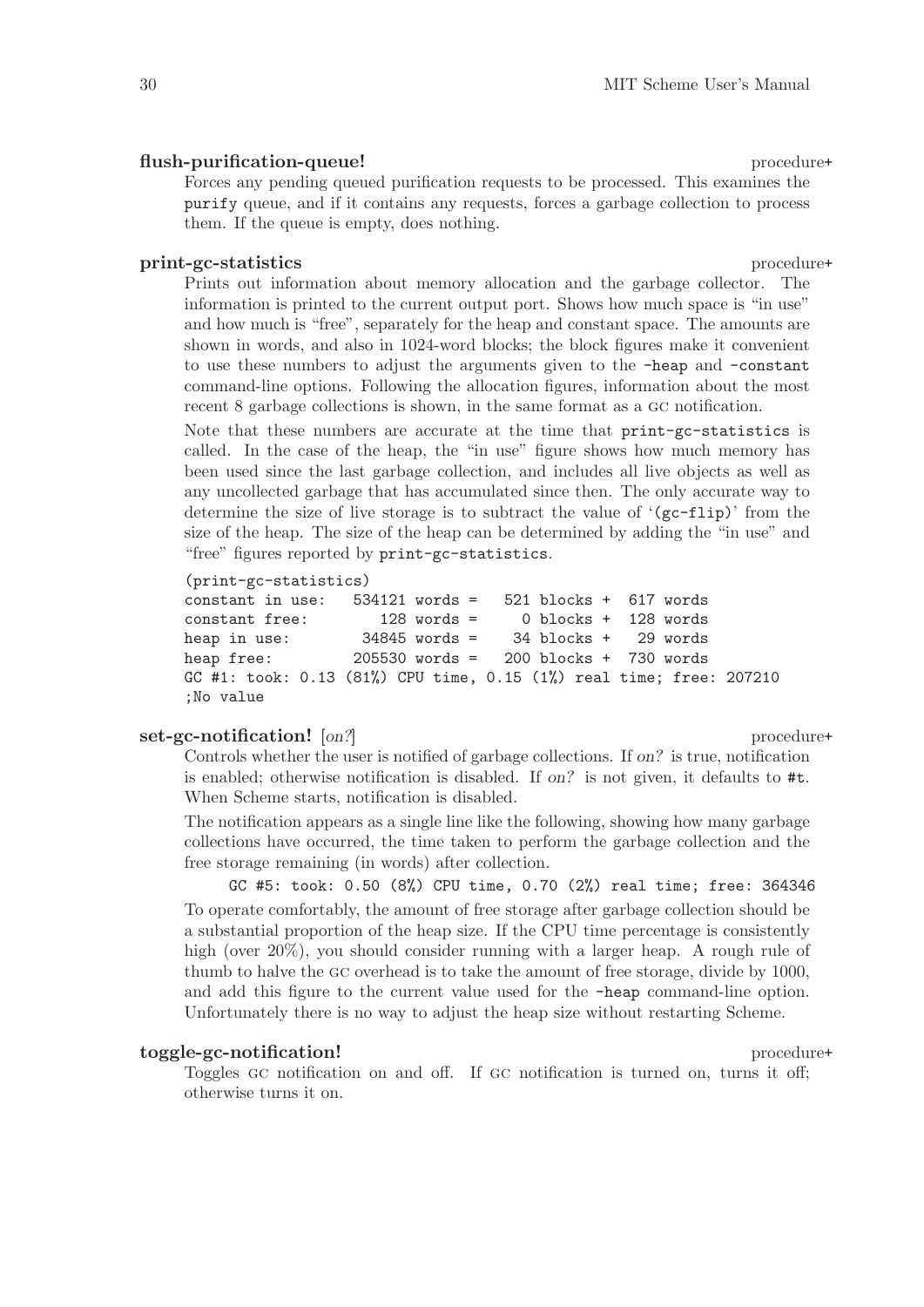**flush-purification-queue!** procedure+

Forces any pending queued purification requests to be processed. This examines the `purify` queue, and if it contains any requests, forces a garbage collection to process them. If the queue is empty, does nothing.

**print-gc-statistics** procedure+

Prints out information about memory allocation and the garbage collector. The information is printed to the current output port. Shows how much space is "in use" and how much is "free", separately for the heap and constant space. The amounts are shown in words, and also in 1024-word blocks; the block figures make it convenient to use these numbers to adjust the arguments given to the `-heap` and `-constant` command-line options. Following the allocation figures, information about the most recent 8 garbage collections is shown, in the same format as a GC notification.

Note that these numbers are accurate at the time that `print-gc-statistics` is called. In the case of the heap, the "in use" figure shows how much memory has been used since the last garbage collection, and includes all live objects as well as any uncollected garbage that has accumulated since then. The only accurate way to determine the size of live storage is to subtract the value of '`(gc-flip)`' from the size of the heap. The size of the heap can be determined by adding the "in use" and "free" figures reported by `print-gc-statistics`.

```
(print-gc-statistics)
constant in use:   534121 words =   521 blocks +  617 words
constant free:        128 words =     0 blocks +  128 words
heap in use:        34845 words =    34 blocks +   29 words
heap free:         205530 words =   200 blocks +  730 words
GC #1: took: 0.13 (81%) CPU time, 0.15 (1%) real time; free: 207210
;No value
```

**set-gc-notification!** [*on?*] procedure+

Controls whether the user is notified of garbage collections. If *on?* is true, notification is enabled; otherwise notification is disabled. If *on?* is not given, it defaults to `#t`. When Scheme starts, notification is disabled.

The notification appears as a single line like the following, showing how many garbage collections have occurred, the time taken to perform the garbage collection and the free storage remaining (in words) after collection.

```
GC #5: took: 0.50 (8%) CPU time, 0.70 (2%) real time; free: 364346
```

To operate comfortably, the amount of free storage after garbage collection should be a substantial proportion of the heap size. If the CPU time percentage is consistently high (over 20%), you should consider running with a larger heap. A rough rule of thumb to halve the GC overhead is to take the amount of free storage, divide by 1000, and add this figure to the current value used for the `-heap` command-line option. Unfortunately there is no way to adjust the heap size without restarting Scheme.

**toggle-gc-notification!** procedure+

Toggles GC notification on and off. If GC notification is turned on, turns it off; otherwise turns it on.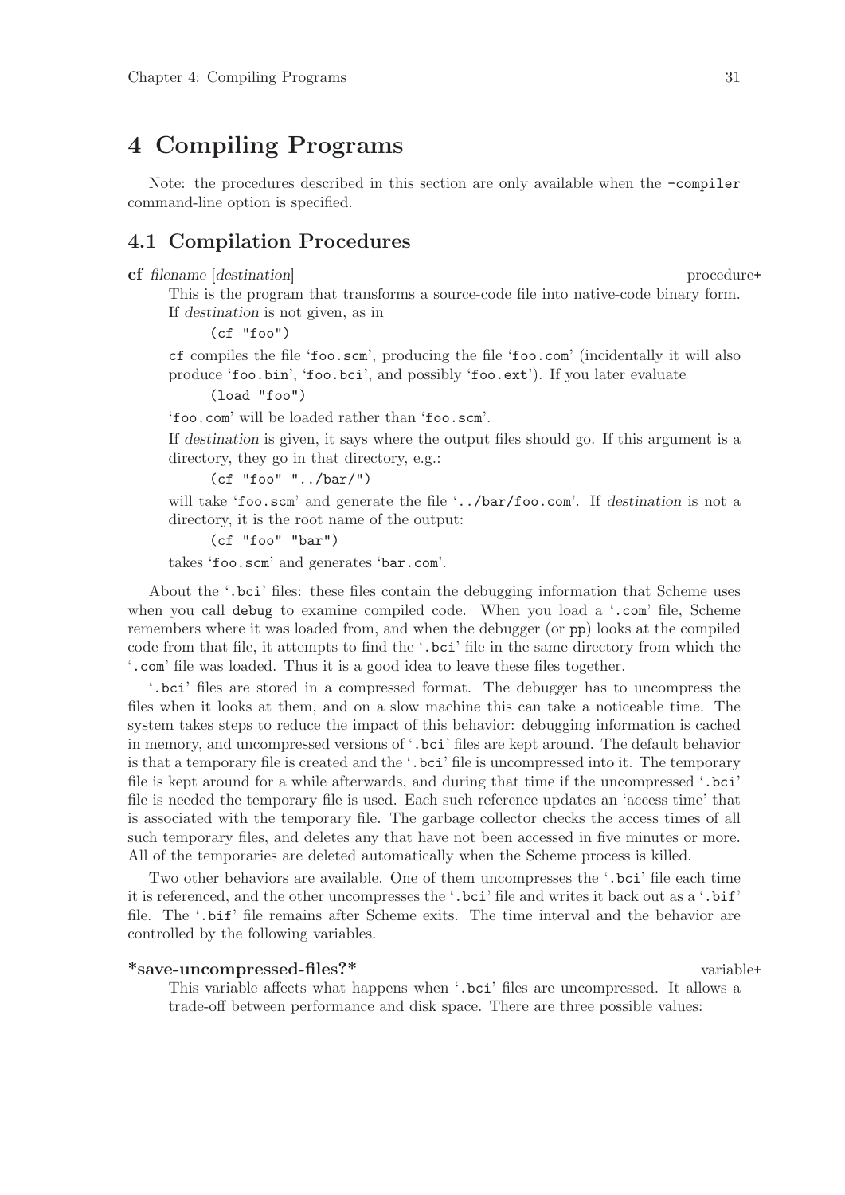# 4 Compiling Programs

Note: the procedures described in this section are only available when the `-compiler` command-line option is specified.

## 4.1 Compilation Procedures

**cf** *filename* [*destination*] procedure+

This is the program that transforms a source-code file into native-code binary form. If *destination* is not given, as in

```
(cf "foo")
```

`cf` compiles the file '`foo.scm`', producing the file '`foo.com`' (incidentally it will also produce '`foo.bin`', '`foo.bci`', and possibly '`foo.ext`'). If you later evaluate

```
(load "foo")
```

'`foo.com`' will be loaded rather than '`foo.scm`'.

If *destination* is given, it says where the output files should go. If this argument is a directory, they go in that directory, e.g.:

```
(cf "foo" "../bar/")
```

will take '`foo.scm`' and generate the file '`../bar/foo.com`'. If *destination* is not a directory, it is the root name of the output:

```
(cf "foo" "bar")
```

takes '`foo.scm`' and generates '`bar.com`'.

About the '`.bci`' files: these files contain the debugging information that Scheme uses when you call `debug` to examine compiled code. When you load a '`.com`' file, Scheme remembers where it was loaded from, and when the debugger (or `pp`) looks at the compiled code from that file, it attempts to find the '`.bci`' file in the same directory from which the '`.com`' file was loaded. Thus it is a good idea to leave these files together.

'`.bci`' files are stored in a compressed format. The debugger has to uncompress the files when it looks at them, and on a slow machine this can take a noticeable time. The system takes steps to reduce the impact of this behavior: debugging information is cached in memory, and uncompressed versions of '`.bci`' files are kept around. The default behavior is that a temporary file is created and the '`.bci`' file is uncompressed into it. The temporary file is kept around for a while afterwards, and during that time if the uncompressed '`.bci`' file is needed the temporary file is used. Each such reference updates an 'access time' that is associated with the temporary file. The garbage collector checks the access times of all such temporary files, and deletes any that have not been accessed in five minutes or more. All of the temporaries are deleted automatically when the Scheme process is killed.

Two other behaviors are available. One of them uncompresses the '`.bci`' file each time it is referenced, and the other uncompresses the '`.bci`' file and writes it back out as a '`.bif`' file. The '`.bif`' file remains after Scheme exits. The time interval and the behavior are controlled by the following variables.

**\*save-uncompressed-files?\*** variable+

This variable affects what happens when '`.bci`' files are uncompressed. It allows a trade-off between performance and disk space. There are three possible values: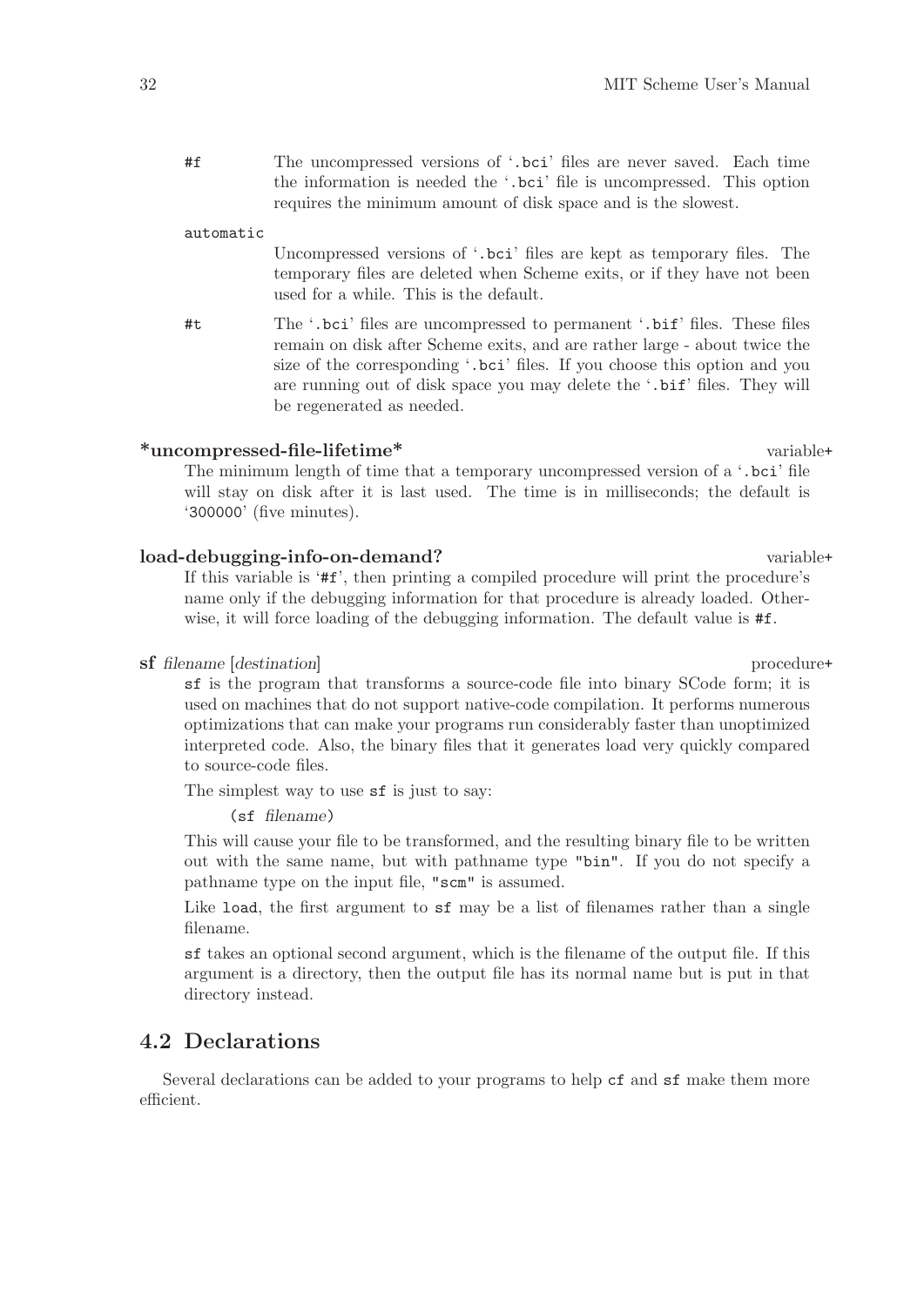`#f` The uncompressed versions of '`.bci`' files are never saved. Each time the information is needed the '`.bci`' file is uncompressed. This option requires the minimum amount of disk space and is the slowest.

`automatic`
Uncompressed versions of '`.bci`' files are kept as temporary files. The temporary files are deleted when Scheme exits, or if they have not been used for a while. This is the default.

`#t` The '`.bci`' files are uncompressed to permanent '`.bif`' files. These files remain on disk after Scheme exits, and are rather large - about twice the size of the corresponding '`.bci`' files. If you choose this option and you are running out of disk space you may delete the '`.bif`' files. They will be regenerated as needed.

**\*uncompressed-file-lifetime\*** variable+

The minimum length of time that a temporary uncompressed version of a '`.bci`' file will stay on disk after it is last used. The time is in milliseconds; the default is '`300000`' (five minutes).

**load-debugging-info-on-demand?** variable+

If this variable is '`#f`', then printing a compiled procedure will print the procedure's name only if the debugging information for that procedure is already loaded. Otherwise, it will force loading of the debugging information. The default value is `#f`.

**sf** *filename* [*destination*] procedure+

`sf` is the program that transforms a source-code file into binary SCode form; it is used on machines that do not support native-code compilation. It performs numerous optimizations that can make your programs run considerably faster than unoptimized interpreted code. Also, the binary files that it generates load very quickly compared to source-code files.

The simplest way to use `sf` is just to say:

```
(sf filename)
```

This will cause your file to be transformed, and the resulting binary file to be written out with the same name, but with pathname type `"bin"`. If you do not specify a pathname type on the input file, `"scm"` is assumed.

Like `load`, the first argument to `sf` may be a list of filenames rather than a single filename.

`sf` takes an optional second argument, which is the filename of the output file. If this argument is a directory, then the output file has its normal name but is put in that directory instead.

## 4.2 Declarations

Several declarations can be added to your programs to help `cf` and `sf` make them more efficient.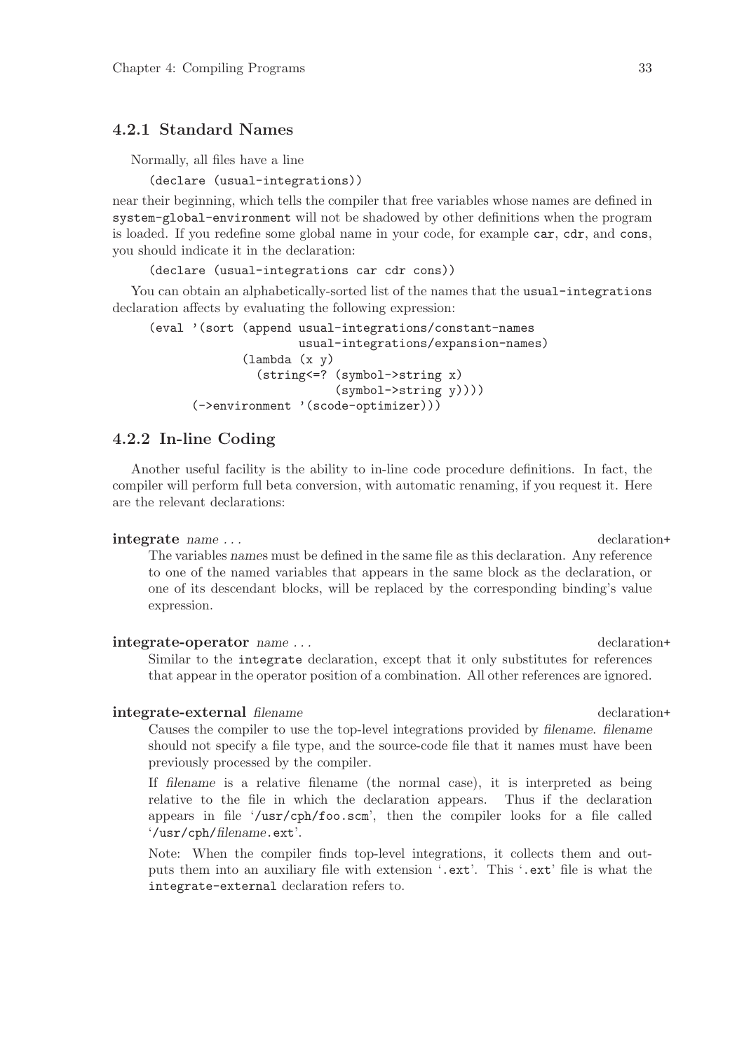### 4.2.1 Standard Names

Normally, all files have a line

```
(declare (usual-integrations))
```

near their beginning, which tells the compiler that free variables whose names are defined in `system-global-environment` will not be shadowed by other definitions when the program is loaded. If you redefine some global name in your code, for example `car`, `cdr`, and `cons`, you should indicate it in the declaration:

```
(declare (usual-integrations car cdr cons))
```

You can obtain an alphabetically-sorted list of the names that the `usual-integrations` declaration affects by evaluating the following expression:

```
(eval '(sort (append usual-integrations/constant-names
                     usual-integrations/expansion-names)
             (lambda (x y)
               (string<=? (symbol->string x)
                          (symbol->string y))))
      (->environment '(scode-optimizer)))
```

### 4.2.2 In-line Coding

Another useful facility is the ability to in-line code procedure definitions. In fact, the compiler will perform full beta conversion, with automatic renaming, if you request it. Here are the relevant declarations:

**integrate** *name* . . . declaration+

The variables *names* must be defined in the same file as this declaration. Any reference to one of the named variables that appears in the same block as the declaration, or one of its descendant blocks, will be replaced by the corresponding binding's value expression.

**integrate-operator** *name* . . . declaration+

Similar to the `integrate` declaration, except that it only substitutes for references that appear in the operator position of a combination. All other references are ignored.

**integrate-external** *filename* declaration+

Causes the compiler to use the top-level integrations provided by *filename*. *filename* should not specify a file type, and the source-code file that it names must have been previously processed by the compiler.

If *filename* is a relative filename (the normal case), it is interpreted as being relative to the file in which the declaration appears. Thus if the declaration appears in file '`/usr/cph/foo.scm`', then the compiler looks for a file called '`/usr/cph/`*filename*`.ext`'.

Note: When the compiler finds top-level integrations, it collects them and outputs them into an auxiliary file with extension '`.ext`'. This '`.ext`' file is what the `integrate-external` declaration refers to.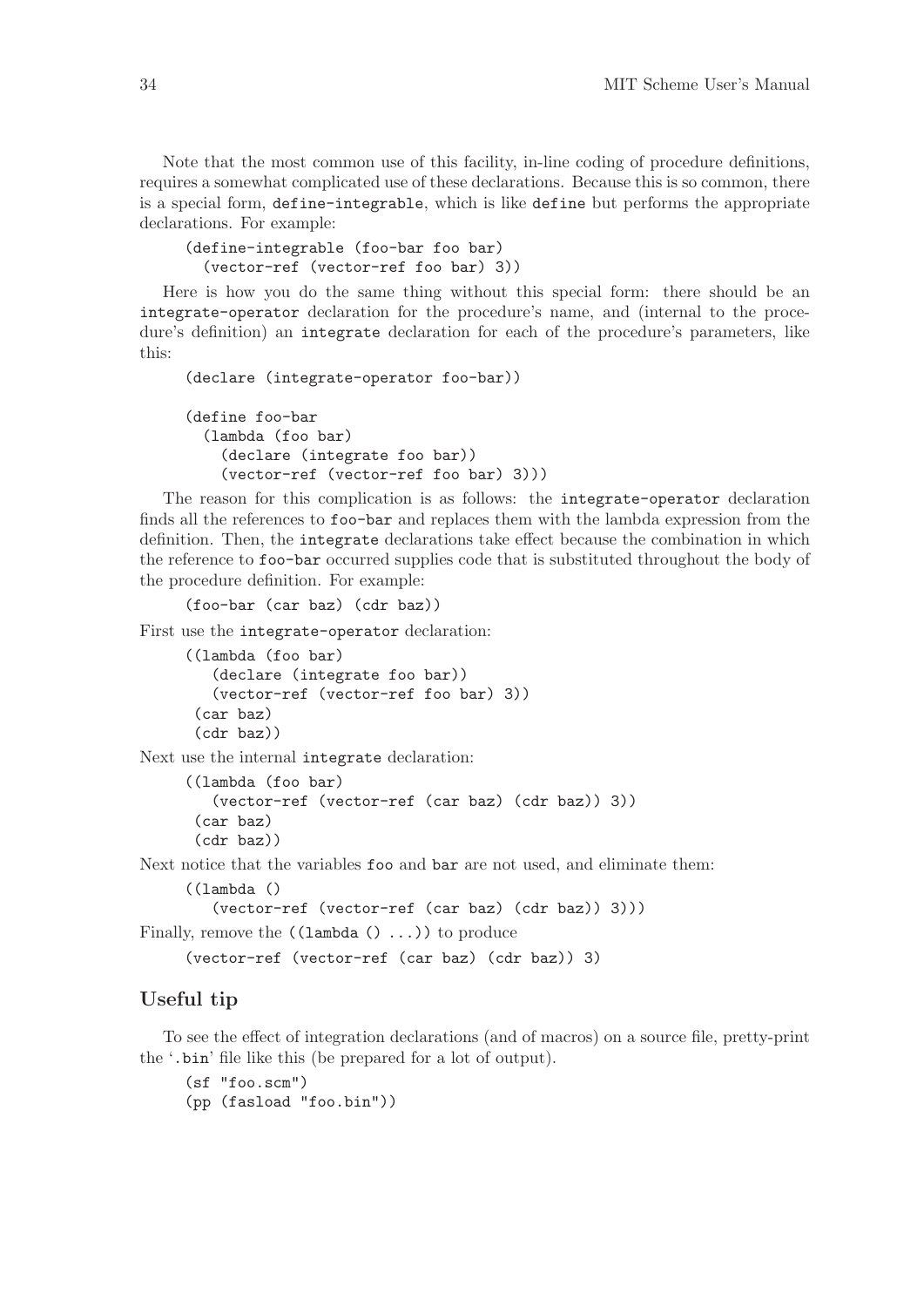Note that the most common use of this facility, in-line coding of procedure definitions, requires a somewhat complicated use of these declarations. Because this is so common, there is a special form, `define-integrable`, which is like `define` but performs the appropriate declarations. For example:

```
(define-integrable (foo-bar foo bar)
  (vector-ref (vector-ref foo bar) 3))
```

Here is how you do the same thing without this special form: there should be an `integrate-operator` declaration for the procedure's name, and (internal to the procedure's definition) an `integrate` declaration for each of the procedure's parameters, like this:

```
(declare (integrate-operator foo-bar))

(define foo-bar
  (lambda (foo bar)
    (declare (integrate foo bar))
    (vector-ref (vector-ref foo bar) 3)))
```

The reason for this complication is as follows: the `integrate-operator` declaration finds all the references to `foo-bar` and replaces them with the lambda expression from the definition. Then, the `integrate` declarations take effect because the combination in which the reference to `foo-bar` occurred supplies code that is substituted throughout the body of the procedure definition. For example:

```
(foo-bar (car baz) (cdr baz))
```

First use the `integrate-operator` declaration:

```
((lambda (foo bar)
   (declare (integrate foo bar))
   (vector-ref (vector-ref foo bar) 3))
 (car baz)
 (cdr baz))
```

Next use the internal `integrate` declaration:

```
((lambda (foo bar)
   (vector-ref (vector-ref (car baz) (cdr baz)) 3))
 (car baz)
 (cdr baz))
```

Next notice that the variables `foo` and `bar` are not used, and eliminate them:

```
((lambda ()
   (vector-ref (vector-ref (car baz) (cdr baz)) 3)))
```

Finally, remove the `((lambda () ...))` to produce

```
(vector-ref (vector-ref (car baz) (cdr baz)) 3)
```

## Useful tip

To see the effect of integration declarations (and of macros) on a source file, pretty-print the '`.bin`' file like this (be prepared for a lot of output).

```
(sf "foo.scm")
(pp (fasload "foo.bin"))
```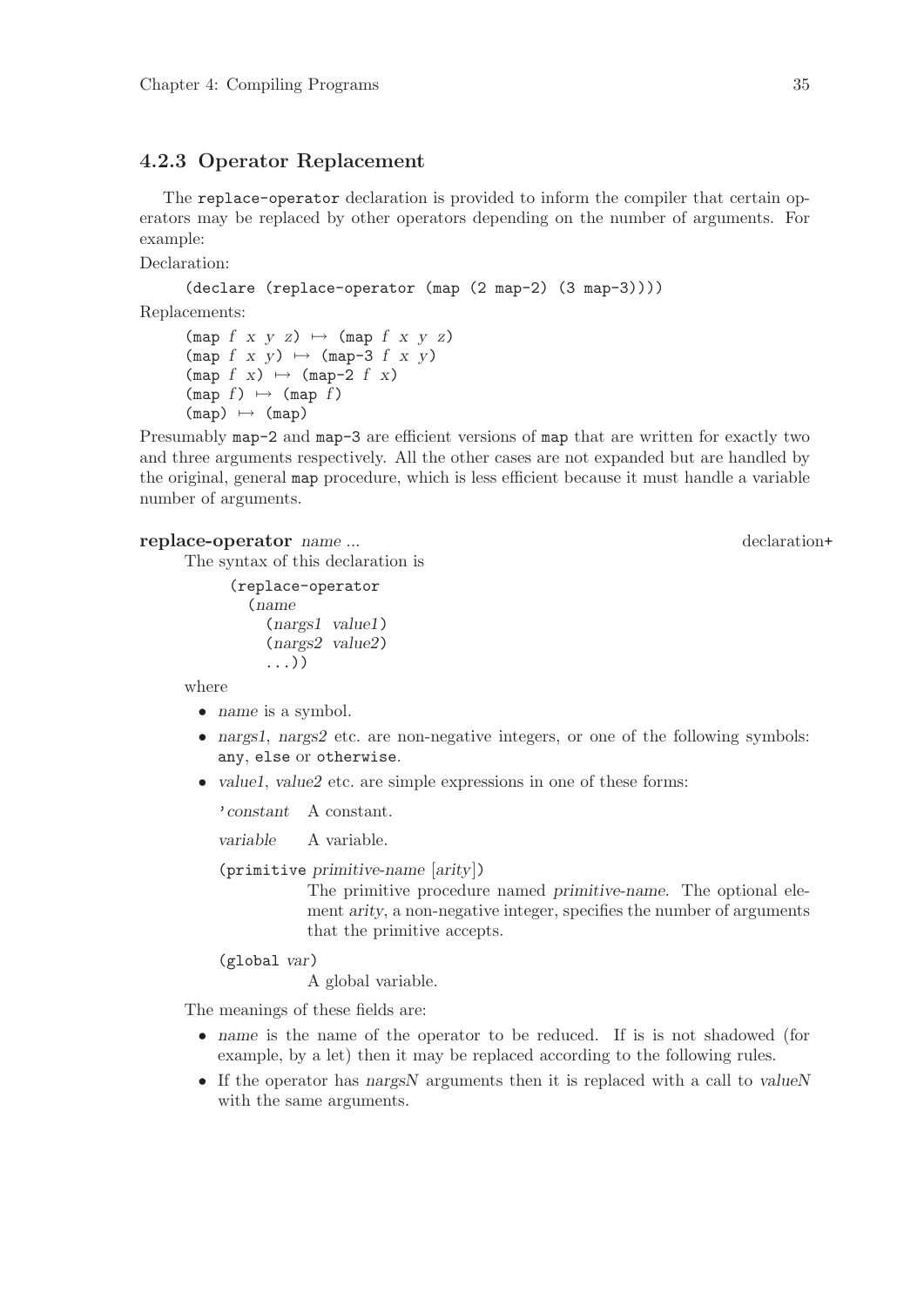### 4.2.3 Operator Replacement

The `replace-operator` declaration is provided to inform the compiler that certain operators may be replaced by other operators depending on the number of arguments. For example:

Declaration:

```
(declare (replace-operator (map (2 map-2) (3 map-3))))
```

Replacements:

```
(map f x y z) ↦ (map f x y z)
(map f x y) ↦ (map-3 f x y)
(map f x) ↦ (map-2 f x)
(map f) ↦ (map f)
(map) ↦ (map)
```

Presumably `map-2` and `map-3` are efficient versions of `map` that are written for exactly two and three arguments respectively. All the other cases are not expanded but are handled by the original, general `map` procedure, which is less efficient because it must handle a variable number of arguments.

**replace-operator** *name ...* declaration+

The syntax of this declaration is

```
(replace-operator
  (name
    (nargs1 value1)
    (nargs2 value2)
    ...))
```

where

- *name* is a symbol.
- *nargs1*, *nargs2* etc. are non-negative integers, or one of the following symbols: `any`, `else` or `otherwise`.
- *value1*, *value2* etc. are simple expressions in one of these forms:

  `'`*constant* A constant.

  *variable* A variable.

  `(primitive` *primitive-name* [*arity*]`)`
  The primitive procedure named *primitive-name*. The optional element *arity*, a non-negative integer, specifies the number of arguments that the primitive accepts.

  `(global` *var*`)`
  A global variable.

The meanings of these fields are:

- *name* is the name of the operator to be reduced. If is is not shadowed (for example, by a let) then it may be replaced according to the following rules.
- If the operator has *nargsN* arguments then it is replaced with a call to *valueN* with the same arguments.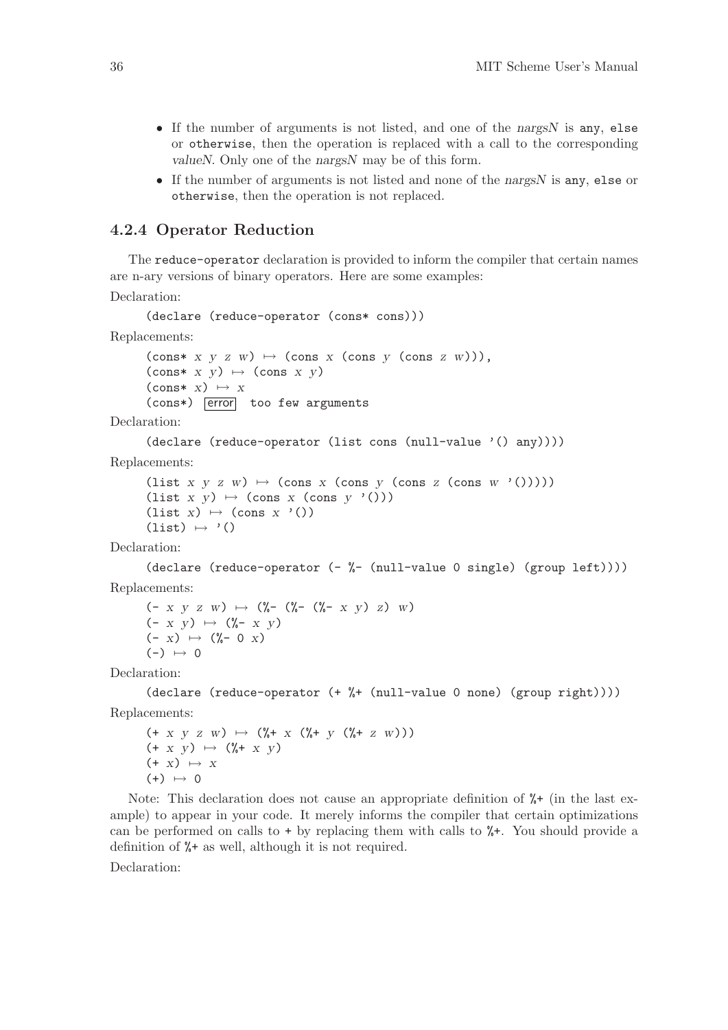- If the number of arguments is not listed, and one of the *nargsN* is `any`, `else` or `otherwise`, then the operation is replaced with a call to the corresponding *valueN*. Only one of the *nargsN* may be of this form.
- If the number of arguments is not listed and none of the *nargsN* is `any`, `else` or `otherwise`, then the operation is not replaced.

### 4.2.4 Operator Reduction

The `reduce-operator` declaration is provided to inform the compiler that certain names are n-ary versions of binary operators. Here are some examples:

Declaration:

```
(declare (reduce-operator (cons* cons)))
```

Replacements:

```
(cons* x y z w) ↦ (cons x (cons y (cons z w))),
(cons* x y) ↦ (cons x y)
(cons* x) ↦ x
(cons*) error  too few arguments
```

Declaration:

```
(declare (reduce-operator (list cons (null-value '() any))))
```

Replacements:

```
(list x y z w) ↦ (cons x (cons y (cons z (cons w '()))))
(list x y) ↦ (cons x (cons y '()))
(list x) ↦ (cons x '())
(list) ↦ '()
```

Declaration:

```
(declare (reduce-operator (- %- (null-value 0 single) (group left))))
```

Replacements:

```
(- x y z w) ↦ (%- (%- (%- x y) z) w)
(- x y) ↦ (%- x y)
(- x) ↦ (%- 0 x)
(-) ↦ 0
```

Declaration:

```
(declare (reduce-operator (+ %+ (null-value 0 none) (group right))))
```

Replacements:

```
(+ x y z w) ↦ (%+ x (%+ y (%+ z w)))
(+ x y) ↦ (%+ x y)
(+ x) ↦ x
(+) ↦ 0
```

Note: This declaration does not cause an appropriate definition of `%+` (in the last example) to appear in your code. It merely informs the compiler that certain optimizations can be performed on calls to `+` by replacing them with calls to `%+`. You should provide a definition of `%+` as well, although it is not required.

Declaration: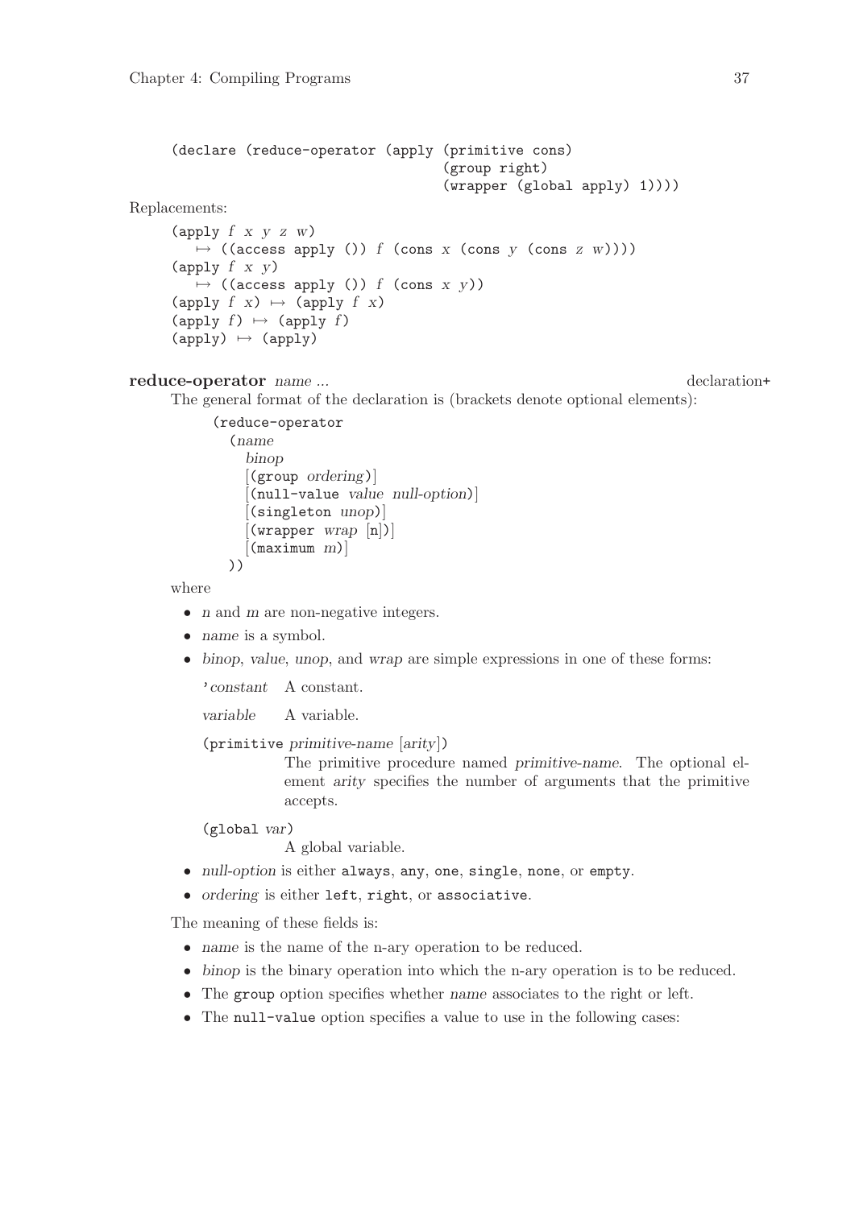```
(declare (reduce-operator (apply (primitive cons)
                                 (group right)
                                 (wrapper (global apply) 1))))
```

Replacements:

```
(apply f x y z w)
   ↦ ((access apply ()) f (cons x (cons y (cons z w))))
(apply f x y)
   ↦ ((access apply ()) f (cons x y))
(apply f x) ↦ (apply f x)
(apply f) ↦ (apply f)
(apply) ↦ (apply)
```

**reduce-operator** *name ...* declaration+

The general format of the declaration is (brackets denote optional elements):

```
(reduce-operator
  (name
    binop
    [(group ordering)]
    [(null-value value null-option)]
    [(singleton unop)]
    [(wrapper wrap [n])]
    [(maximum m)]
  ))
```

where

- *n* and *m* are non-negative integers.
- *name* is a symbol.
- *binop*, *value*, *unop*, and *wrap* are simple expressions in one of these forms:

  `'constant` A constant.

  *variable* A variable.

  `(primitive primitive-name [arity])`
  
  The primitive procedure named *primitive-name*. The optional element *arity* specifies the number of arguments that the primitive accepts.

  `(global var)`
  
  A global variable.
- *null-option* is either `always`, `any`, `one`, `single`, `none`, or `empty`.
- *ordering* is either `left`, `right`, or `associative`.

The meaning of these fields is:

- *name* is the name of the n-ary operation to be reduced.
- *binop* is the binary operation into which the n-ary operation is to be reduced.
- The `group` option specifies whether *name* associates to the right or left.
- The `null-value` option specifies a value to use in the following cases: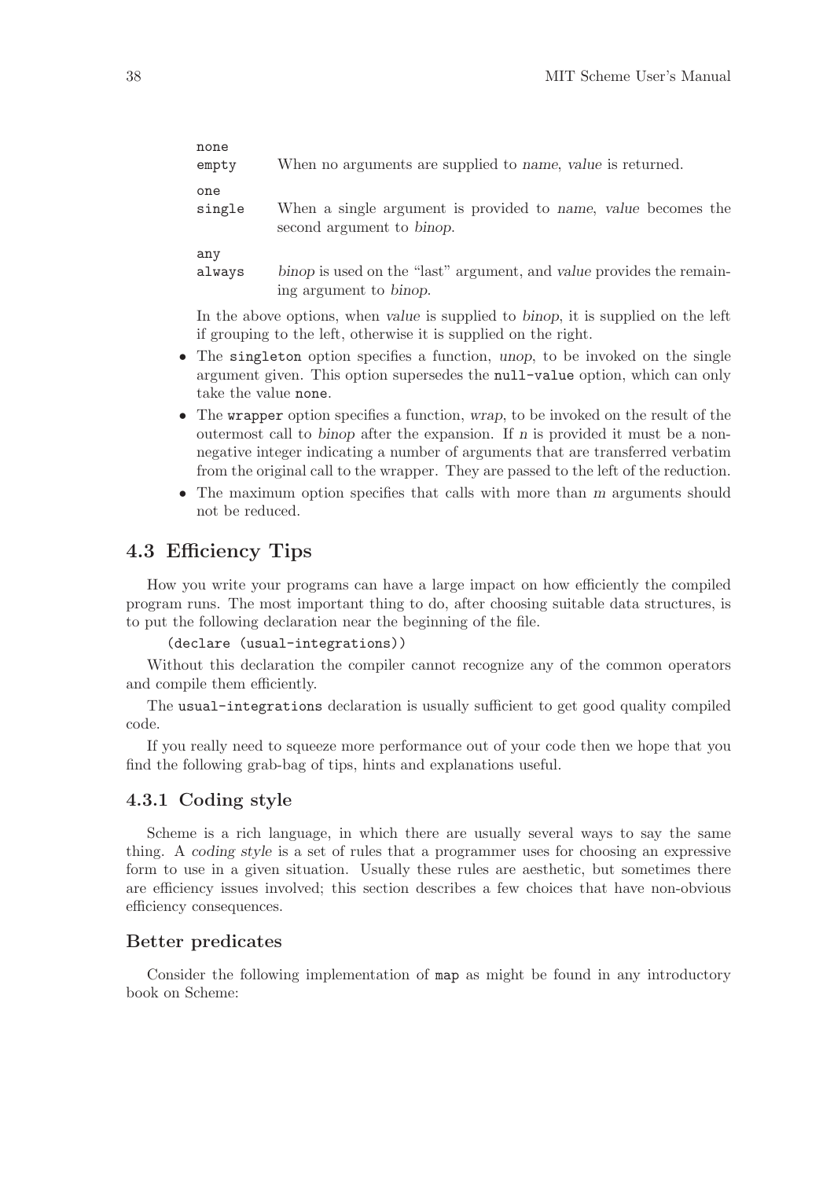`none`
`empty` When no arguments are supplied to *name*, *value* is returned.

`one`
`single` When a single argument is provided to *name*, *value* becomes the second argument to *binop*.

`any`
`always` *binop* is used on the "last" argument, and *value* provides the remaining argument to *binop*.

In the above options, when *value* is supplied to *binop*, it is supplied on the left if grouping to the left, otherwise it is supplied on the right.

- The `singleton` option specifies a function, *unop*, to be invoked on the single argument given. This option supersedes the `null-value` option, which can only take the value `none`.
- The `wrapper` option specifies a function, *wrap*, to be invoked on the result of the outermost call to *binop* after the expansion. If *n* is provided it must be a non-negative integer indicating a number of arguments that are transferred verbatim from the original call to the wrapper. They are passed to the left of the reduction.
- The maximum option specifies that calls with more than *m* arguments should not be reduced.

## 4.3 Efficiency Tips

How you write your programs can have a large impact on how efficiently the compiled program runs. The most important thing to do, after choosing suitable data structures, is to put the following declaration near the beginning of the file.

```
(declare (usual-integrations))
```

Without this declaration the compiler cannot recognize any of the common operators and compile them efficiently.

The `usual-integrations` declaration is usually sufficient to get good quality compiled code.

If you really need to squeeze more performance out of your code then we hope that you find the following grab-bag of tips, hints and explanations useful.

### 4.3.1 Coding style

Scheme is a rich language, in which there are usually several ways to say the same thing. A *coding style* is a set of rules that a programmer uses for choosing an expressive form to use in a given situation. Usually these rules are aesthetic, but sometimes there are efficiency issues involved; this section describes a few choices that have non-obvious efficiency consequences.

#### Better predicates

Consider the following implementation of `map` as might be found in any introductory book on Scheme: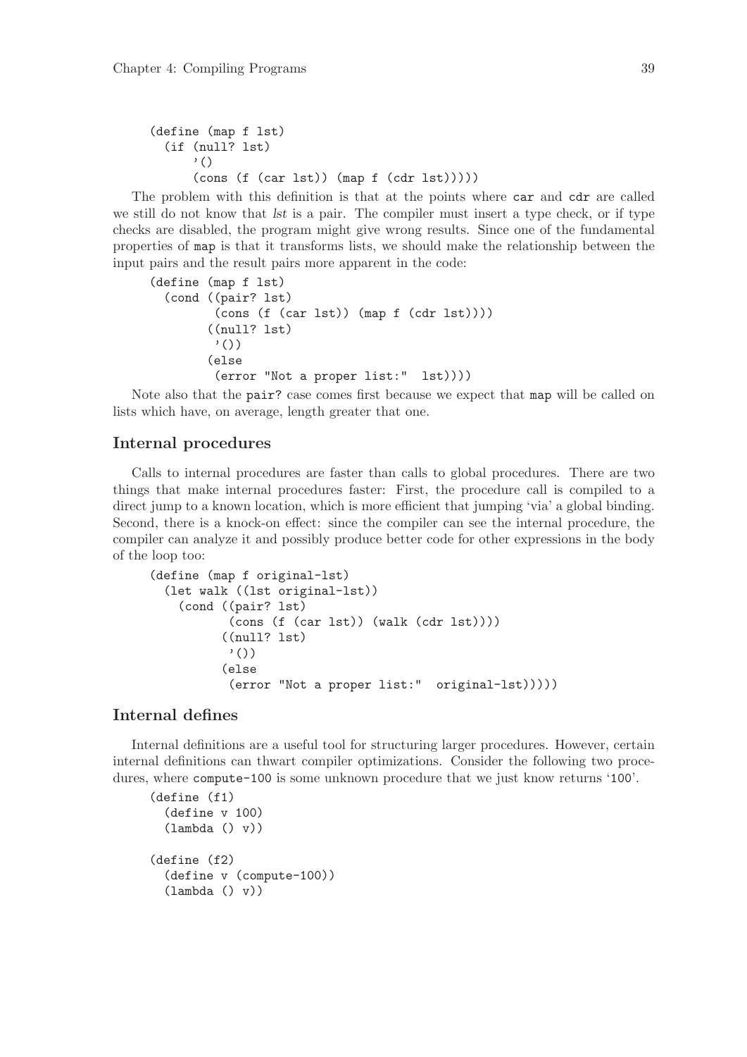```
(define (map f lst)
  (if (null? lst)
      '()
      (cons (f (car lst)) (map f (cdr lst)))))
```

The problem with this definition is that at the points where `car` and `cdr` are called we still do not know that *lst* is a pair. The compiler must insert a type check, or if type checks are disabled, the program might give wrong results. Since one of the fundamental properties of `map` is that it transforms lists, we should make the relationship between the input pairs and the result pairs more apparent in the code:

```
(define (map f lst)
  (cond ((pair? lst)
         (cons (f (car lst)) (map f (cdr lst))))
        ((null? lst)
         '())
        (else
         (error "Not a proper list:"  lst))))
```

Note also that the `pair?` case comes first because we expect that `map` will be called on lists which have, on average, length greater that one.

## Internal procedures

Calls to internal procedures are faster than calls to global procedures. There are two things that make internal procedures faster: First, the procedure call is compiled to a direct jump to a known location, which is more efficient that jumping 'via' a global binding. Second, there is a knock-on effect: since the compiler can see the internal procedure, the compiler can analyze it and possibly produce better code for other expressions in the body of the loop too:

```
(define (map f original-lst)
  (let walk ((lst original-lst))
    (cond ((pair? lst)
           (cons (f (car lst)) (walk (cdr lst))))
          ((null? lst)
           '())
          (else
           (error "Not a proper list:"  original-lst)))))
```

## Internal defines

Internal definitions are a useful tool for structuring larger procedures. However, certain internal definitions can thwart compiler optimizations. Consider the following two procedures, where `compute-100` is some unknown procedure that we just know returns '`100`'.

```
(define (f1)
  (define v 100)
  (lambda () v))

(define (f2)
  (define v (compute-100))
  (lambda () v))
```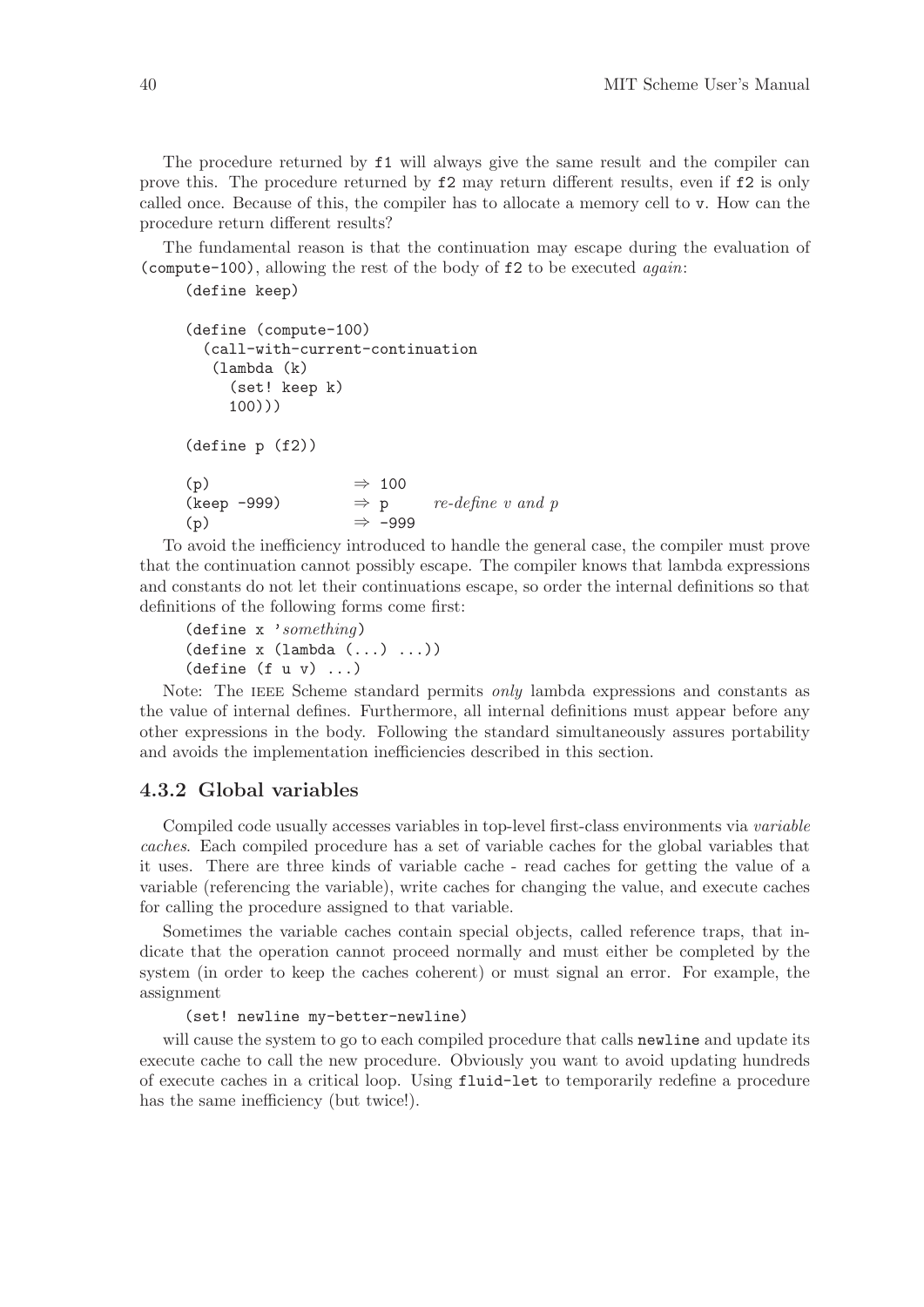The procedure returned by `f1` will always give the same result and the compiler can prove this. The procedure returned by `f2` may return different results, even if `f2` is only called once. Because of this, the compiler has to allocate a memory cell to `v`. How can the procedure return different results?

The fundamental reason is that the continuation may escape during the evaluation of `(compute-100)`, allowing the rest of the body of `f2` to be executed *again*:

```
(define keep)

(define (compute-100)
  (call-with-current-continuation
   (lambda (k)
     (set! keep k)
     100)))

(define p (f2))

(p)                 ⇒ 100
(keep -999)         ⇒ p      re-define v and p
(p)                 ⇒ -999
```

To avoid the inefficiency introduced to handle the general case, the compiler must prove that the continuation cannot possibly escape. The compiler knows that lambda expressions and constants do not let their continuations escape, so order the internal definitions so that definitions of the following forms come first:

```
(define x 'something)
(define x (lambda (...) ...))
(define (f u v) ...)
```

Note: The IEEE Scheme standard permits *only* lambda expressions and constants as the value of internal defines. Furthermore, all internal definitions must appear before any other expressions in the body. Following the standard simultaneously assures portability and avoids the implementation inefficiencies described in this section.

### 4.3.2 Global variables

Compiled code usually accesses variables in top-level first-class environments via *variable caches*. Each compiled procedure has a set of variable caches for the global variables that it uses. There are three kinds of variable cache - read caches for getting the value of a variable (referencing the variable), write caches for changing the value, and execute caches for calling the procedure assigned to that variable.

Sometimes the variable caches contain special objects, called reference traps, that indicate that the operation cannot proceed normally and must either be completed by the system (in order to keep the caches coherent) or must signal an error. For example, the assignment

```
(set! newline my-better-newline)
```

will cause the system to go to each compiled procedure that calls `newline` and update its execute cache to call the new procedure. Obviously you want to avoid updating hundreds of execute caches in a critical loop. Using `fluid-let` to temporarily redefine a procedure has the same inefficiency (but twice!).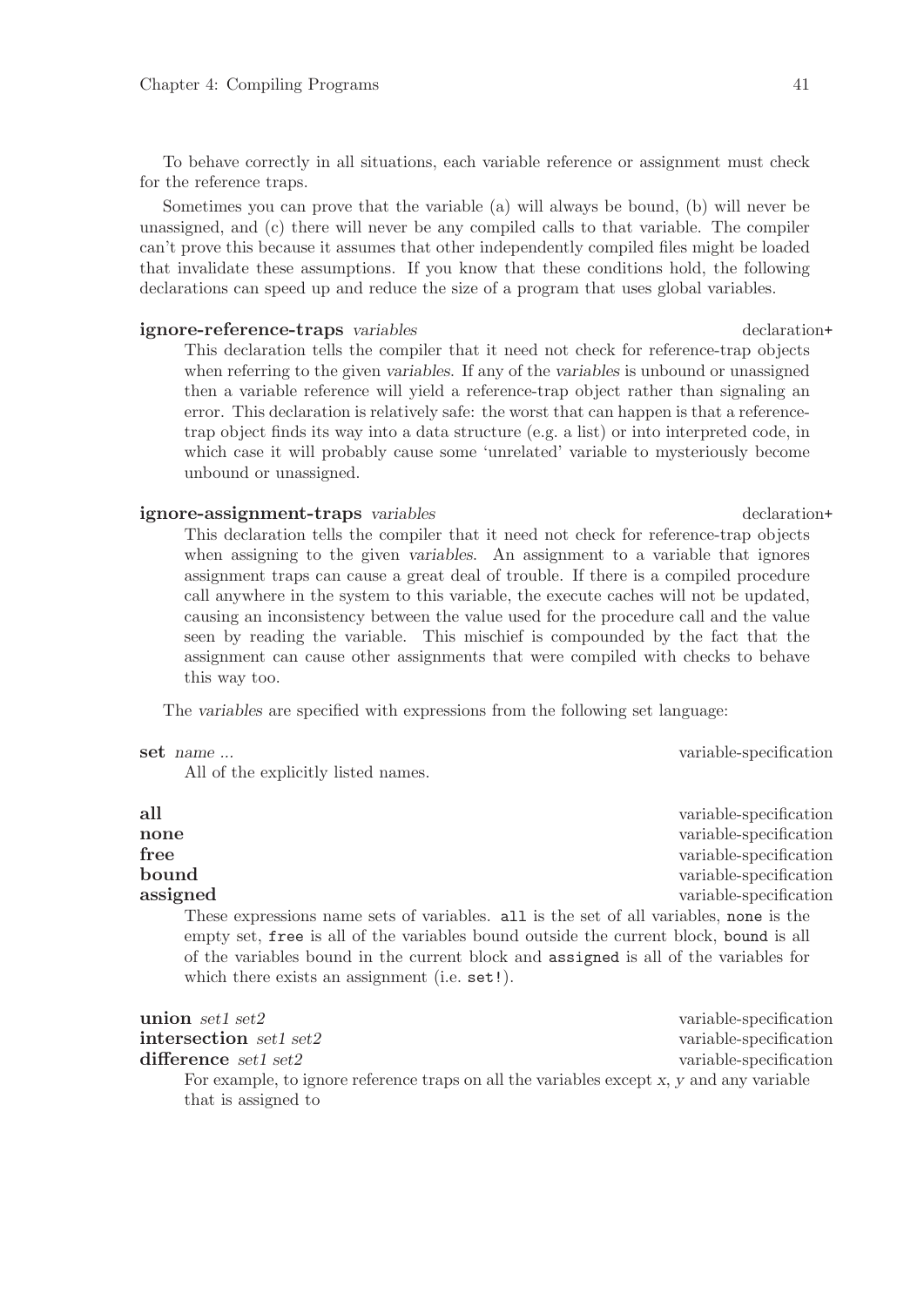To behave correctly in all situations, each variable reference or assignment must check for the reference traps.

Sometimes you can prove that the variable (a) will always be bound, (b) will never be unassigned, and (c) there will never be any compiled calls to that variable. The compiler can't prove this because it assumes that other independently compiled files might be loaded that invalidate these assumptions. If you know that these conditions hold, the following declarations can speed up and reduce the size of a program that uses global variables.

**ignore-reference-traps** *variables* — declaration+

This declaration tells the compiler that it need not check for reference-trap objects when referring to the given *variables*. If any of the *variables* is unbound or unassigned then a variable reference will yield a reference-trap object rather than signaling an error. This declaration is relatively safe: the worst that can happen is that a reference-trap object finds its way into a data structure (e.g. a list) or into interpreted code, in which case it will probably cause some 'unrelated' variable to mysteriously become unbound or unassigned.

**ignore-assignment-traps** *variables* — declaration+

This declaration tells the compiler that it need not check for reference-trap objects when assigning to the given *variables*. An assignment to a variable that ignores assignment traps can cause a great deal of trouble. If there is a compiled procedure call anywhere in the system to this variable, the execute caches will not be updated, causing an inconsistency between the value used for the procedure call and the value seen by reading the variable. This mischief is compounded by the fact that the assignment can cause other assignments that were compiled with checks to behave this way too.

The *variables* are specified with expressions from the following set language:

**set** *name ...* — variable-specification

All of the explicitly listed names.

**all** — variable-specification
**none** — variable-specification
**free** — variable-specification
**bound** — variable-specification
**assigned** — variable-specification

These expressions name sets of variables. `all` is the set of all variables, `none` is the empty set, `free` is all of the variables bound outside the current block, `bound` is all of the variables bound in the current block and `assigned` is all of the variables for which there exists an assignment (i.e. `set!`).

**union** *set1 set2* — variable-specification
**intersection** *set1 set2* — variable-specification
**difference** *set1 set2* — variable-specification

For example, to ignore reference traps on all the variables except *x*, *y* and any variable that is assigned to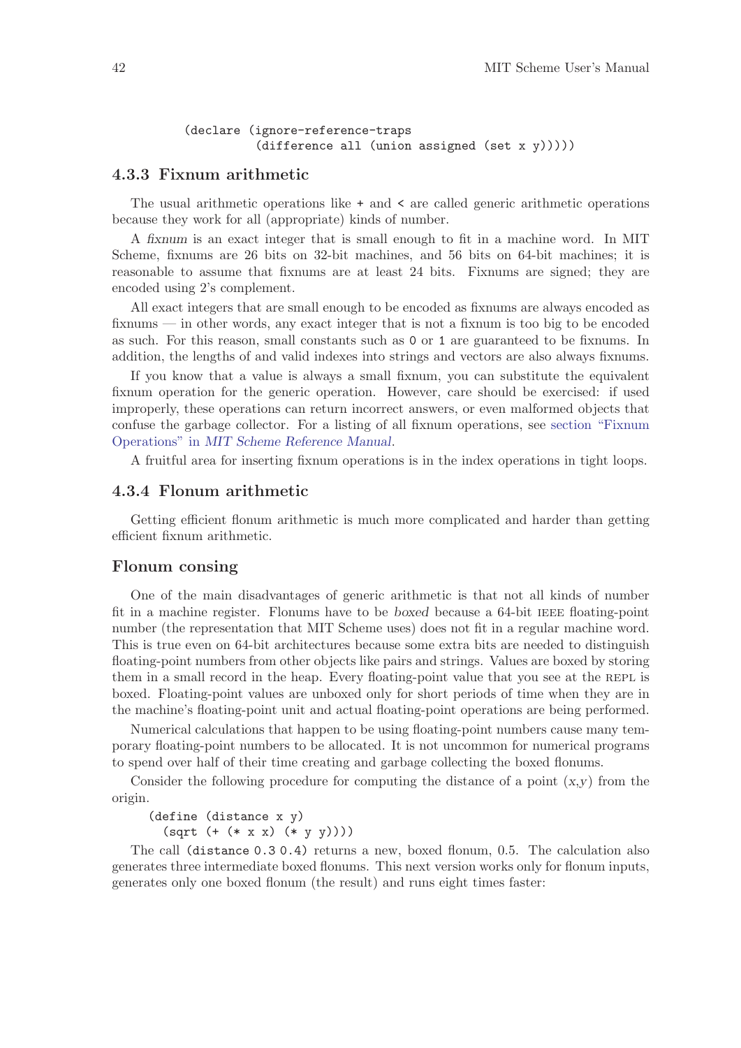```
(declare (ignore-reference-traps
          (difference all (union assigned (set x y)))))
```

### 4.3.3 Fixnum arithmetic

The usual arithmetic operations like `+` and `<` are called generic arithmetic operations because they work for all (appropriate) kinds of number.

A *fixnum* is an exact integer that is small enough to fit in a machine word. In MIT Scheme, fixnums are 26 bits on 32-bit machines, and 56 bits on 64-bit machines; it is reasonable to assume that fixnums are at least 24 bits. Fixnums are signed; they are encoded using 2's complement.

All exact integers that are small enough to be encoded as fixnums are always encoded as fixnums — in other words, any exact integer that is not a fixnum is too big to be encoded as such. For this reason, small constants such as `0` or `1` are guaranteed to be fixnums. In addition, the lengths of and valid indexes into strings and vectors are also always fixnums.

If you know that a value is always a small fixnum, you can substitute the equivalent fixnum operation for the generic operation. However, care should be exercised: if used improperly, these operations can return incorrect answers, or even malformed objects that confuse the garbage collector. For a listing of all fixnum operations, see section "Fixnum Operations" in *MIT Scheme Reference Manual*.

A fruitful area for inserting fixnum operations is in the index operations in tight loops.

### 4.3.4 Flonum arithmetic

Getting efficient flonum arithmetic is much more complicated and harder than getting efficient fixnum arithmetic.

### Flonum consing

One of the main disadvantages of generic arithmetic is that not all kinds of number fit in a machine register. Flonums have to be *boxed* because a 64-bit IEEE floating-point number (the representation that MIT Scheme uses) does not fit in a regular machine word. This is true even on 64-bit architectures because some extra bits are needed to distinguish floating-point numbers from other objects like pairs and strings. Values are boxed by storing them in a small record in the heap. Every floating-point value that you see at the REPL is boxed. Floating-point values are unboxed only for short periods of time when they are in the machine's floating-point unit and actual floating-point operations are being performed.

Numerical calculations that happen to be using floating-point numbers cause many temporary floating-point numbers to be allocated. It is not uncommon for numerical programs to spend over half of their time creating and garbage collecting the boxed flonums.

Consider the following procedure for computing the distance of a point $(x,y)$ from the origin.

```
(define (distance x y)
  (sqrt (+ (* x x) (* y y))))
```

The call `(distance 0.3 0.4)` returns a new, boxed flonum, 0.5. The calculation also generates three intermediate boxed flonums. This next version works only for flonum inputs, generates only one boxed flonum (the result) and runs eight times faster: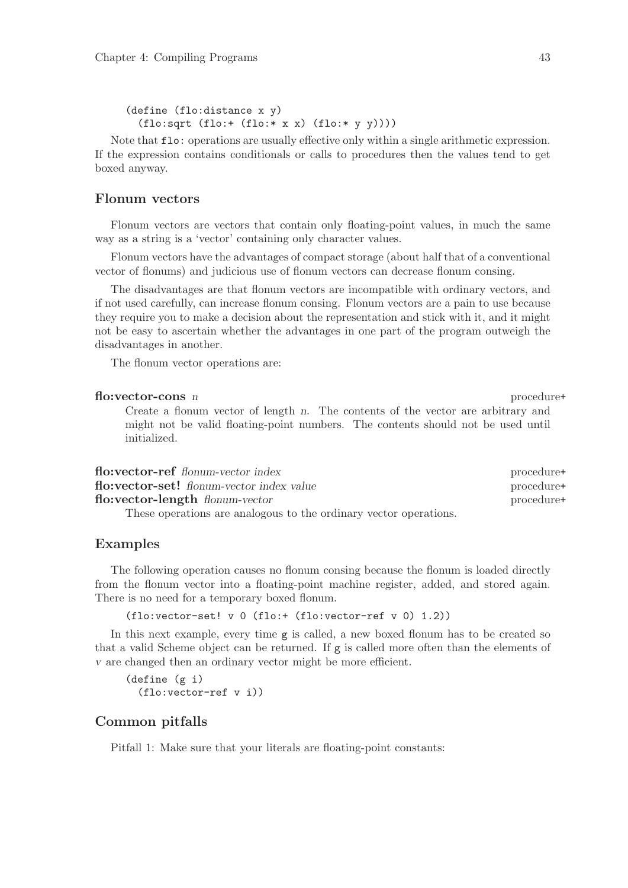```scheme
(define (flo:distance x y)
  (flo:sqrt (flo:+ (flo:* x x) (flo:* y y))))
```

Note that `flo:` operations are usually effective only within a single arithmetic expression. If the expression contains conditionals or calls to procedures then the values tend to get boxed anyway.

## Flonum vectors

Flonum vectors are vectors that contain only floating-point values, in much the same way as a string is a 'vector' containing only character values.

Flonum vectors have the advantages of compact storage (about half that of a conventional vector of flonums) and judicious use of flonum vectors can decrease flonum consing.

The disadvantages are that flonum vectors are incompatible with ordinary vectors, and if not used carefully, can increase flonum consing. Flonum vectors are a pain to use because they require you to make a decision about the representation and stick with it, and it might not be easy to ascertain whether the advantages in one part of the program outweigh the disadvantages in another.

The flonum vector operations are:

**flo:vector-cons** *n* — procedure+

Create a flonum vector of length *n*. The contents of the vector are arbitrary and might not be valid floating-point numbers. The contents should not be used until initialized.

**flo:vector-ref** *flonum-vector index* — procedure+
**flo:vector-set!** *flonum-vector index value* — procedure+
**flo:vector-length** *flonum-vector* — procedure+

These operations are analogous to the ordinary vector operations.

## Examples

The following operation causes no flonum consing because the flonum is loaded directly from the flonum vector into a floating-point machine register, added, and stored again. There is no need for a temporary boxed flonum.

```scheme
(flo:vector-set! v 0 (flo:+ (flo:vector-ref v 0) 1.2))
```

In this next example, every time `g` is called, a new boxed flonum has to be created so that a valid Scheme object can be returned. If `g` is called more often than the elements of *v* are changed then an ordinary vector might be more efficient.

```scheme
(define (g i)
  (flo:vector-ref v i))
```

## Common pitfalls

Pitfall 1: Make sure that your literals are floating-point constants: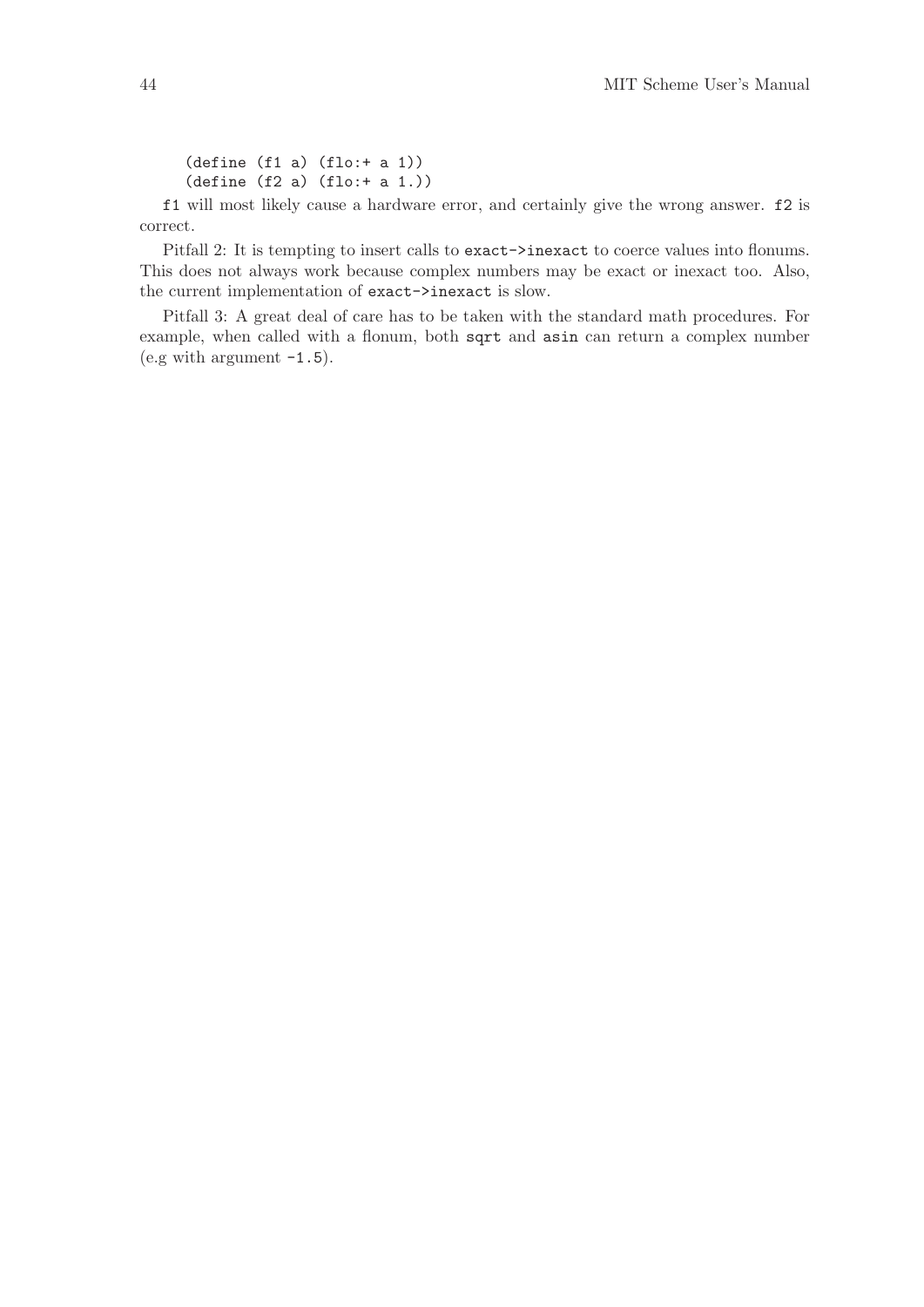```
(define (f1 a) (flo:+ a 1))
(define (f2 a) (flo:+ a 1.))
```

`f1` will most likely cause a hardware error, and certainly give the wrong answer. `f2` is correct.

Pitfall 2: It is tempting to insert calls to `exact->inexact` to coerce values into flonums. This does not always work because complex numbers may be exact or inexact too. Also, the current implementation of `exact->inexact` is slow.

Pitfall 3: A great deal of care has to be taken with the standard math procedures. For example, when called with a flonum, both `sqrt` and `asin` can return a complex number (e.g with argument `-1.5`).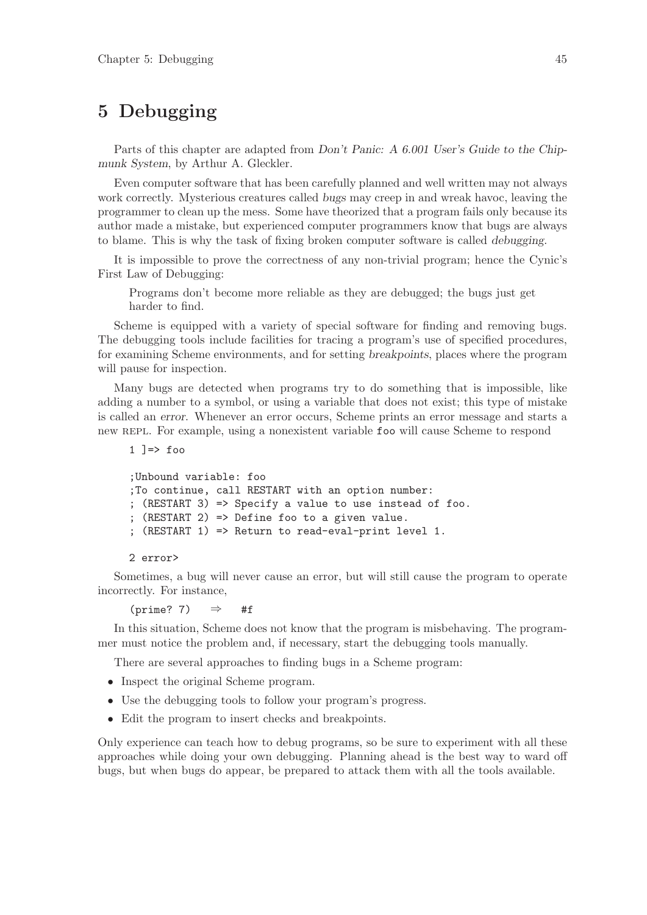# 5 Debugging

Parts of this chapter are adapted from *Don't Panic: A 6.001 User's Guide to the Chipmunk System*, by Arthur A. Gleckler.

Even computer software that has been carefully planned and well written may not always work correctly. Mysterious creatures called *bugs* may creep in and wreak havoc, leaving the programmer to clean up the mess. Some have theorized that a program fails only because its author made a mistake, but experienced computer programmers know that bugs are always to blame. This is why the task of fixing broken computer software is called *debugging*.

It is impossible to prove the correctness of any non-trivial program; hence the Cynic's First Law of Debugging:

> Programs don't become more reliable as they are debugged; the bugs just get harder to find.

Scheme is equipped with a variety of special software for finding and removing bugs. The debugging tools include facilities for tracing a program's use of specified procedures, for examining Scheme environments, and for setting *breakpoints*, places where the program will pause for inspection.

Many bugs are detected when programs try to do something that is impossible, like adding a number to a symbol, or using a variable that does not exist; this type of mistake is called an *error*. Whenever an error occurs, Scheme prints an error message and starts a new REPL. For example, using a nonexistent variable `foo` will cause Scheme to respond

```
1 ]=> foo

;Unbound variable: foo
;To continue, call RESTART with an option number:
; (RESTART 3) => Specify a value to use instead of foo.
; (RESTART 2) => Define foo to a given value.
; (RESTART 1) => Return to read-eval-print level 1.

2 error>
```

Sometimes, a bug will never cause an error, but will still cause the program to operate incorrectly. For instance,

```
(prime? 7)   ⇒   #f
```

In this situation, Scheme does not know that the program is misbehaving. The programmer must notice the problem and, if necessary, start the debugging tools manually.

There are several approaches to finding bugs in a Scheme program:

- Inspect the original Scheme program.
- Use the debugging tools to follow your program's progress.
- Edit the program to insert checks and breakpoints.

Only experience can teach how to debug programs, so be sure to experiment with all these approaches while doing your own debugging. Planning ahead is the best way to ward off bugs, but when bugs do appear, be prepared to attack them with all the tools available.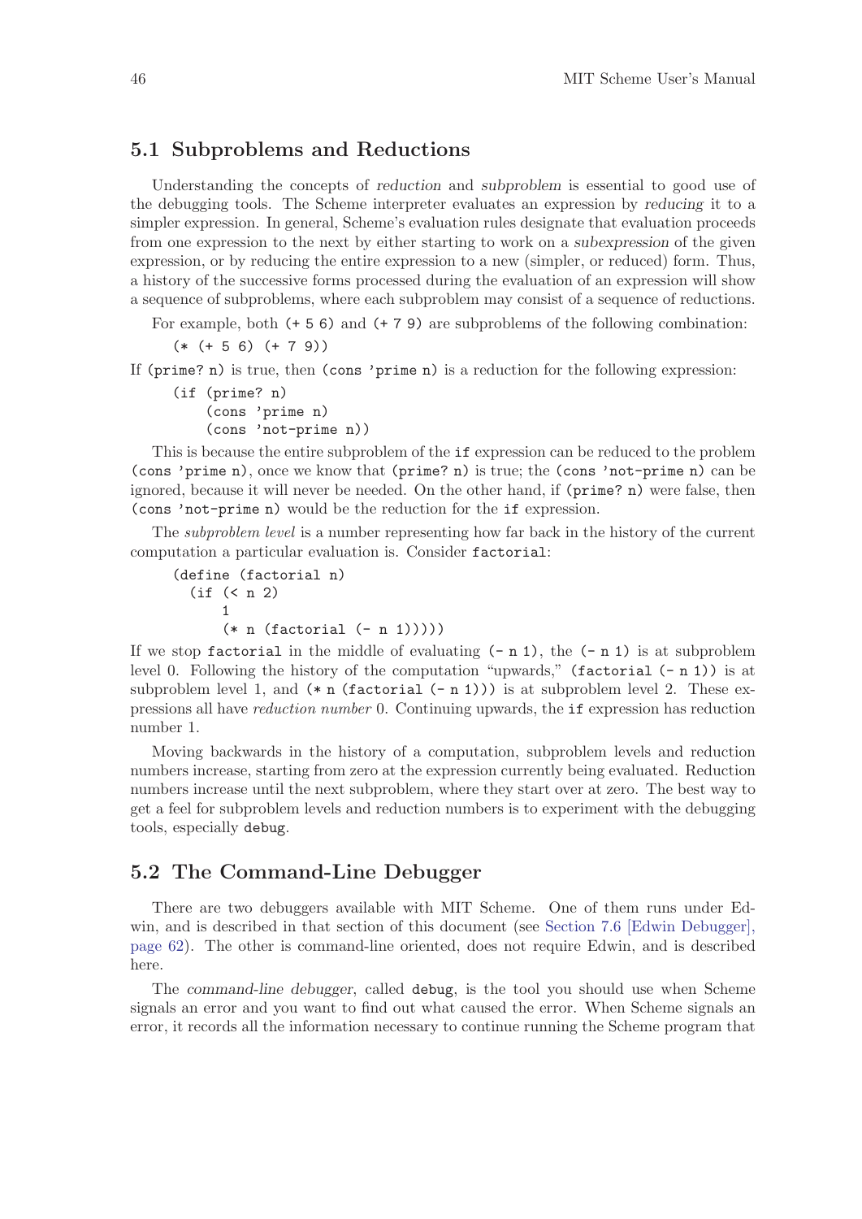## 5.1 Subproblems and Reductions

Understanding the concepts of *reduction* and *subproblem* is essential to good use of the debugging tools. The Scheme interpreter evaluates an expression by *reducing* it to a simpler expression. In general, Scheme's evaluation rules designate that evaluation proceeds from one expression to the next by either starting to work on a *subexpression* of the given expression, or by reducing the entire expression to a new (simpler, or reduced) form. Thus, a history of the successive forms processed during the evaluation of an expression will show a sequence of subproblems, where each subproblem may consist of a sequence of reductions.

For example, both `(+ 5 6)` and `(+ 7 9)` are subproblems of the following combination:

```
(* (+ 5 6) (+ 7 9))
```

If `(prime? n)` is true, then `(cons 'prime n)` is a reduction for the following expression:

```
(if (prime? n)
    (cons 'prime n)
    (cons 'not-prime n))
```

This is because the entire subproblem of the `if` expression can be reduced to the problem `(cons 'prime n)`, once we know that `(prime? n)` is true; the `(cons 'not-prime n)` can be ignored, because it will never be needed. On the other hand, if `(prime? n)` were false, then `(cons 'not-prime n)` would be the reduction for the `if` expression.

The *subproblem level* is a number representing how far back in the history of the current computation a particular evaluation is. Consider `factorial`:

```
(define (factorial n)
  (if (< n 2)
      1
      (* n (factorial (- n 1)))))
```

If we stop `factorial` in the middle of evaluating `(- n 1)`, the `(- n 1)` is at subproblem level 0. Following the history of the computation "upwards," `(factorial (- n 1))` is at subproblem level 1, and `(* n (factorial (- n 1)))` is at subproblem level 2. These expressions all have *reduction number* 0. Continuing upwards, the `if` expression has reduction number 1.

Moving backwards in the history of a computation, subproblem levels and reduction numbers increase, starting from zero at the expression currently being evaluated. Reduction numbers increase until the next subproblem, where they start over at zero. The best way to get a feel for subproblem levels and reduction numbers is to experiment with the debugging tools, especially `debug`.

## 5.2 The Command-Line Debugger

There are two debuggers available with MIT Scheme. One of them runs under Edwin, and is described in that section of this document (see Section 7.6 [Edwin Debugger], page 62). The other is command-line oriented, does not require Edwin, and is described here.

The *command-line debugger*, called `debug`, is the tool you should use when Scheme signals an error and you want to find out what caused the error. When Scheme signals an error, it records all the information necessary to continue running the Scheme program that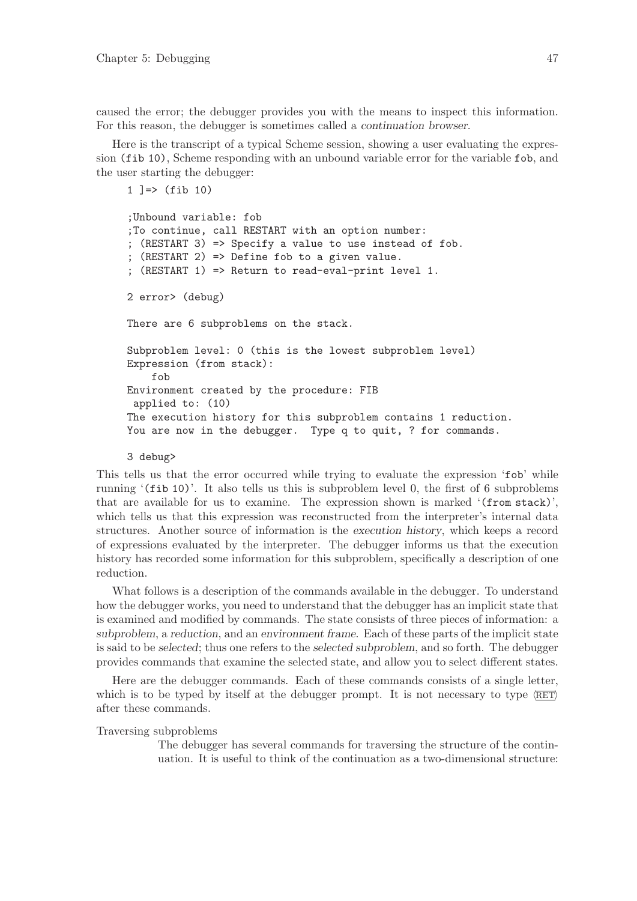caused the error; the debugger provides you with the means to inspect this information. For this reason, the debugger is sometimes called a *continuation browser*.

Here is the transcript of a typical Scheme session, showing a user evaluating the expression `(fib 10)`, Scheme responding with an unbound variable error for the variable `fob`, and the user starting the debugger:

```
1 ]=> (fib 10)

;Unbound variable: fob
;To continue, call RESTART with an option number:
; (RESTART 3) => Specify a value to use instead of fob.
; (RESTART 2) => Define fob to a given value.
; (RESTART 1) => Return to read-eval-print level 1.

2 error> (debug)

There are 6 subproblems on the stack.

Subproblem level: 0 (this is the lowest subproblem level)
Expression (from stack):
    fob
Environment created by the procedure: FIB
 applied to: (10)
The execution history for this subproblem contains 1 reduction.
You are now in the debugger.  Type q to quit, ? for commands.

3 debug>
```

This tells us that the error occurred while trying to evaluate the expression '`fob`' while running '`(fib 10)`'. It also tells us this is subproblem level 0, the first of 6 subproblems that are available for us to examine. The expression shown is marked '`(from stack)`', which tells us that this expression was reconstructed from the interpreter's internal data structures. Another source of information is the *execution history*, which keeps a record of expressions evaluated by the interpreter. The debugger informs us that the execution history has recorded some information for this subproblem, specifically a description of one reduction.

What follows is a description of the commands available in the debugger. To understand how the debugger works, you need to understand that the debugger has an implicit state that is examined and modified by commands. The state consists of three pieces of information: a *subproblem*, a *reduction*, and an *environment frame*. Each of these parts of the implicit state is said to be *selected*; thus one refers to the *selected subproblem*, and so forth. The debugger provides commands that examine the selected state, and allow you to select different states.

Here are the debugger commands. Each of these commands consists of a single letter, which is to be typed by itself at the debugger prompt. It is not necessary to type ⟨RET⟩ after these commands.

Traversing subproblems

The debugger has several commands for traversing the structure of the continuation. It is useful to think of the continuation as a two-dimensional structure: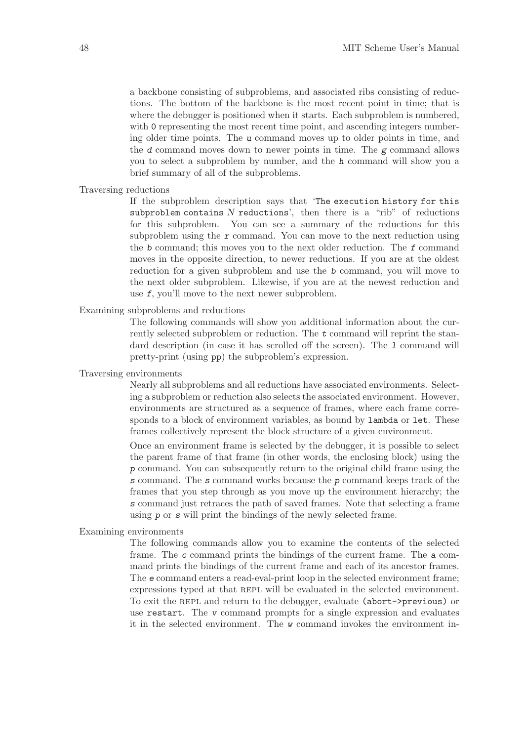a backbone consisting of subproblems, and associated ribs consisting of reductions. The bottom of the backbone is the most recent point in time; that is where the debugger is positioned when it starts. Each subproblem is numbered, with `0` representing the most recent time point, and ascending integers numbering older time points. The `u` command moves up to older points in time, and the `d` command moves down to newer points in time. The `g` command allows you to select a subproblem by number, and the `h` command will show you a brief summary of all of the subproblems.

Traversing reductions

If the subproblem description says that '`The execution history for this subproblem contains` *N* `reductions`', then there is a "rib" of reductions for this subproblem. You can see a summary of the reductions for this subproblem using the `r` command. You can move to the next reduction using the `b` command; this moves you to the next older reduction. The `f` command moves in the opposite direction, to newer reductions. If you are at the oldest reduction for a given subproblem and use the `b` command, you will move to the next older subproblem. Likewise, if you are at the newest reduction and use `f`, you'll move to the next newer subproblem.

Examining subproblems and reductions

The following commands will show you additional information about the currently selected subproblem or reduction. The `t` command will reprint the standard description (in case it has scrolled off the screen). The `l` command will pretty-print (using `pp`) the subproblem's expression.

Traversing environments

Nearly all subproblems and all reductions have associated environments. Selecting a subproblem or reduction also selects the associated environment. However, environments are structured as a sequence of frames, where each frame corresponds to a block of environment variables, as bound by `lambda` or `let`. These frames collectively represent the block structure of a given environment.

Once an environment frame is selected by the debugger, it is possible to select the parent frame of that frame (in other words, the enclosing block) using the `p` command. You can subsequently return to the original child frame using the `s` command. The `s` command works because the `p` command keeps track of the frames that you step through as you move up the environment hierarchy; the `s` command just retraces the path of saved frames. Note that selecting a frame using `p` or `s` will print the bindings of the newly selected frame.

Examining environments

The following commands allow you to examine the contents of the selected frame. The `c` command prints the bindings of the current frame. The `a` command prints the bindings of the current frame and each of its ancestor frames. The `e` command enters a read-eval-print loop in the selected environment frame; expressions typed at that REPL will be evaluated in the selected environment. To exit the REPL and return to the debugger, evaluate `(abort->previous)` or use `restart`. The `v` command prompts for a single expression and evaluates it in the selected environment. The `w` command invokes the environment in-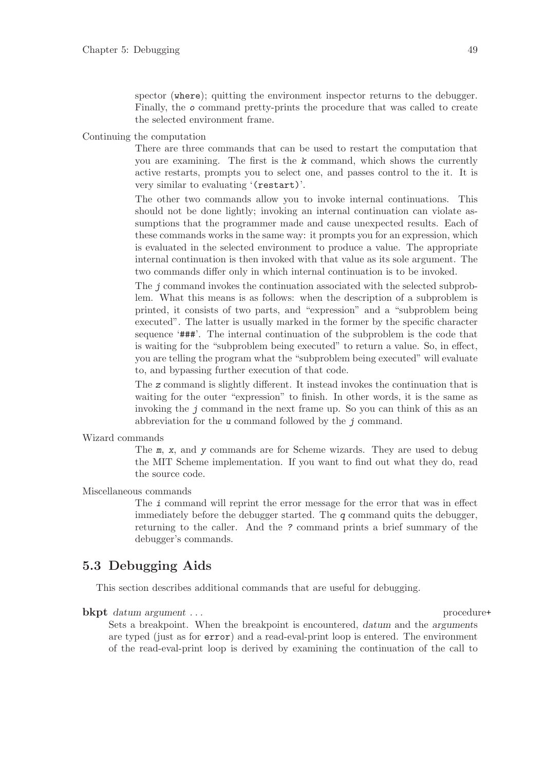spector (`where`); quitting the environment inspector returns to the debugger. Finally, the `o` command pretty-prints the procedure that was called to create the selected environment frame.

Continuing the computation

There are three commands that can be used to restart the computation that you are examining. The first is the `k` command, which shows the currently active restarts, prompts you to select one, and passes control to the it. It is very similar to evaluating '`(restart)`'.

The other two commands allow you to invoke internal continuations. This should not be done lightly; invoking an internal continuation can violate assumptions that the programmer made and cause unexpected results. Each of these commands works in the same way: it prompts you for an expression, which is evaluated in the selected environment to produce a value. The appropriate internal continuation is then invoked with that value as its sole argument. The two commands differ only in which internal continuation is to be invoked.

The `j` command invokes the continuation associated with the selected subproblem. What this means is as follows: when the description of a subproblem is printed, it consists of two parts, and "expression" and a "subproblem being executed". The latter is usually marked in the former by the specific character sequence '`###`'. The internal continuation of the subproblem is the code that is waiting for the "subproblem being executed" to return a value. So, in effect, you are telling the program what the "subproblem being executed" will evaluate to, and bypassing further execution of that code.

The `z` command is slightly different. It instead invokes the continuation that is waiting for the outer "expression" to finish. In other words, it is the same as invoking the `j` command in the next frame up. So you can think of this as an abbreviation for the `u` command followed by the `j` command.

Wizard commands

The `m`, `x`, and `y` commands are for Scheme wizards. They are used to debug the MIT Scheme implementation. If you want to find out what they do, read the source code.

Miscellaneous commands

The `i` command will reprint the error message for the error that was in effect immediately before the debugger started. The `q` command quits the debugger, returning to the caller. And the `?` command prints a brief summary of the debugger's commands.

## 5.3 Debugging Aids

This section describes additional commands that are useful for debugging.

**bkpt** *datum argument . . .* procedure+

Sets a breakpoint. When the breakpoint is encountered, *datum* and the *arguments* are typed (just as for `error`) and a read-eval-print loop is entered. The environment of the read-eval-print loop is derived by examining the continuation of the call to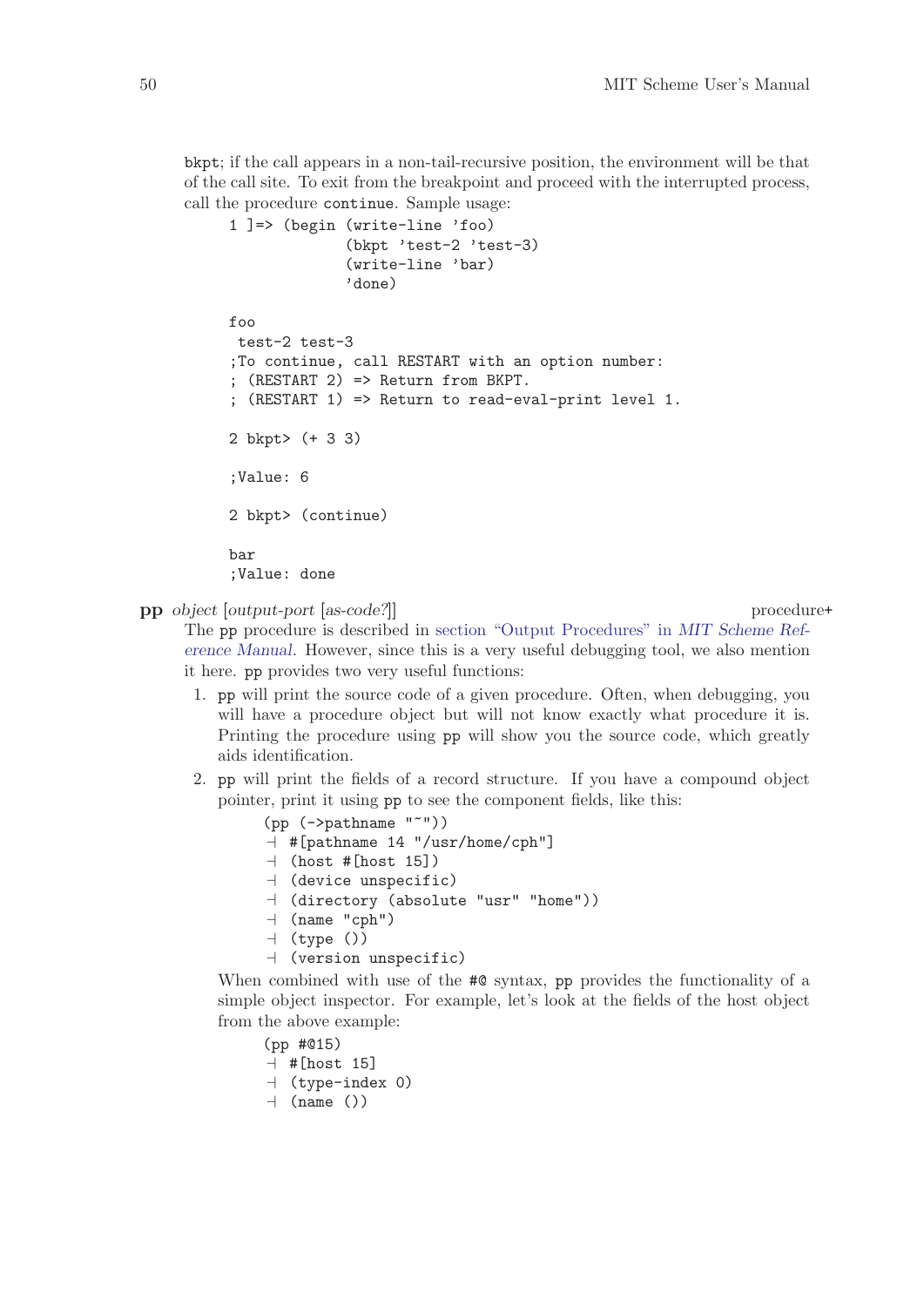`bkpt`; if the call appears in a non-tail-recursive position, the environment will be that of the call site. To exit from the breakpoint and proceed with the interrupted process, call the procedure `continue`. Sample usage:

```
1 ]=> (begin (write-line 'foo)
             (bkpt 'test-2 'test-3)
             (write-line 'bar)
             'done)

foo
 test-2 test-3
;To continue, call RESTART with an option number:
; (RESTART 2) => Return from BKPT.
; (RESTART 1) => Return to read-eval-print level 1.

2 bkpt> (+ 3 3)

;Value: 6

2 bkpt> (continue)

bar
;Value: done
```

**pp** *object* [*output-port* [*as-code?*]] — procedure+

The `pp` procedure is described in section "Output Procedures" in *MIT Scheme Reference Manual*. However, since this is a very useful debugging tool, we also mention it here. `pp` provides two very useful functions:

1. `pp` will print the source code of a given procedure. Often, when debugging, you will have a procedure object but will not know exactly what procedure it is. Printing the procedure using `pp` will show you the source code, which greatly aids identification.
2. `pp` will print the fields of a record structure. If you have a compound object pointer, print it using `pp` to see the component fields, like this:

   ```
   (pp (->pathname "~"))
   ⊣ #[pathname 14 "/usr/home/cph"]
   ⊣ (host #[host 15])
   ⊣ (device unspecific)
   ⊣ (directory (absolute "usr" "home"))
   ⊣ (name "cph")
   ⊣ (type ())
   ⊣ (version unspecific)
   ```

   When combined with use of the `#@` syntax, `pp` provides the functionality of a simple object inspector. For example, let's look at the fields of the host object from the above example:

   ```
   (pp #@15)
   ⊣ #[host 15]
   ⊣ (type-index 0)
   ⊣ (name ())
   ```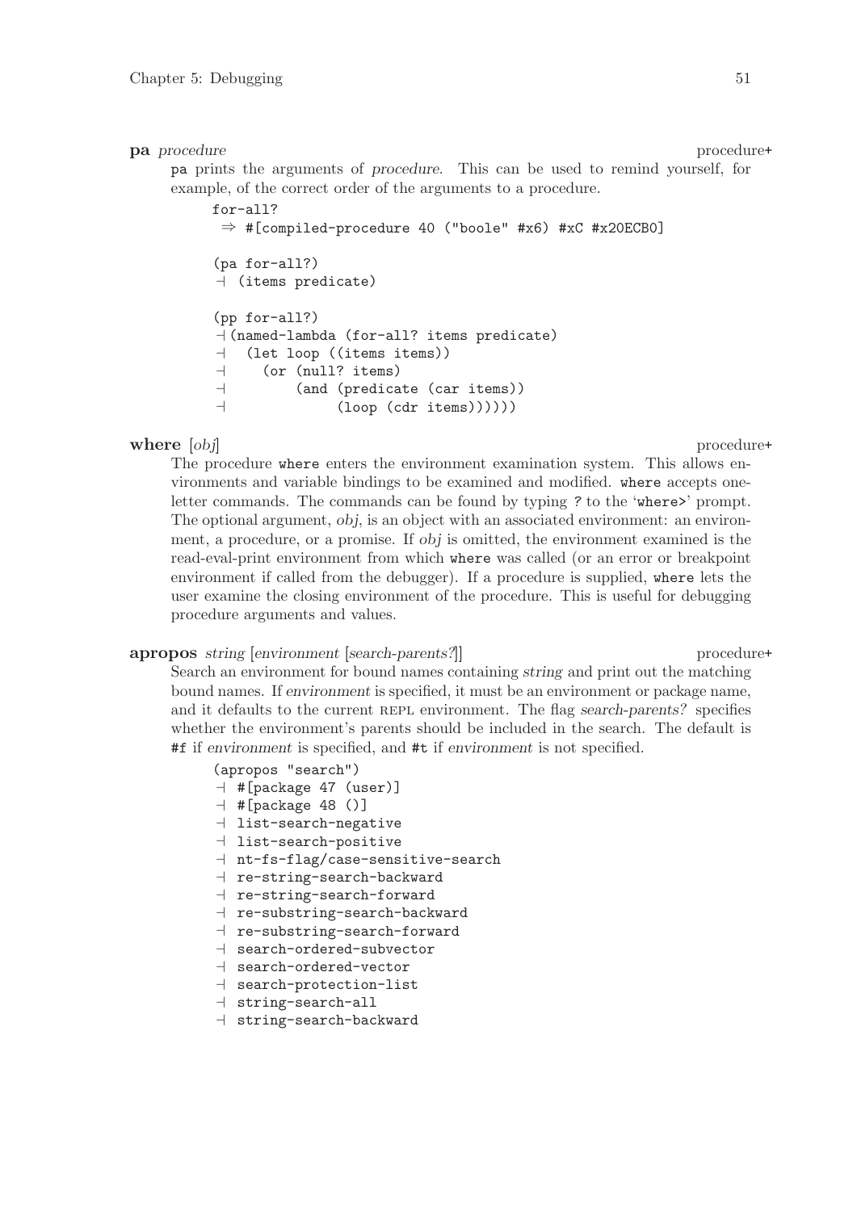**pa** *procedure* procedure+

pa prints the arguments of *procedure*. This can be used to remind yourself, for example, of the correct order of the arguments to a procedure.

```
for-all?
 ⇒ #[compiled-procedure 40 ("boole" #x6) #xC #x20ECB0]

(pa for-all?)
⊣ (items predicate)

(pp for-all?)
⊣(named-lambda (for-all? items predicate)
⊣   (let loop ((items items))
⊣     (or (null? items)
⊣         (and (predicate (car items))
⊣              (loop (cdr items))))))
```

**where** [*obj*] procedure+

The procedure where enters the environment examination system. This allows environments and variable bindings to be examined and modified. where accepts one-letter commands. The commands can be found by typing ? to the 'where>' prompt. The optional argument, *obj*, is an object with an associated environment: an environment, a procedure, or a promise. If *obj* is omitted, the environment examined is the read-eval-print environment from which where was called (or an error or breakpoint environment if called from the debugger). If a procedure is supplied, where lets the user examine the closing environment of the procedure. This is useful for debugging procedure arguments and values.

**apropos** *string* [*environment* [*search-parents?*]] procedure+

Search an environment for bound names containing *string* and print out the matching bound names. If *environment* is specified, it must be an environment or package name, and it defaults to the current REPL environment. The flag *search-parents?* specifies whether the environment's parents should be included in the search. The default is #f if *environment* is specified, and #t if *environment* is not specified.

```
(apropos "search")
⊣ #[package 47 (user)]
⊣ #[package 48 ()]
⊣ list-search-negative
⊣ list-search-positive
⊣ nt-fs-flag/case-sensitive-search
⊣ re-string-search-backward
⊣ re-string-search-forward
⊣ re-substring-search-backward
⊣ re-substring-search-forward
⊣ search-ordered-subvector
⊣ search-ordered-vector
⊣ search-protection-list
⊣ string-search-all
⊣ string-search-backward
```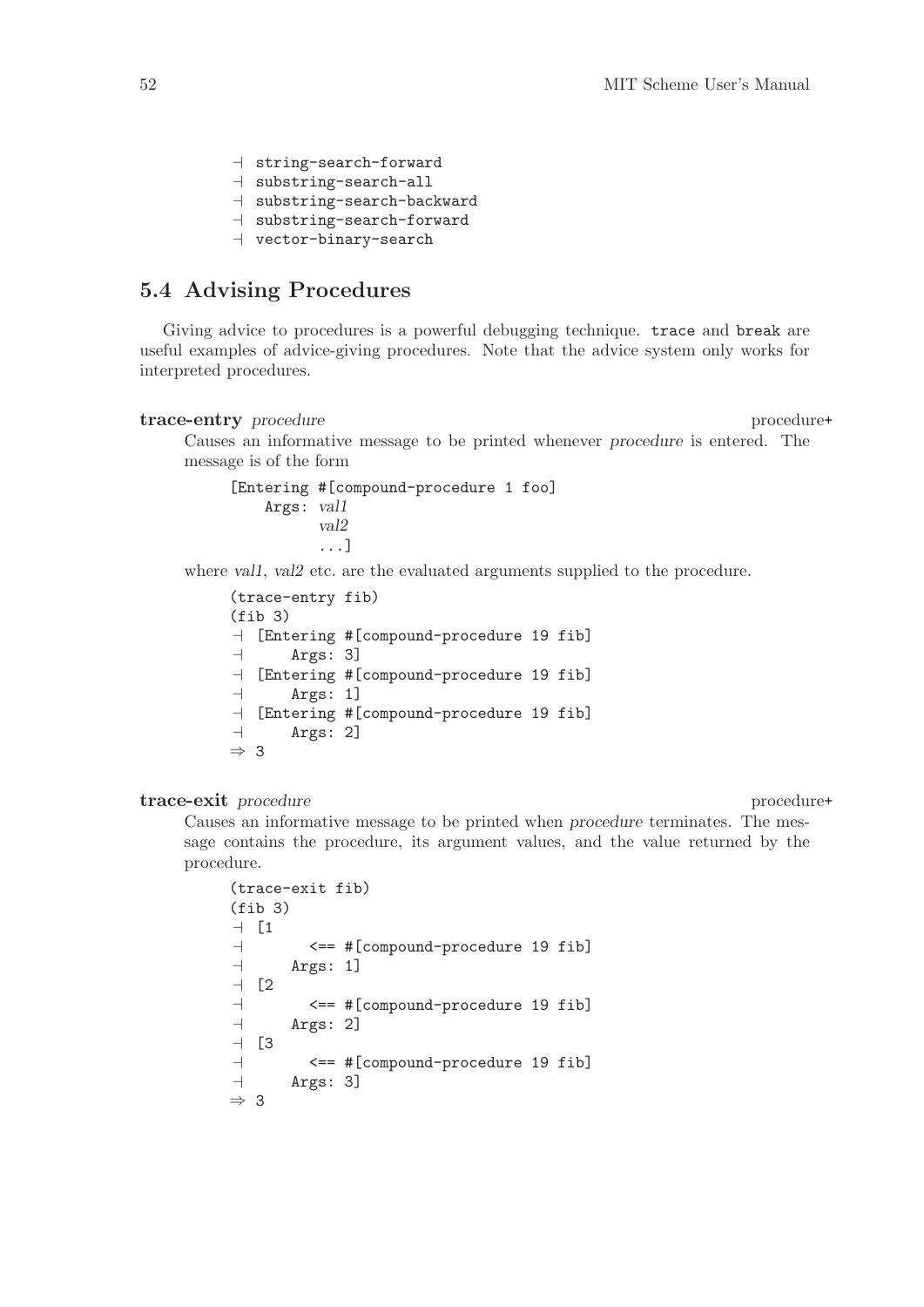```
⊣ string-search-forward
⊣ substring-search-all
⊣ substring-search-backward
⊣ substring-search-forward
⊣ vector-binary-search
```

## 5.4 Advising Procedures

Giving advice to procedures is a powerful debugging technique. `trace` and `break` are useful examples of advice-giving procedures. Note that the advice system only works for interpreted procedures.

**trace-entry** *procedure* procedure+

Causes an informative message to be printed whenever *procedure* is entered. The message is of the form

```
[Entering #[compound-procedure 1 foo]
    Args: val1
          val2
          ...]
```

where *val1*, *val2* etc. are the evaluated arguments supplied to the procedure.

```
(trace-entry fib)
(fib 3)
⊣ [Entering #[compound-procedure 19 fib]
⊣     Args: 3]
⊣ [Entering #[compound-procedure 19 fib]
⊣     Args: 1]
⊣ [Entering #[compound-procedure 19 fib]
⊣     Args: 2]
⇒ 3
```

**trace-exit** *procedure* procedure+

Causes an informative message to be printed when *procedure* terminates. The message contains the procedure, its argument values, and the value returned by the procedure.

```
(trace-exit fib)
(fib 3)
⊣ [1
⊣       <== #[compound-procedure 19 fib]
⊣     Args: 1]
⊣ [2
⊣       <== #[compound-procedure 19 fib]
⊣     Args: 2]
⊣ [3
⊣       <== #[compound-procedure 19 fib]
⊣     Args: 3]
⇒ 3
```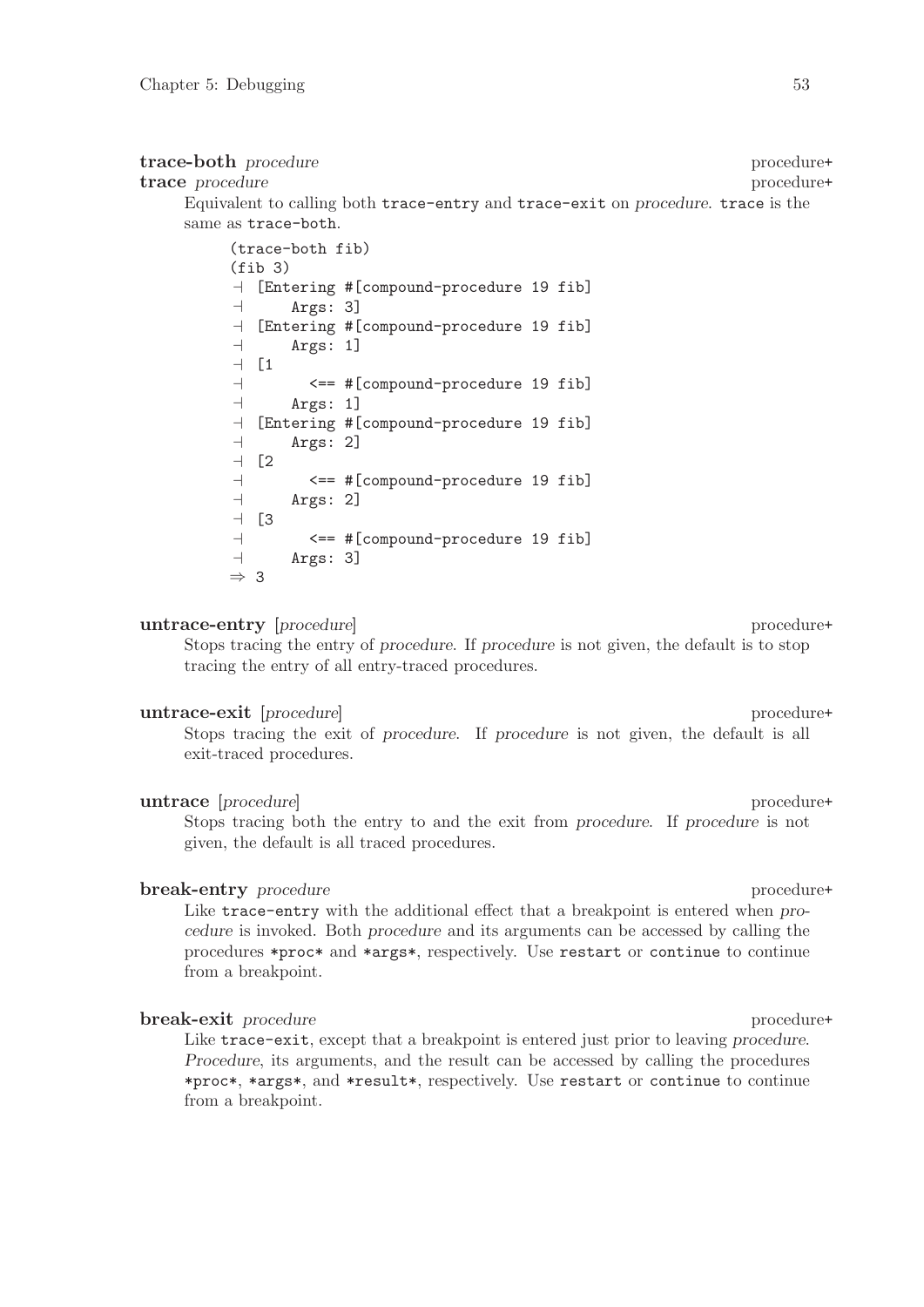**trace-both** *procedure* procedure+
**trace** *procedure* procedure+

Equivalent to calling both `trace-entry` and `trace-exit` on *procedure*. `trace` is the same as `trace-both`.

```
(trace-both fib)
(fib 3)
⊣ [Entering #[compound-procedure 19 fib]
⊣     Args: 3]
⊣ [Entering #[compound-procedure 19 fib]
⊣     Args: 1]
⊣ [1
⊣       <== #[compound-procedure 19 fib]
⊣     Args: 1]
⊣ [Entering #[compound-procedure 19 fib]
⊣     Args: 2]
⊣ [2
⊣       <== #[compound-procedure 19 fib]
⊣     Args: 2]
⊣ [3
⊣       <== #[compound-procedure 19 fib]
⊣     Args: 3]
⇒ 3
```

**untrace-entry** [*procedure*] procedure+

Stops tracing the entry of *procedure*. If *procedure* is not given, the default is to stop tracing the entry of all entry-traced procedures.

**untrace-exit** [*procedure*] procedure+

Stops tracing the exit of *procedure*. If *procedure* is not given, the default is all exit-traced procedures.

**untrace** [*procedure*] procedure+

Stops tracing both the entry to and the exit from *procedure*. If *procedure* is not given, the default is all traced procedures.

**break-entry** *procedure* procedure+

Like `trace-entry` with the additional effect that a breakpoint is entered when *procedure* is invoked. Both *procedure* and its arguments can be accessed by calling the procedures `*proc*` and `*args*`, respectively. Use `restart` or `continue` to continue from a breakpoint.

**break-exit** *procedure* procedure+

Like `trace-exit`, except that a breakpoint is entered just prior to leaving *procedure*. *Procedure*, its arguments, and the result can be accessed by calling the procedures `*proc*`, `*args*`, and `*result*`, respectively. Use `restart` or `continue` to continue from a breakpoint.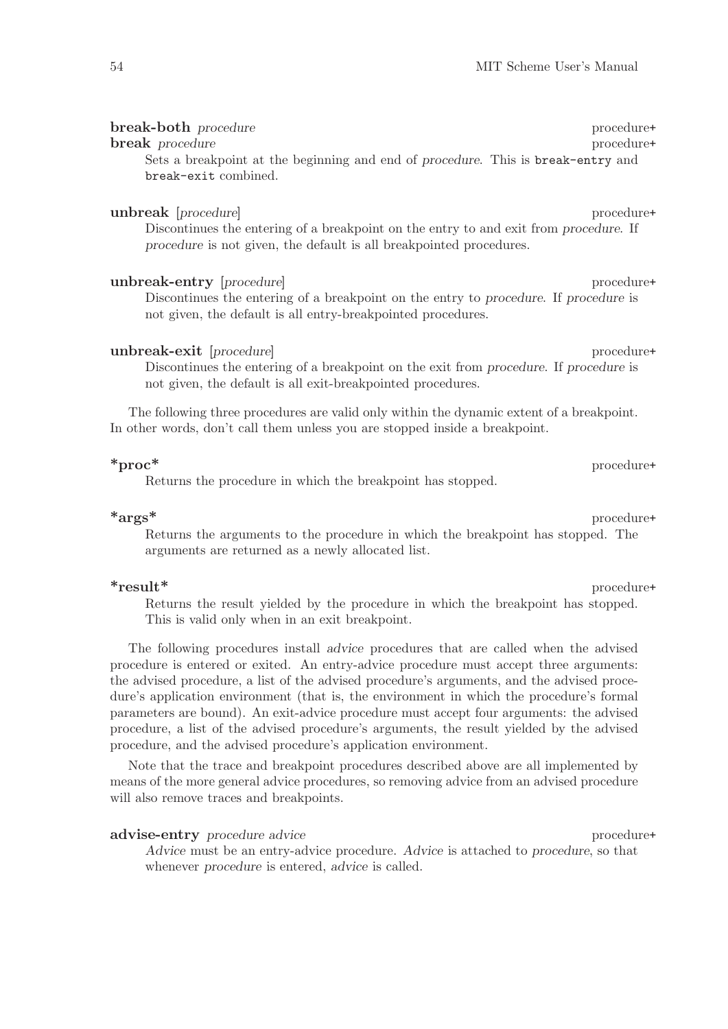**break-both** *procedure* procedure+
**break** *procedure* procedure+

Sets a breakpoint at the beginning and end of *procedure*. This is `break-entry` and `break-exit` combined.

**unbreak** [*procedure*] procedure+

Discontinues the entering of a breakpoint on the entry to and exit from *procedure*. If *procedure* is not given, the default is all breakpointed procedures.

**unbreak-entry** [*procedure*] procedure+

Discontinues the entering of a breakpoint on the entry to *procedure*. If *procedure* is not given, the default is all entry-breakpointed procedures.

**unbreak-exit** [*procedure*] procedure+

Discontinues the entering of a breakpoint on the exit from *procedure*. If *procedure* is not given, the default is all exit-breakpointed procedures.

The following three procedures are valid only within the dynamic extent of a breakpoint. In other words, don't call them unless you are stopped inside a breakpoint.

**\*proc\*** procedure+

Returns the procedure in which the breakpoint has stopped.

**\*args\*** procedure+

Returns the arguments to the procedure in which the breakpoint has stopped. The arguments are returned as a newly allocated list.

**\*result\*** procedure+

Returns the result yielded by the procedure in which the breakpoint has stopped. This is valid only when in an exit breakpoint.

The following procedures install *advice* procedures that are called when the advised procedure is entered or exited. An entry-advice procedure must accept three arguments: the advised procedure, a list of the advised procedure's arguments, and the advised procedure's application environment (that is, the environment in which the procedure's formal parameters are bound). An exit-advice procedure must accept four arguments: the advised procedure, a list of the advised procedure's arguments, the result yielded by the advised procedure, and the advised procedure's application environment.

Note that the trace and breakpoint procedures described above are all implemented by means of the more general advice procedures, so removing advice from an advised procedure will also remove traces and breakpoints.

**advise-entry** *procedure advice* procedure+

*Advice* must be an entry-advice procedure. *Advice* is attached to *procedure*, so that whenever *procedure* is entered, *advice* is called.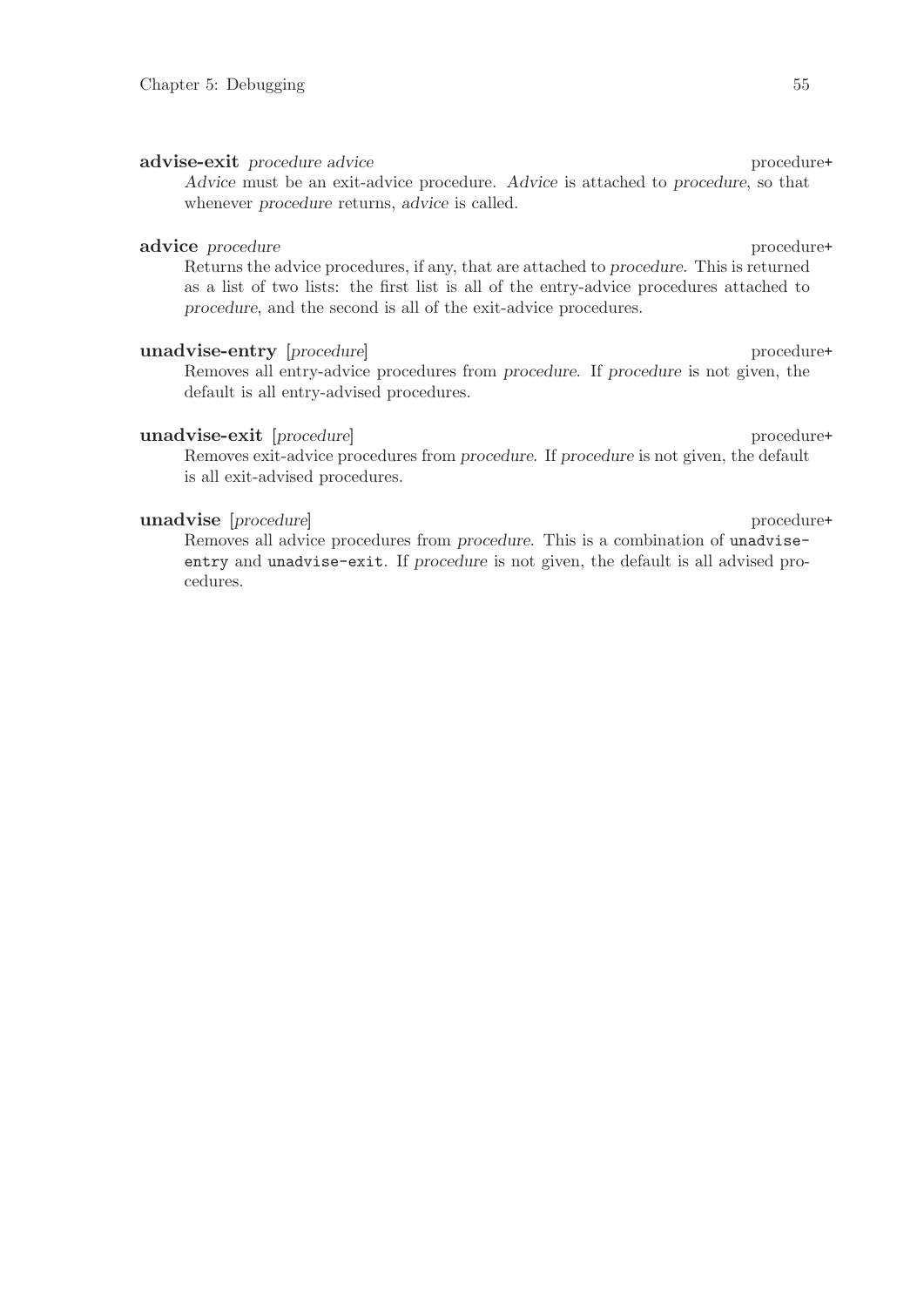**advise-exit** *procedure advice* procedure+

*Advice* must be an exit-advice procedure. *Advice* is attached to *procedure*, so that whenever *procedure* returns, *advice* is called.

**advice** *procedure* procedure+

Returns the advice procedures, if any, that are attached to *procedure*. This is returned as a list of two lists: the first list is all of the entry-advice procedures attached to *procedure*, and the second is all of the exit-advice procedures.

**unadvise-entry** [*procedure*] procedure+

Removes all entry-advice procedures from *procedure*. If *procedure* is not given, the default is all entry-advised procedures.

**unadvise-exit** [*procedure*] procedure+

Removes exit-advice procedures from *procedure*. If *procedure* is not given, the default is all exit-advised procedures.

**unadvise** [*procedure*] procedure+

Removes all advice procedures from *procedure*. This is a combination of `unadvise-entry` and `unadvise-exit`. If *procedure* is not given, the default is all advised procedures.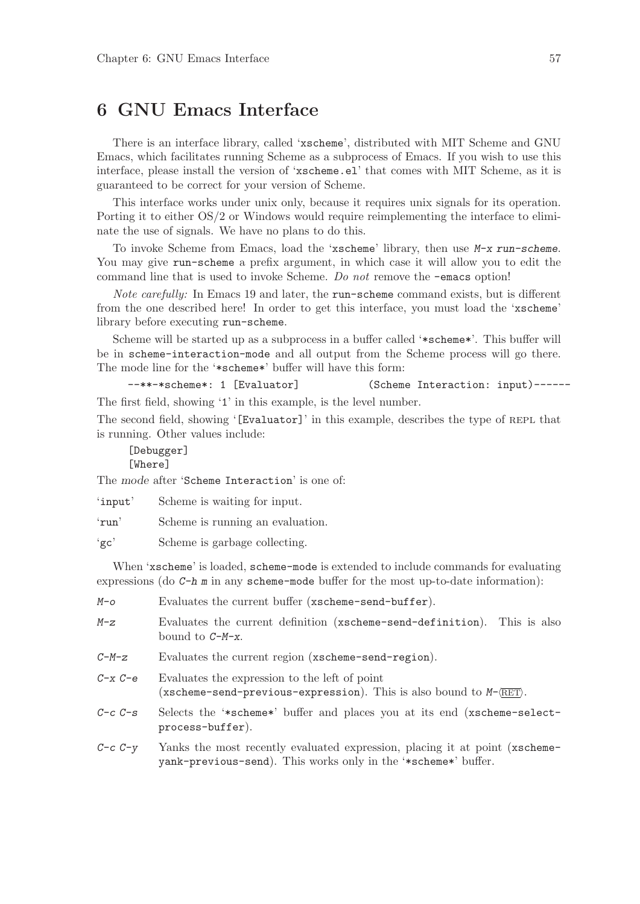# 6 GNU Emacs Interface

There is an interface library, called 'xscheme', distributed with MIT Scheme and GNU Emacs, which facilitates running Scheme as a subprocess of Emacs. If you wish to use this interface, please install the version of 'xscheme.el' that comes with MIT Scheme, as it is guaranteed to be correct for your version of Scheme.

This interface works under unix only, because it requires unix signals for its operation. Porting it to either OS/2 or Windows would require reimplementing the interface to eliminate the use of signals. We have no plans to do this.

To invoke Scheme from Emacs, load the 'xscheme' library, then use *M-x run-scheme*. You may give `run-scheme` a prefix argument, in which case it will allow you to edit the command line that is used to invoke Scheme. *Do not* remove the `-emacs` option!

*Note carefully:* In Emacs 19 and later, the `run-scheme` command exists, but is different from the one described here! In order to get this interface, you must load the 'xscheme' library before executing `run-scheme`.

Scheme will be started up as a subprocess in a buffer called '*scheme*'. This buffer will be in `scheme-interaction-mode` and all output from the Scheme process will go there. The mode line for the '*scheme*' buffer will have this form:

```
--**-*scheme*: 1 [Evaluator]          (Scheme Interaction: input)------
```

The first field, showing '1' in this example, is the level number.

The second field, showing '[Evaluator]' in this example, describes the type of REPL that is running. Other values include:

```
[Debugger]
[Where]
```

The *mode* after 'Scheme Interaction' is one of:

'input' Scheme is waiting for input.

'run' Scheme is running an evaluation.

'gc' Scheme is garbage collecting.

When 'xscheme' is loaded, `scheme-mode` is extended to include commands for evaluating expressions (do *C-h m* in any `scheme-mode` buffer for the most up-to-date information):

*M-o* Evaluates the current buffer (`xscheme-send-buffer`).

*M-z* Evaluates the current definition (`xscheme-send-definition`). This is also bound to *C-M-x*.

*C-M-z* Evaluates the current region (`xscheme-send-region`).

*C-x C-e* Evaluates the expression to the left of point (`xscheme-send-previous-expression`). This is also bound to *M-⟨RET⟩*.

*C-c C-s* Selects the '*scheme*' buffer and places you at its end (`xscheme-select-process-buffer`).

*C-c C-y* Yanks the most recently evaluated expression, placing it at point (`xscheme-yank-previous-send`). This works only in the '*scheme*' buffer.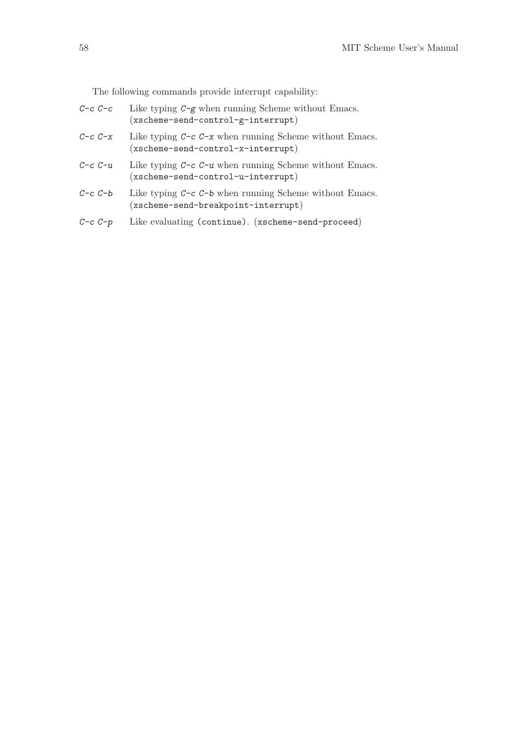The following commands provide interrupt capability:

*C-c C-c*
: Like typing *C-g* when running Scheme without Emacs. (`xscheme-send-control-g-interrupt`)

*C-c C-x*
: Like typing *C-c C-x* when running Scheme without Emacs. (`xscheme-send-control-x-interrupt`)

*C-c C-u*
: Like typing *C-c C-u* when running Scheme without Emacs. (`xscheme-send-control-u-interrupt`)

*C-c C-b*
: Like typing *C-c C-b* when running Scheme without Emacs. (`xscheme-send-breakpoint-interrupt`)

*C-c C-p*
: Like evaluating `(continue)`. (`xscheme-send-proceed`)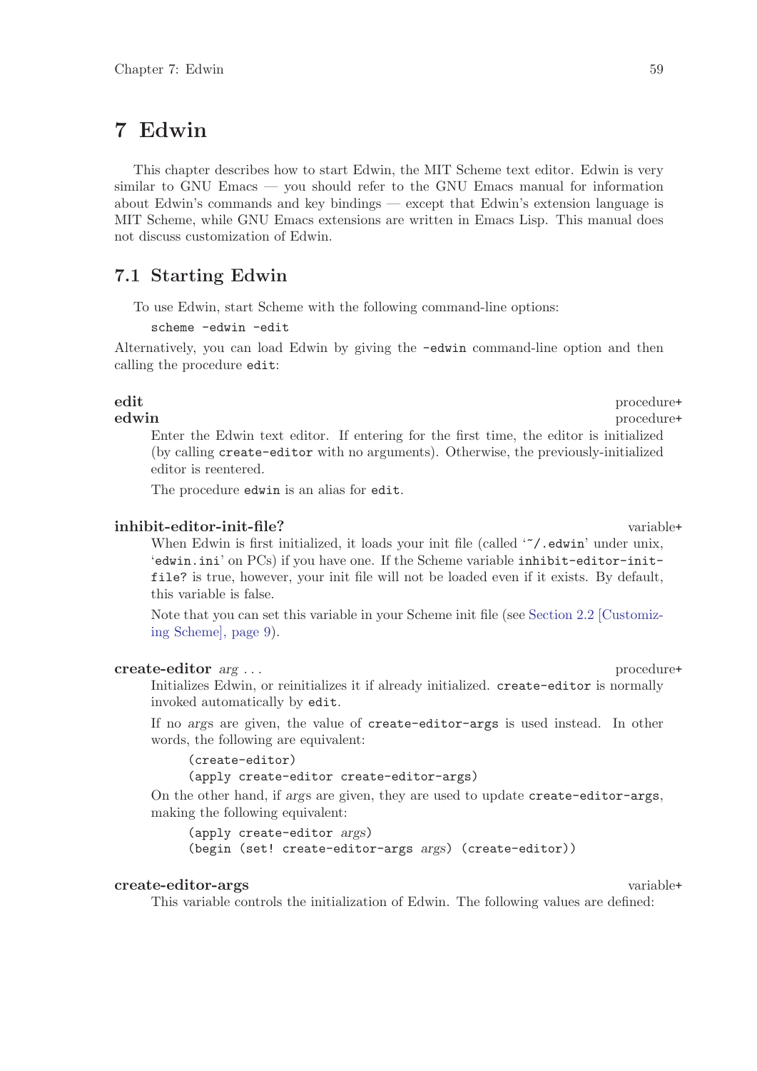# 7 Edwin

This chapter describes how to start Edwin, the MIT Scheme text editor. Edwin is very similar to GNU Emacs — you should refer to the GNU Emacs manual for information about Edwin's commands and key bindings — except that Edwin's extension language is MIT Scheme, while GNU Emacs extensions are written in Emacs Lisp. This manual does not discuss customization of Edwin.

## 7.1 Starting Edwin

To use Edwin, start Scheme with the following command-line options:

```
scheme -edwin -edit
```

Alternatively, you can load Edwin by giving the `-edwin` command-line option and then calling the procedure `edit`:

**edit** procedure+
**edwin** procedure+

Enter the Edwin text editor. If entering for the first time, the editor is initialized (by calling `create-editor` with no arguments). Otherwise, the previously-initialized editor is reentered.

The procedure `edwin` is an alias for `edit`.

**inhibit-editor-init-file?** variable+

When Edwin is first initialized, it loads your init file (called '`~/.edwin`' under unix, '`edwin.ini`' on PCs) if you have one. If the Scheme variable `inhibit-editor-init-file?` is true, however, your init file will not be loaded even if it exists. By default, this variable is false.

Note that you can set this variable in your Scheme init file (see Section 2.2 [Customizing Scheme], page 9).

**create-editor** *arg ...* procedure+

Initializes Edwin, or reinitializes it if already initialized. `create-editor` is normally invoked automatically by `edit`.

If no *args* are given, the value of `create-editor-args` is used instead. In other words, the following are equivalent:

```
(create-editor)
(apply create-editor create-editor-args)
```

On the other hand, if *args* are given, they are used to update `create-editor-args`, making the following equivalent:

```
(apply create-editor args)
(begin (set! create-editor-args args) (create-editor))
```

**create-editor-args** variable+

This variable controls the initialization of Edwin. The following values are defined: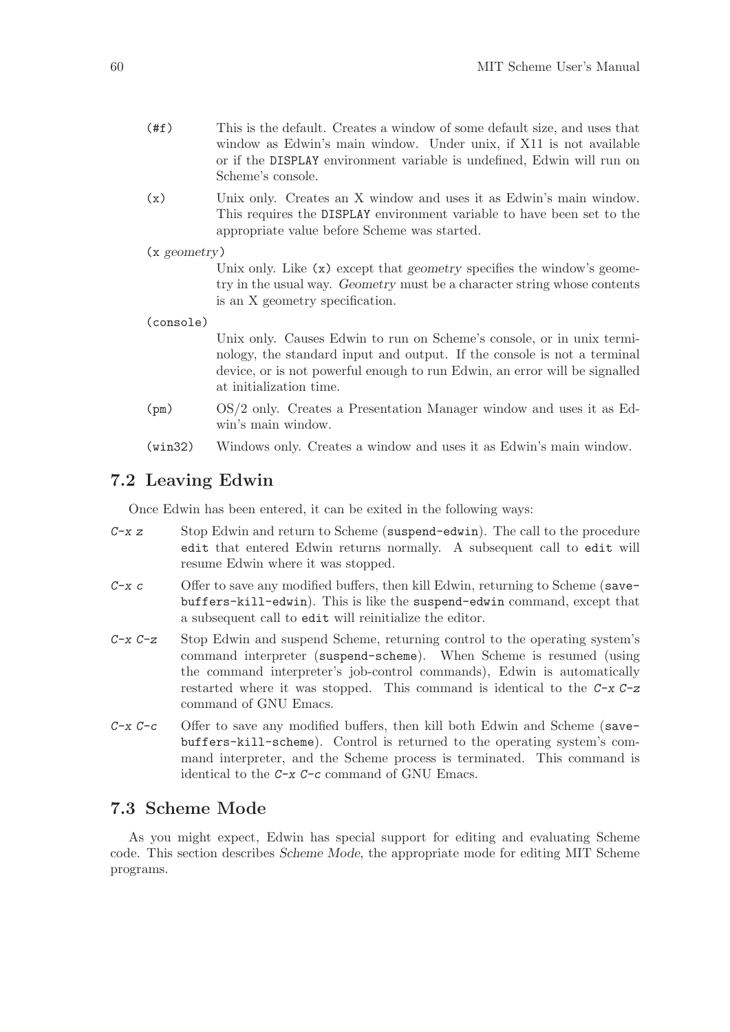`(#f)`
: This is the default. Creates a window of some default size, and uses that window as Edwin's main window. Under unix, if X11 is not available or if the `DISPLAY` environment variable is undefined, Edwin will run on Scheme's console.

`(x)`
: Unix only. Creates an X window and uses it as Edwin's main window. This requires the `DISPLAY` environment variable to have been set to the appropriate value before Scheme was started.

`(x` *geometry*`)`
: Unix only. Like `(x)` except that *geometry* specifies the window's geometry in the usual way. *Geometry* must be a character string whose contents is an X geometry specification.

`(console)`
: Unix only. Causes Edwin to run on Scheme's console, or in unix terminology, the standard input and output. If the console is not a terminal device, or is not powerful enough to run Edwin, an error will be signalled at initialization time.

`(pm)`
: OS/2 only. Creates a Presentation Manager window and uses it as Edwin's main window.

`(win32)`
: Windows only. Creates a window and uses it as Edwin's main window.

## 7.2 Leaving Edwin

Once Edwin has been entered, it can be exited in the following ways:

*C-x z*
: Stop Edwin and return to Scheme (`suspend-edwin`). The call to the procedure `edit` that entered Edwin returns normally. A subsequent call to `edit` will resume Edwin where it was stopped.

*C-x c*
: Offer to save any modified buffers, then kill Edwin, returning to Scheme (`save-buffers-kill-edwin`). This is like the `suspend-edwin` command, except that a subsequent call to `edit` will reinitialize the editor.

*C-x C-z*
: Stop Edwin and suspend Scheme, returning control to the operating system's command interpreter (`suspend-scheme`). When Scheme is resumed (using the command interpreter's job-control commands), Edwin is automatically restarted where it was stopped. This command is identical to the *C-x C-z* command of GNU Emacs.

*C-x C-c*
: Offer to save any modified buffers, then kill both Edwin and Scheme (`save-buffers-kill-scheme`). Control is returned to the operating system's command interpreter, and the Scheme process is terminated. This command is identical to the *C-x C-c* command of GNU Emacs.

## 7.3 Scheme Mode

As you might expect, Edwin has special support for editing and evaluating Scheme code. This section describes *Scheme Mode*, the appropriate mode for editing MIT Scheme programs.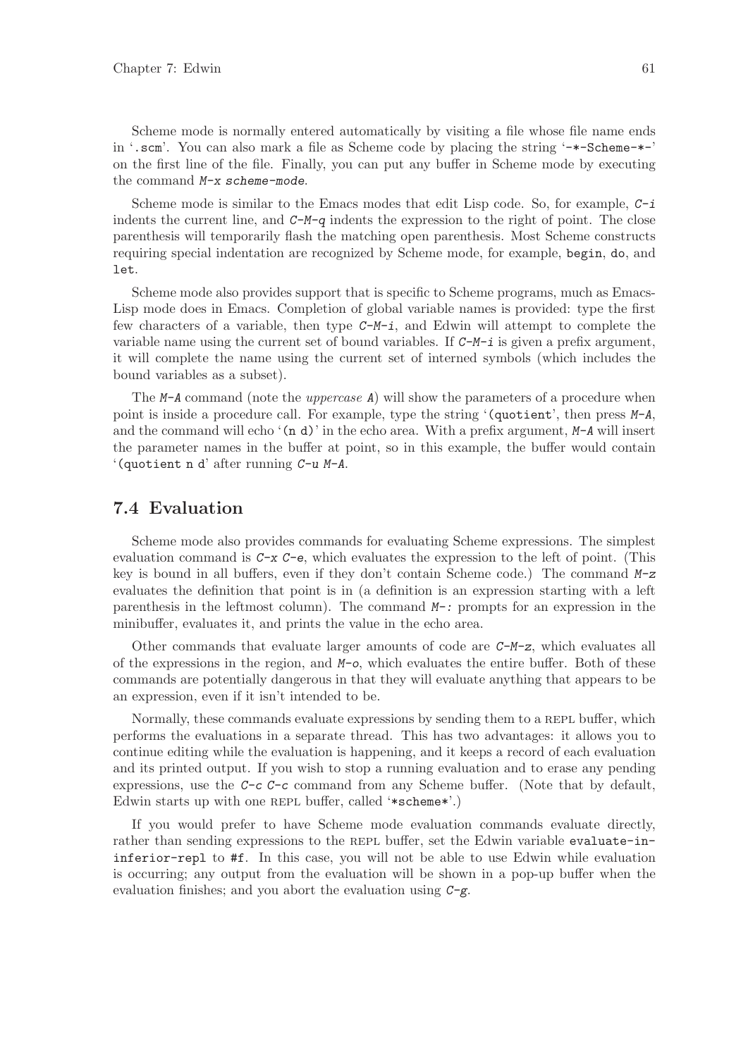Scheme mode is normally entered automatically by visiting a file whose file name ends in '`.scm`'. You can also mark a file as Scheme code by placing the string '`-*-Scheme-*-`' on the first line of the file. Finally, you can put any buffer in Scheme mode by executing the command *M-x scheme-mode*.

Scheme mode is similar to the Emacs modes that edit Lisp code. So, for example, *C-i* indents the current line, and *C-M-q* indents the expression to the right of point. The close parenthesis will temporarily flash the matching open parenthesis. Most Scheme constructs requiring special indentation are recognized by Scheme mode, for example, `begin`, `do`, and `let`.

Scheme mode also provides support that is specific to Scheme programs, much as Emacs-Lisp mode does in Emacs. Completion of global variable names is provided: type the first few characters of a variable, then type *C-M-i*, and Edwin will attempt to complete the variable name using the current set of bound variables. If *C-M-i* is given a prefix argument, it will complete the name using the current set of interned symbols (which includes the bound variables as a subset).

The *M-A* command (note the *uppercase A*) will show the parameters of a procedure when point is inside a procedure call. For example, type the string '`(quotient`', then press *M-A*, and the command will echo '`(n d)`' in the echo area. With a prefix argument, *M-A* will insert the parameter names in the buffer at point, so in this example, the buffer would contain '`(quotient n d`' after running *C-u M-A*.

## 7.4 Evaluation

Scheme mode also provides commands for evaluating Scheme expressions. The simplest evaluation command is *C-x C-e*, which evaluates the expression to the left of point. (This key is bound in all buffers, even if they don't contain Scheme code.) The command *M-z* evaluates the definition that point is in (a definition is an expression starting with a left parenthesis in the leftmost column). The command *M-:* prompts for an expression in the minibuffer, evaluates it, and prints the value in the echo area.

Other commands that evaluate larger amounts of code are *C-M-z*, which evaluates all of the expressions in the region, and *M-o*, which evaluates the entire buffer. Both of these commands are potentially dangerous in that they will evaluate anything that appears to be an expression, even if it isn't intended to be.

Normally, these commands evaluate expressions by sending them to a REPL buffer, which performs the evaluations in a separate thread. This has two advantages: it allows you to continue editing while the evaluation is happening, and it keeps a record of each evaluation and its printed output. If you wish to stop a running evaluation and to erase any pending expressions, use the *C-c C-c* command from any Scheme buffer. (Note that by default, Edwin starts up with one REPL buffer, called '`*scheme*`'.)

If you would prefer to have Scheme mode evaluation commands evaluate directly, rather than sending expressions to the REPL buffer, set the Edwin variable `evaluate-in-inferior-repl` to `#f`. In this case, you will not be able to use Edwin while evaluation is occurring; any output from the evaluation will be shown in a pop-up buffer when the evaluation finishes; and you abort the evaluation using *C-g*.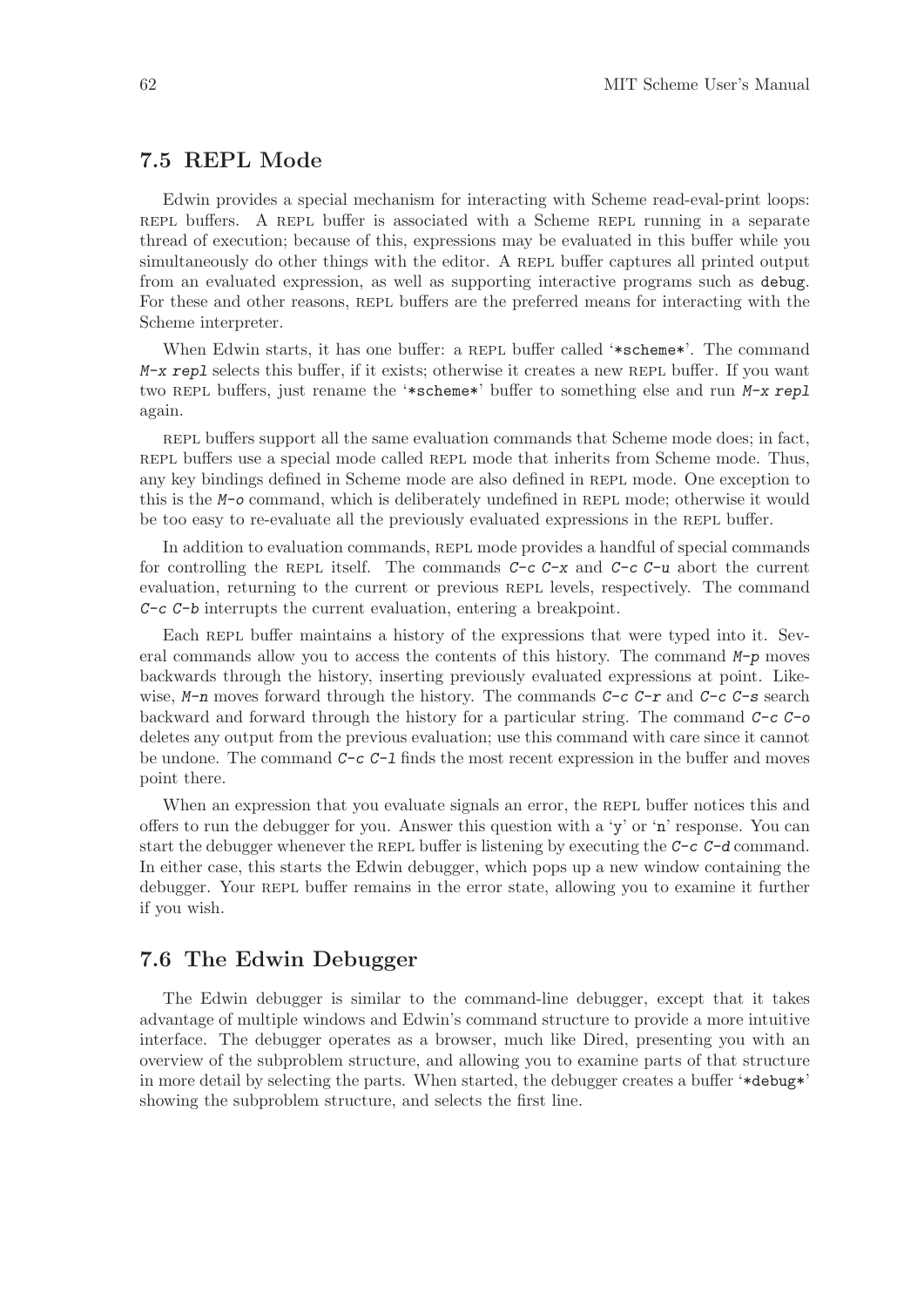## 7.5 REPL Mode

Edwin provides a special mechanism for interacting with Scheme read-eval-print loops: REPL buffers. A REPL buffer is associated with a Scheme REPL running in a separate thread of execution; because of this, expressions may be evaluated in this buffer while you simultaneously do other things with the editor. A REPL buffer captures all printed output from an evaluated expression, as well as supporting interactive programs such as `debug`. For these and other reasons, REPL buffers are the preferred means for interacting with the Scheme interpreter.

When Edwin starts, it has one buffer: a REPL buffer called '`*scheme*`'. The command *M-x repl* selects this buffer, if it exists; otherwise it creates a new REPL buffer. If you want two REPL buffers, just rename the '`*scheme*`' buffer to something else and run *M-x repl* again.

REPL buffers support all the same evaluation commands that Scheme mode does; in fact, REPL buffers use a special mode called REPL mode that inherits from Scheme mode. Thus, any key bindings defined in Scheme mode are also defined in REPL mode. One exception to this is the *M-o* command, which is deliberately undefined in REPL mode; otherwise it would be too easy to re-evaluate all the previously evaluated expressions in the REPL buffer.

In addition to evaluation commands, REPL mode provides a handful of special commands for controlling the REPL itself. The commands *C-c C-x* and *C-c C-u* abort the current evaluation, returning to the current or previous REPL levels, respectively. The command *C-c C-b* interrupts the current evaluation, entering a breakpoint.

Each REPL buffer maintains a history of the expressions that were typed into it. Several commands allow you to access the contents of this history. The command *M-p* moves backwards through the history, inserting previously evaluated expressions at point. Likewise, *M-n* moves forward through the history. The commands *C-c C-r* and *C-c C-s* search backward and forward through the history for a particular string. The command *C-c C-o* deletes any output from the previous evaluation; use this command with care since it cannot be undone. The command *C-c C-l* finds the most recent expression in the buffer and moves point there.

When an expression that you evaluate signals an error, the REPL buffer notices this and offers to run the debugger for you. Answer this question with a '`y`' or '`n`' response. You can start the debugger whenever the REPL buffer is listening by executing the *C-c C-d* command. In either case, this starts the Edwin debugger, which pops up a new window containing the debugger. Your REPL buffer remains in the error state, allowing you to examine it further if you wish.

## 7.6 The Edwin Debugger

The Edwin debugger is similar to the command-line debugger, except that it takes advantage of multiple windows and Edwin's command structure to provide a more intuitive interface. The debugger operates as a browser, much like Dired, presenting you with an overview of the subproblem structure, and allowing you to examine parts of that structure in more detail by selecting the parts. When started, the debugger creates a buffer '`*debug*`' showing the subproblem structure, and selects the first line.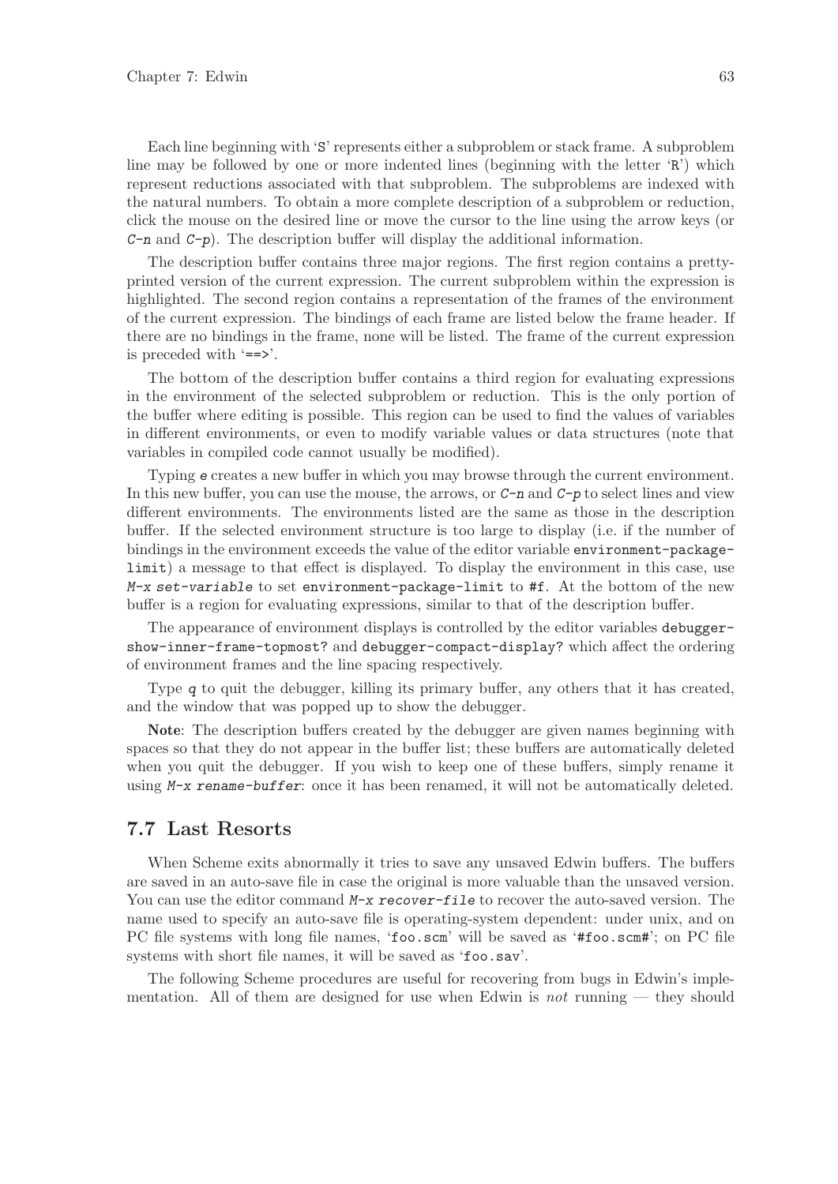Each line beginning with 'S' represents either a subproblem or stack frame. A subproblem line may be followed by one or more indented lines (beginning with the letter 'R') which represent reductions associated with that subproblem. The subproblems are indexed with the natural numbers. To obtain a more complete description of a subproblem or reduction, click the mouse on the desired line or move the cursor to the line using the arrow keys (or `C-n` and `C-p`). The description buffer will display the additional information.

The description buffer contains three major regions. The first region contains a pretty-printed version of the current expression. The current subproblem within the expression is highlighted. The second region contains a representation of the frames of the environment of the current expression. The bindings of each frame are listed below the frame header. If there are no bindings in the frame, none will be listed. The frame of the current expression is preceded with '`==>`'.

The bottom of the description buffer contains a third region for evaluating expressions in the environment of the selected subproblem or reduction. This is the only portion of the buffer where editing is possible. This region can be used to find the values of variables in different environments, or even to modify variable values or data structures (note that variables in compiled code cannot usually be modified).

Typing `e` creates a new buffer in which you may browse through the current environment. In this new buffer, you can use the mouse, the arrows, or `C-n` and `C-p` to select lines and view different environments. The environments listed are the same as those in the description buffer. If the selected environment structure is too large to display (i.e. if the number of bindings in the environment exceeds the value of the editor variable `environment-package-limit`) a message to that effect is displayed. To display the environment in this case, use `M-x set-variable` to set `environment-package-limit` to `#f`. At the bottom of the new buffer is a region for evaluating expressions, similar to that of the description buffer.

The appearance of environment displays is controlled by the editor variables `debugger-show-inner-frame-topmost?` and `debugger-compact-display?` which affect the ordering of environment frames and the line spacing respectively.

Type `q` to quit the debugger, killing its primary buffer, any others that it has created, and the window that was popped up to show the debugger.

**Note**: The description buffers created by the debugger are given names beginning with spaces so that they do not appear in the buffer list; these buffers are automatically deleted when you quit the debugger. If you wish to keep one of these buffers, simply rename it using `M-x rename-buffer`: once it has been renamed, it will not be automatically deleted.

## 7.7 Last Resorts

When Scheme exits abnormally it tries to save any unsaved Edwin buffers. The buffers are saved in an auto-save file in case the original is more valuable than the unsaved version. You can use the editor command `M-x recover-file` to recover the auto-saved version. The name used to specify an auto-save file is operating-system dependent: under unix, and on PC file systems with long file names, '`foo.scm`' will be saved as '`#foo.scm#`'; on PC file systems with short file names, it will be saved as '`foo.sav`'.

The following Scheme procedures are useful for recovering from bugs in Edwin's implementation. All of them are designed for use when Edwin is *not* running — they should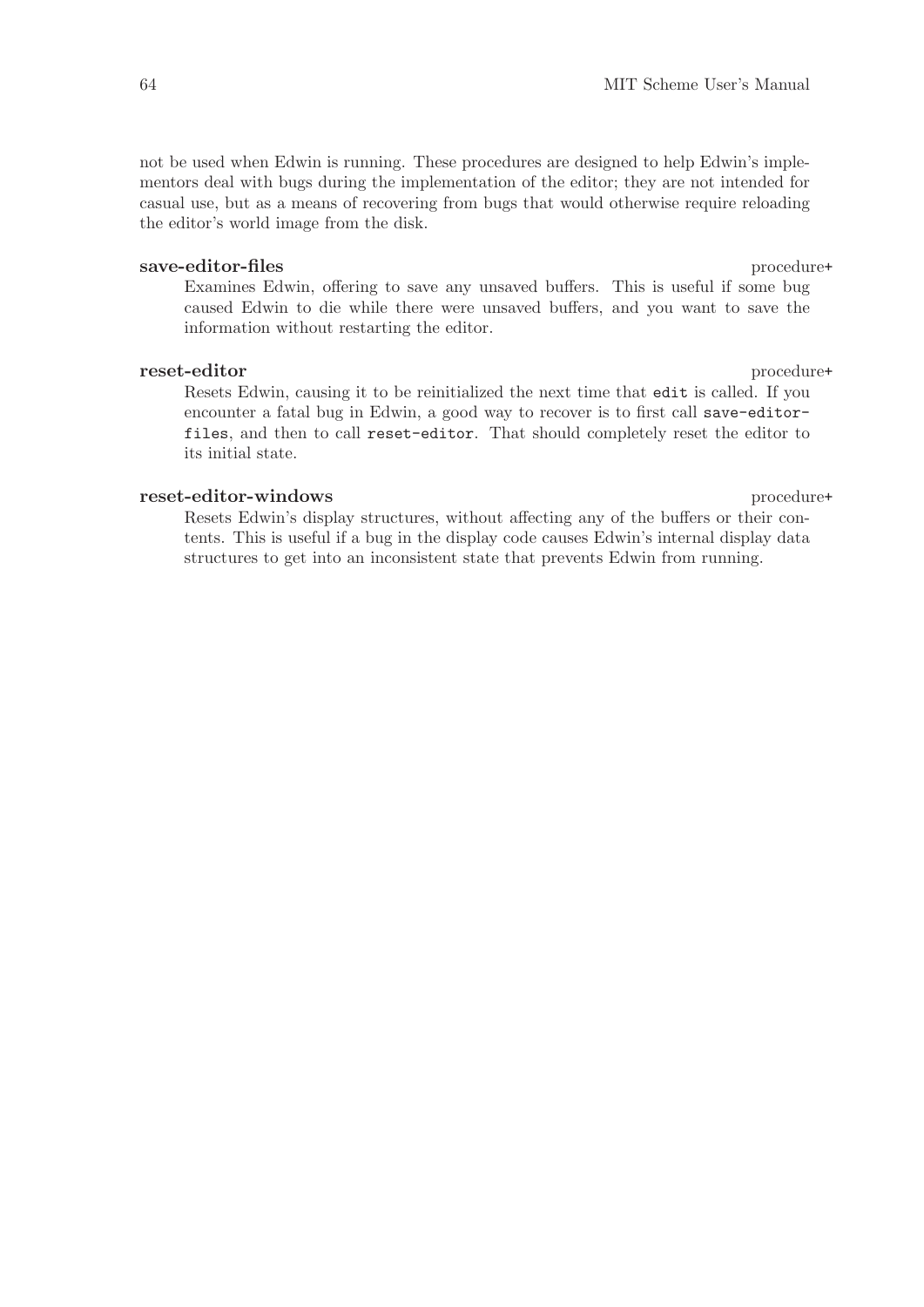not be used when Edwin is running. These procedures are designed to help Edwin's implementors deal with bugs during the implementation of the editor; they are not intended for casual use, but as a means of recovering from bugs that would otherwise require reloading the editor's world image from the disk.

**save-editor-files** procedure+

Examines Edwin, offering to save any unsaved buffers. This is useful if some bug caused Edwin to die while there were unsaved buffers, and you want to save the information without restarting the editor.

**reset-editor** procedure+

Resets Edwin, causing it to be reinitialized the next time that `edit` is called. If you encounter a fatal bug in Edwin, a good way to recover is to first call `save-editor-files`, and then to call `reset-editor`. That should completely reset the editor to its initial state.

**reset-editor-windows** procedure+

Resets Edwin's display structures, without affecting any of the buffers or their contents. This is useful if a bug in the display code causes Edwin's internal display data structures to get into an inconsistent state that prevents Edwin from running.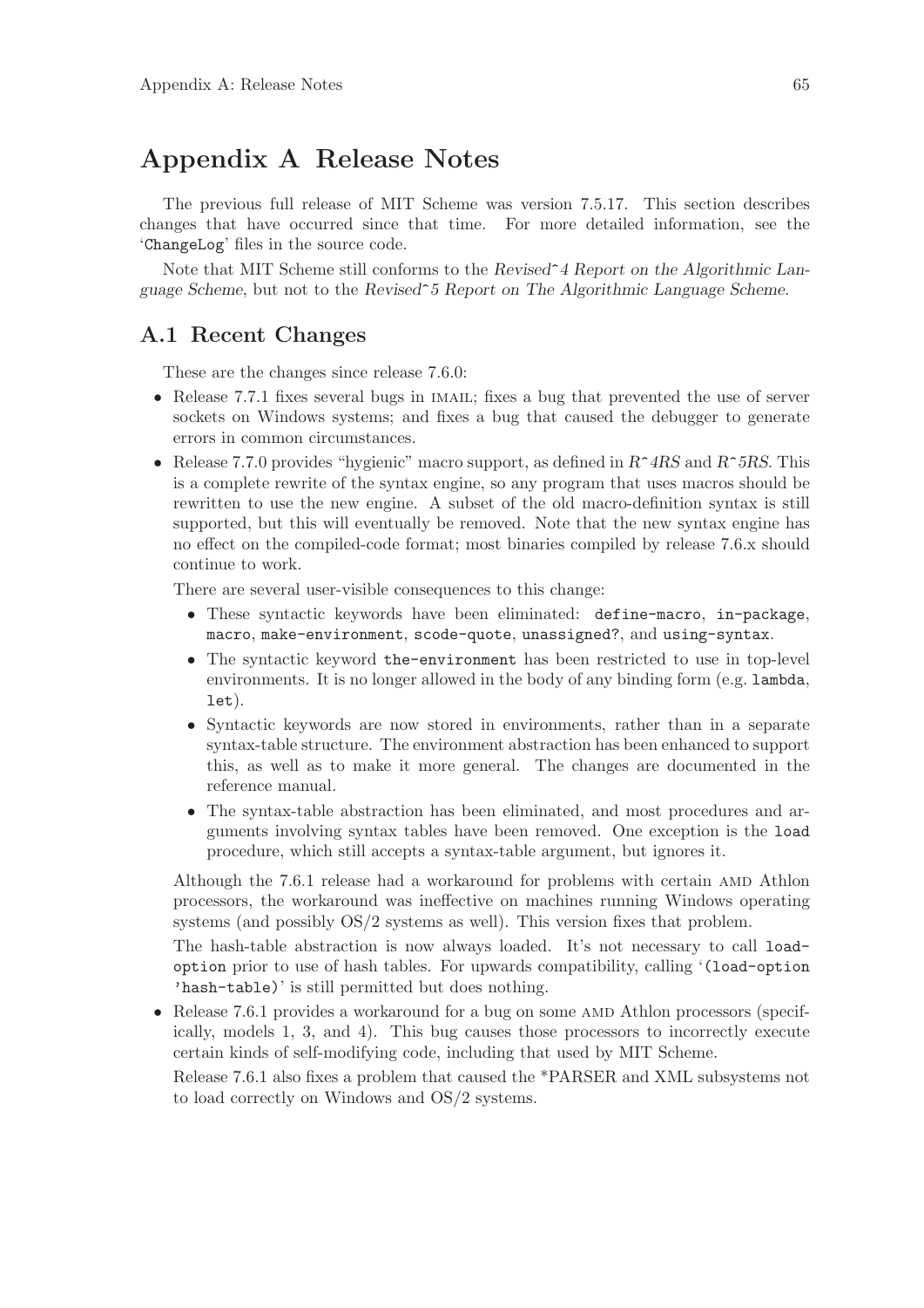# Appendix A Release Notes

The previous full release of MIT Scheme was version 7.5.17. This section describes changes that have occurred since that time. For more detailed information, see the '`ChangeLog`' files in the source code.

Note that MIT Scheme still conforms to the *Revised^4 Report on the Algorithmic Language Scheme*, but not to the *Revised^5 Report on The Algorithmic Language Scheme*.

## A.1 Recent Changes

These are the changes since release 7.6.0:

- Release 7.7.1 fixes several bugs in IMAIL; fixes a bug that prevented the use of server sockets on Windows systems; and fixes a bug that caused the debugger to generate errors in common circumstances.
- Release 7.7.0 provides "hygienic" macro support, as defined in *R^4RS* and *R^5RS*. This is a complete rewrite of the syntax engine, so any program that uses macros should be rewritten to use the new engine. A subset of the old macro-definition syntax is still supported, but this will eventually be removed. Note that the new syntax engine has no effect on the compiled-code format; most binaries compiled by release 7.6.x should continue to work.

  There are several user-visible consequences to this change:

  - These syntactic keywords have been eliminated: `define-macro`, `in-package`, `macro`, `make-environment`, `scode-quote`, `unassigned?`, and `using-syntax`.
  - The syntactic keyword `the-environment` has been restricted to use in top-level environments. It is no longer allowed in the body of any binding form (e.g. `lambda`, `let`).
  - Syntactic keywords are now stored in environments, rather than in a separate syntax-table structure. The environment abstraction has been enhanced to support this, as well as to make it more general. The changes are documented in the reference manual.
  - The syntax-table abstraction has been eliminated, and most procedures and arguments involving syntax tables have been removed. One exception is the `load` procedure, which still accepts a syntax-table argument, but ignores it.

  Although the 7.6.1 release had a workaround for problems with certain AMD Athlon processors, the workaround was ineffective on machines running Windows operating systems (and possibly OS/2 systems as well). This version fixes that problem.

  The hash-table abstraction is now always loaded. It's not necessary to call `load-option` prior to use of hash tables. For upwards compatibility, calling '`(load-option 'hash-table)`' is still permitted but does nothing.

- Release 7.6.1 provides a workaround for a bug on some AMD Athlon processors (specifically, models 1, 3, and 4). This bug causes those processors to incorrectly execute certain kinds of self-modifying code, including that used by MIT Scheme.

  Release 7.6.1 also fixes a problem that caused the *PARSER and XML subsystems not to load correctly on Windows and OS/2 systems.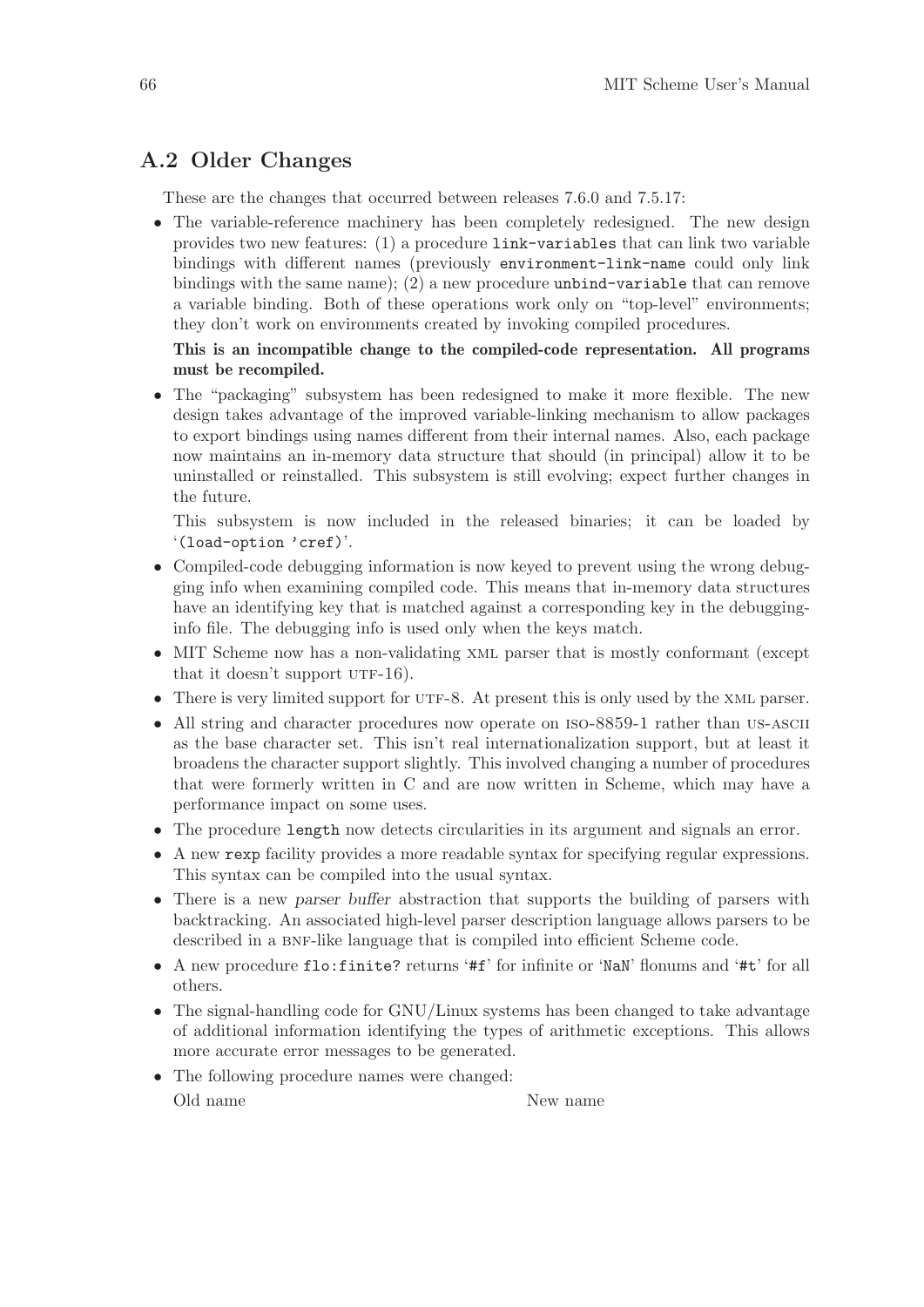## A.2 Older Changes

These are the changes that occurred between releases 7.6.0 and 7.5.17:

- The variable-reference machinery has been completely redesigned. The new design provides two new features: (1) a procedure `link-variables` that can link two variable bindings with different names (previously `environment-link-name` could only link bindings with the same name); (2) a new procedure `unbind-variable` that can remove a variable binding. Both of these operations work only on "top-level" environments; they don't work on environments created by invoking compiled procedures.

  **This is an incompatible change to the compiled-code representation. All programs must be recompiled.**

- The "packaging" subsystem has been redesigned to make it more flexible. The new design takes advantage of the improved variable-linking mechanism to allow packages to export bindings using names different from their internal names. Also, each package now maintains an in-memory data structure that should (in principal) allow it to be uninstalled or reinstalled. This subsystem is still evolving; expect further changes in the future.

  This subsystem is now included in the released binaries; it can be loaded by '`(load-option 'cref)`'.

- Compiled-code debugging information is now keyed to prevent using the wrong debugging info when examining compiled code. This means that in-memory data structures have an identifying key that is matched against a corresponding key in the debugging-info file. The debugging info is used only when the keys match.
- MIT Scheme now has a non-validating XML parser that is mostly conformant (except that it doesn't support UTF-16).
- There is very limited support for UTF-8. At present this is only used by the XML parser.
- All string and character procedures now operate on ISO-8859-1 rather than US-ASCII as the base character set. This isn't real internationalization support, but at least it broadens the character support slightly. This involved changing a number of procedures that were formerly written in C and are now written in Scheme, which may have a performance impact on some uses.
- The procedure `length` now detects circularities in its argument and signals an error.
- A new `rexp` facility provides a more readable syntax for specifying regular expressions. This syntax can be compiled into the usual syntax.
- There is a new *parser buffer* abstraction that supports the building of parsers with backtracking. An associated high-level parser description language allows parsers to be described in a BNF-like language that is compiled into efficient Scheme code.
- A new procedure `flo:finite?` returns '`#f`' for infinite or '`NaN`' flonums and '`#t`' for all others.
- The signal-handling code for GNU/Linux systems has been changed to take advantage of additional information identifying the types of arithmetic exceptions. This allows more accurate error messages to be generated.
- The following procedure names were changed:

  | Old name | New name |
  | --- | --- |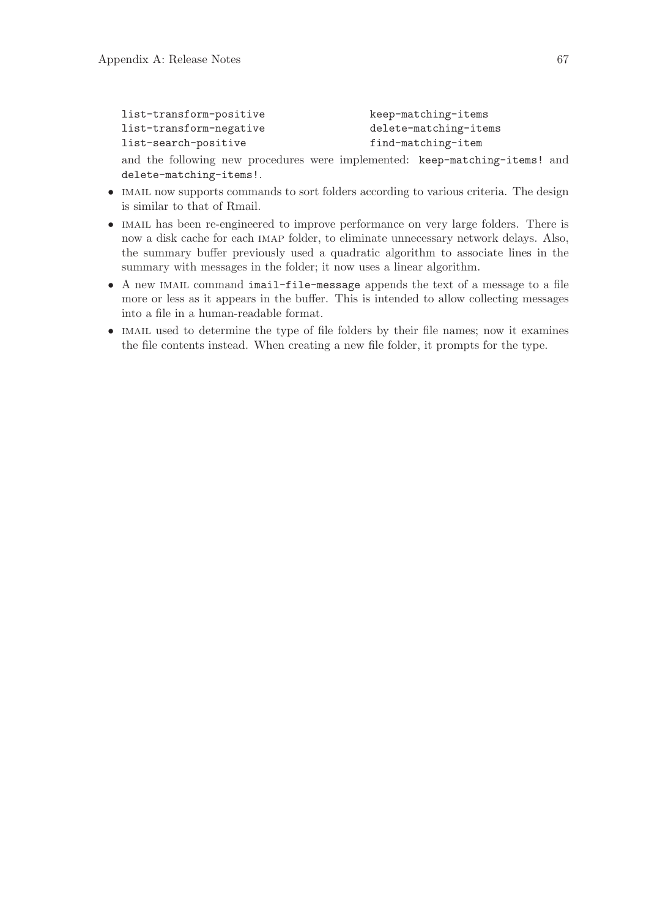```
list-transform-positive             keep-matching-items
list-transform-negative             delete-matching-items
list-search-positive                find-matching-item
```

and the following new procedures were implemented: `keep-matching-items!` and `delete-matching-items!`.

- IMAIL now supports commands to sort folders according to various criteria. The design is similar to that of Rmail.
- IMAIL has been re-engineered to improve performance on very large folders. There is now a disk cache for each IMAP folder, to eliminate unnecessary network delays. Also, the summary buffer previously used a quadratic algorithm to associate lines in the summary with messages in the folder; it now uses a linear algorithm.
- A new IMAIL command `imail-file-message` appends the text of a message to a file more or less as it appears in the buffer. This is intended to allow collecting messages into a file in a human-readable format.
- IMAIL used to determine the type of file folders by their file names; now it examines the file contents instead. When creating a new file folder, it prompts for the type.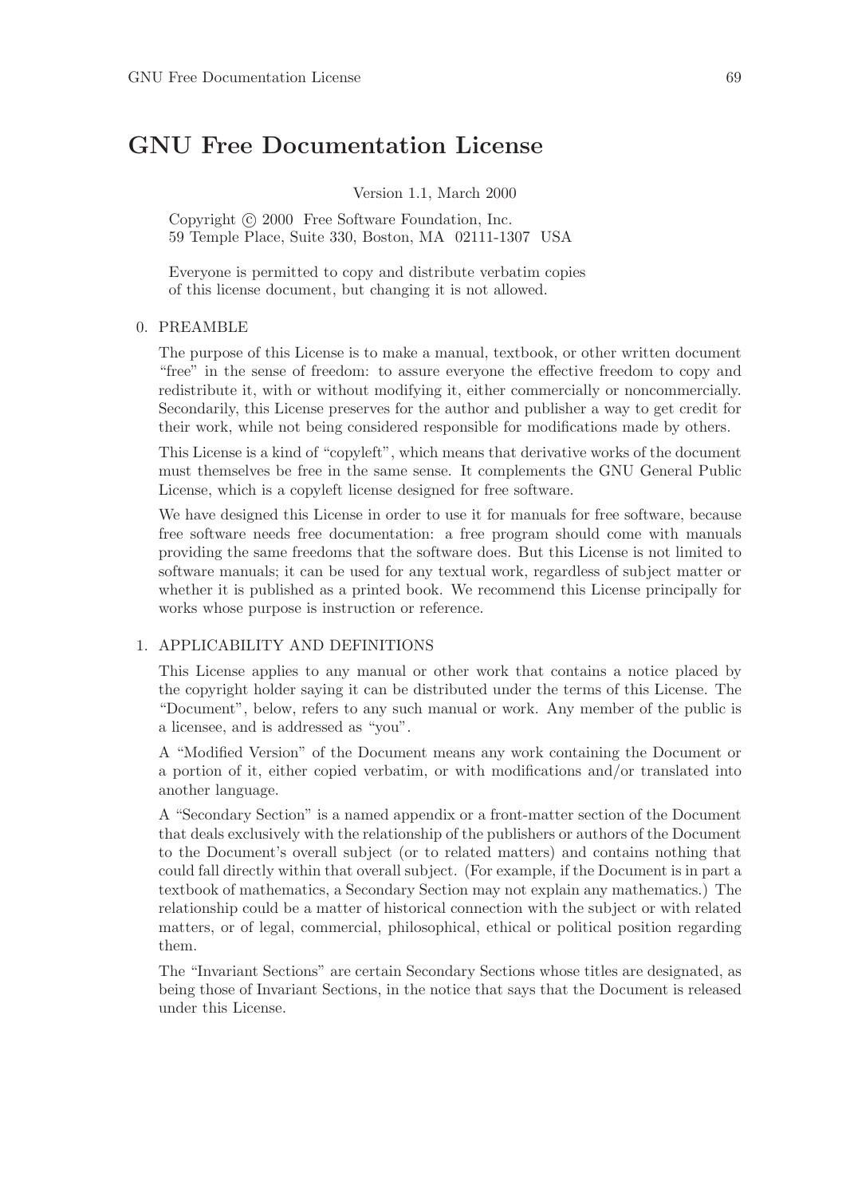# GNU Free Documentation License

Version 1.1, March 2000

Copyright © 2000 Free Software Foundation, Inc.
59 Temple Place, Suite 330, Boston, MA 02111-1307 USA

Everyone is permitted to copy and distribute verbatim copies of this license document, but changing it is not allowed.

0. PREAMBLE

   The purpose of this License is to make a manual, textbook, or other written document "free" in the sense of freedom: to assure everyone the effective freedom to copy and redistribute it, with or without modifying it, either commercially or noncommercially. Secondarily, this License preserves for the author and publisher a way to get credit for their work, while not being considered responsible for modifications made by others.

   This License is a kind of "copyleft", which means that derivative works of the document must themselves be free in the same sense. It complements the GNU General Public License, which is a copyleft license designed for free software.

   We have designed this License in order to use it for manuals for free software, because free software needs free documentation: a free program should come with manuals providing the same freedoms that the software does. But this License is not limited to software manuals; it can be used for any textual work, regardless of subject matter or whether it is published as a printed book. We recommend this License principally for works whose purpose is instruction or reference.

1. APPLICABILITY AND DEFINITIONS

   This License applies to any manual or other work that contains a notice placed by the copyright holder saying it can be distributed under the terms of this License. The "Document", below, refers to any such manual or work. Any member of the public is a licensee, and is addressed as "you".

   A "Modified Version" of the Document means any work containing the Document or a portion of it, either copied verbatim, or with modifications and/or translated into another language.

   A "Secondary Section" is a named appendix or a front-matter section of the Document that deals exclusively with the relationship of the publishers or authors of the Document to the Document's overall subject (or to related matters) and contains nothing that could fall directly within that overall subject. (For example, if the Document is in part a textbook of mathematics, a Secondary Section may not explain any mathematics.) The relationship could be a matter of historical connection with the subject or with related matters, or of legal, commercial, philosophical, ethical or political position regarding them.

   The "Invariant Sections" are certain Secondary Sections whose titles are designated, as being those of Invariant Sections, in the notice that says that the Document is released under this License.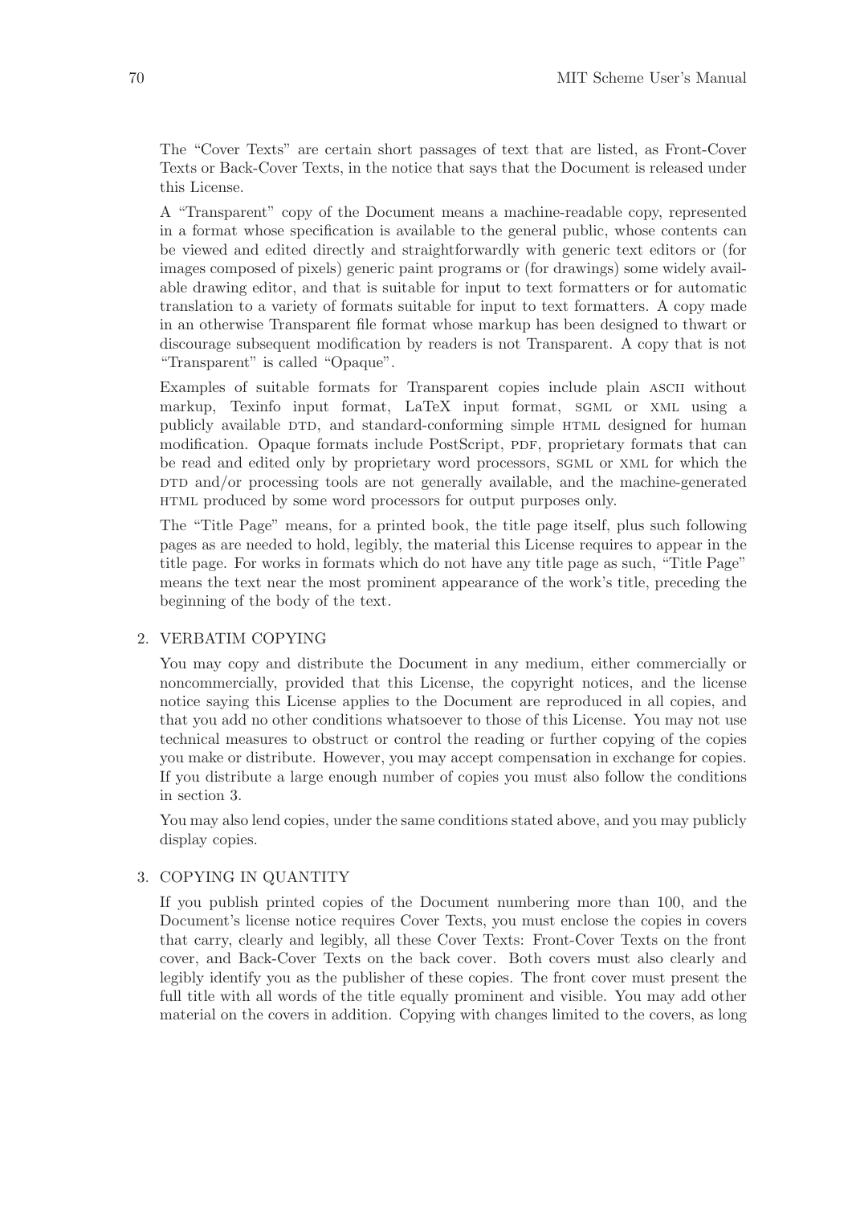The "Cover Texts" are certain short passages of text that are listed, as Front-Cover Texts or Back-Cover Texts, in the notice that says that the Document is released under this License.

A "Transparent" copy of the Document means a machine-readable copy, represented in a format whose specification is available to the general public, whose contents can be viewed and edited directly and straightforwardly with generic text editors or (for images composed of pixels) generic paint programs or (for drawings) some widely available drawing editor, and that is suitable for input to text formatters or for automatic translation to a variety of formats suitable for input to text formatters. A copy made in an otherwise Transparent file format whose markup has been designed to thwart or discourage subsequent modification by readers is not Transparent. A copy that is not "Transparent" is called "Opaque".

Examples of suitable formats for Transparent copies include plain ASCII without markup, Texinfo input format, LaTeX input format, SGML or XML using a publicly available DTD, and standard-conforming simple HTML designed for human modification. Opaque formats include PostScript, PDF, proprietary formats that can be read and edited only by proprietary word processors, SGML or XML for which the DTD and/or processing tools are not generally available, and the machine-generated HTML produced by some word processors for output purposes only.

The "Title Page" means, for a printed book, the title page itself, plus such following pages as are needed to hold, legibly, the material this License requires to appear in the title page. For works in formats which do not have any title page as such, "Title Page" means the text near the most prominent appearance of the work's title, preceding the beginning of the body of the text.

2. VERBATIM COPYING

   You may copy and distribute the Document in any medium, either commercially or noncommercially, provided that this License, the copyright notices, and the license notice saying this License applies to the Document are reproduced in all copies, and that you add no other conditions whatsoever to those of this License. You may not use technical measures to obstruct or control the reading or further copying of the copies you make or distribute. However, you may accept compensation in exchange for copies. If you distribute a large enough number of copies you must also follow the conditions in section 3.

   You may also lend copies, under the same conditions stated above, and you may publicly display copies.

3. COPYING IN QUANTITY

   If you publish printed copies of the Document numbering more than 100, and the Document's license notice requires Cover Texts, you must enclose the copies in covers that carry, clearly and legibly, all these Cover Texts: Front-Cover Texts on the front cover, and Back-Cover Texts on the back cover. Both covers must also clearly and legibly identify you as the publisher of these copies. The front cover must present the full title with all words of the title equally prominent and visible. You may add other material on the covers in addition. Copying with changes limited to the covers, as long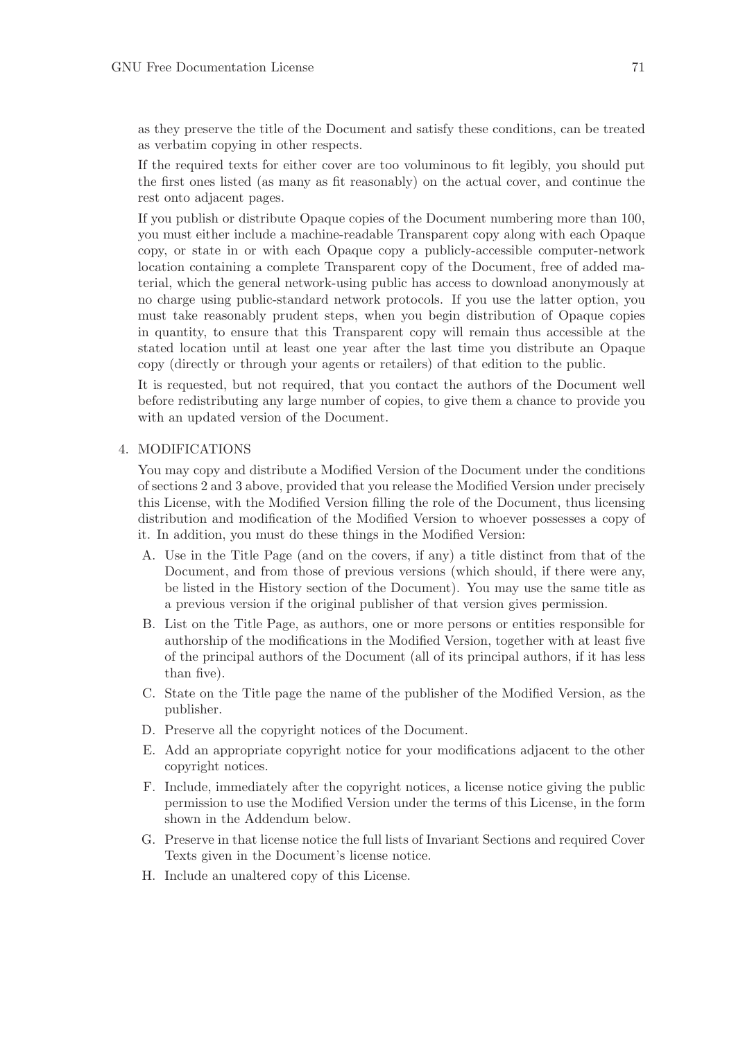as they preserve the title of the Document and satisfy these conditions, can be treated as verbatim copying in other respects.

If the required texts for either cover are too voluminous to fit legibly, you should put the first ones listed (as many as fit reasonably) on the actual cover, and continue the rest onto adjacent pages.

If you publish or distribute Opaque copies of the Document numbering more than 100, you must either include a machine-readable Transparent copy along with each Opaque copy, or state in or with each Opaque copy a publicly-accessible computer-network location containing a complete Transparent copy of the Document, free of added material, which the general network-using public has access to download anonymously at no charge using public-standard network protocols. If you use the latter option, you must take reasonably prudent steps, when you begin distribution of Opaque copies in quantity, to ensure that this Transparent copy will remain thus accessible at the stated location until at least one year after the last time you distribute an Opaque copy (directly or through your agents or retailers) of that edition to the public.

It is requested, but not required, that you contact the authors of the Document well before redistributing any large number of copies, to give them a chance to provide you with an updated version of the Document.

4. MODIFICATIONS

   You may copy and distribute a Modified Version of the Document under the conditions of sections 2 and 3 above, provided that you release the Modified Version under precisely this License, with the Modified Version filling the role of the Document, thus licensing distribution and modification of the Modified Version to whoever possesses a copy of it. In addition, you must do these things in the Modified Version:

   A. Use in the Title Page (and on the covers, if any) a title distinct from that of the Document, and from those of previous versions (which should, if there were any, be listed in the History section of the Document). You may use the same title as a previous version if the original publisher of that version gives permission.

   B. List on the Title Page, as authors, one or more persons or entities responsible for authorship of the modifications in the Modified Version, together with at least five of the principal authors of the Document (all of its principal authors, if it has less than five).

   C. State on the Title page the name of the publisher of the Modified Version, as the publisher.

   D. Preserve all the copyright notices of the Document.

   E. Add an appropriate copyright notice for your modifications adjacent to the other copyright notices.

   F. Include, immediately after the copyright notices, a license notice giving the public permission to use the Modified Version under the terms of this License, in the form shown in the Addendum below.

   G. Preserve in that license notice the full lists of Invariant Sections and required Cover Texts given in the Document's license notice.

   H. Include an unaltered copy of this License.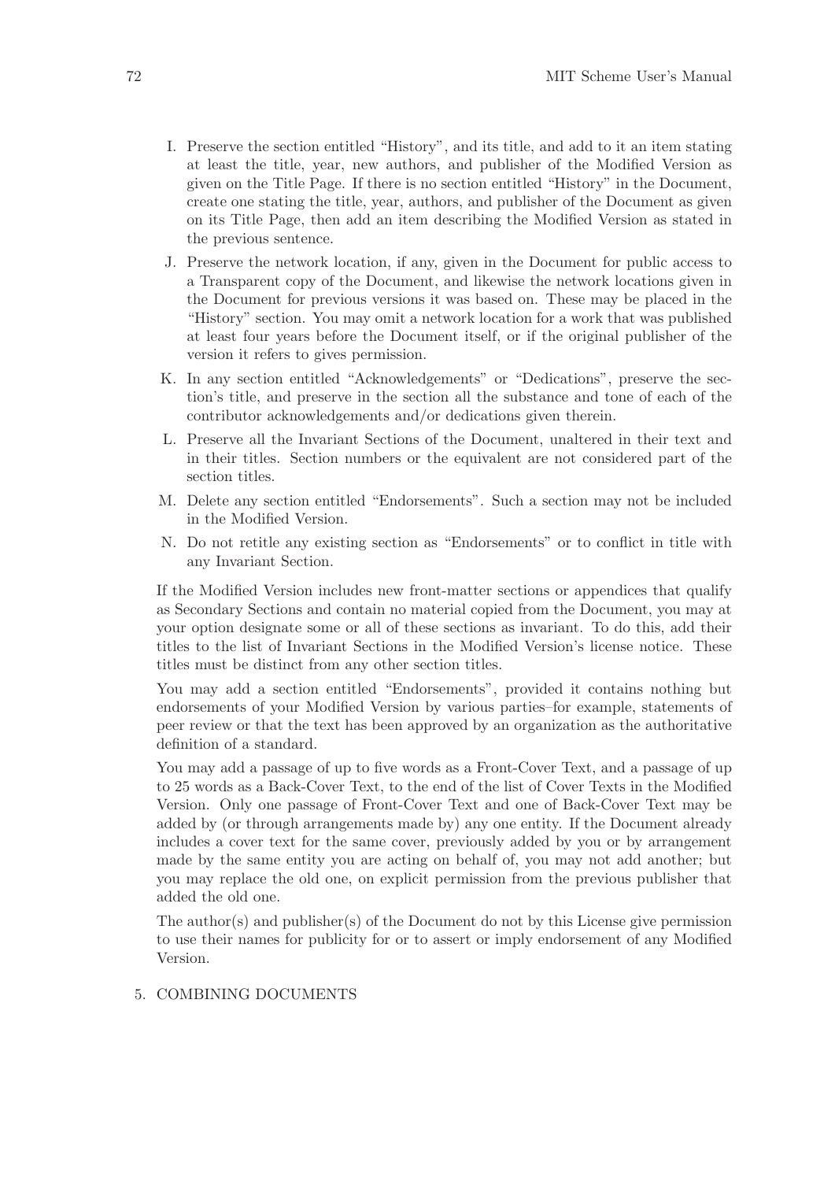I. Preserve the section entitled "History", and its title, and add to it an item stating at least the title, year, new authors, and publisher of the Modified Version as given on the Title Page. If there is no section entitled "History" in the Document, create one stating the title, year, authors, and publisher of the Document as given on its Title Page, then add an item describing the Modified Version as stated in the previous sentence.

J. Preserve the network location, if any, given in the Document for public access to a Transparent copy of the Document, and likewise the network locations given in the Document for previous versions it was based on. These may be placed in the "History" section. You may omit a network location for a work that was published at least four years before the Document itself, or if the original publisher of the version it refers to gives permission.

K. In any section entitled "Acknowledgements" or "Dedications", preserve the section's title, and preserve in the section all the substance and tone of each of the contributor acknowledgements and/or dedications given therein.

L. Preserve all the Invariant Sections of the Document, unaltered in their text and in their titles. Section numbers or the equivalent are not considered part of the section titles.

M. Delete any section entitled "Endorsements". Such a section may not be included in the Modified Version.

N. Do not retitle any existing section as "Endorsements" or to conflict in title with any Invariant Section.

If the Modified Version includes new front-matter sections or appendices that qualify as Secondary Sections and contain no material copied from the Document, you may at your option designate some or all of these sections as invariant. To do this, add their titles to the list of Invariant Sections in the Modified Version's license notice. These titles must be distinct from any other section titles.

You may add a section entitled "Endorsements", provided it contains nothing but endorsements of your Modified Version by various parties–for example, statements of peer review or that the text has been approved by an organization as the authoritative definition of a standard.

You may add a passage of up to five words as a Front-Cover Text, and a passage of up to 25 words as a Back-Cover Text, to the end of the list of Cover Texts in the Modified Version. Only one passage of Front-Cover Text and one of Back-Cover Text may be added by (or through arrangements made by) any one entity. If the Document already includes a cover text for the same cover, previously added by you or by arrangement made by the same entity you are acting on behalf of, you may not add another; but you may replace the old one, on explicit permission from the previous publisher that added the old one.

The author(s) and publisher(s) of the Document do not by this License give permission to use their names for publicity for or to assert or imply endorsement of any Modified Version.

5. COMBINING DOCUMENTS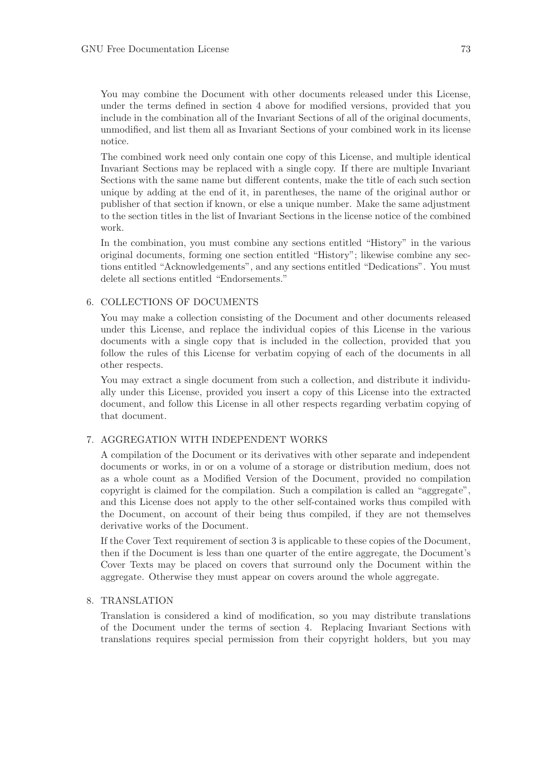You may combine the Document with other documents released under this License, under the terms defined in section 4 above for modified versions, provided that you include in the combination all of the Invariant Sections of all of the original documents, unmodified, and list them all as Invariant Sections of your combined work in its license notice.

The combined work need only contain one copy of this License, and multiple identical Invariant Sections may be replaced with a single copy. If there are multiple Invariant Sections with the same name but different contents, make the title of each such section unique by adding at the end of it, in parentheses, the name of the original author or publisher of that section if known, or else a unique number. Make the same adjustment to the section titles in the list of Invariant Sections in the license notice of the combined work.

In the combination, you must combine any sections entitled "History" in the various original documents, forming one section entitled "History"; likewise combine any sections entitled "Acknowledgements", and any sections entitled "Dedications". You must delete all sections entitled "Endorsements."

6. COLLECTIONS OF DOCUMENTS

   You may make a collection consisting of the Document and other documents released under this License, and replace the individual copies of this License in the various documents with a single copy that is included in the collection, provided that you follow the rules of this License for verbatim copying of each of the documents in all other respects.

   You may extract a single document from such a collection, and distribute it individually under this License, provided you insert a copy of this License into the extracted document, and follow this License in all other respects regarding verbatim copying of that document.

7. AGGREGATION WITH INDEPENDENT WORKS

   A compilation of the Document or its derivatives with other separate and independent documents or works, in or on a volume of a storage or distribution medium, does not as a whole count as a Modified Version of the Document, provided no compilation copyright is claimed for the compilation. Such a compilation is called an "aggregate", and this License does not apply to the other self-contained works thus compiled with the Document, on account of their being thus compiled, if they are not themselves derivative works of the Document.

   If the Cover Text requirement of section 3 is applicable to these copies of the Document, then if the Document is less than one quarter of the entire aggregate, the Document's Cover Texts may be placed on covers that surround only the Document within the aggregate. Otherwise they must appear on covers around the whole aggregate.

8. TRANSLATION

   Translation is considered a kind of modification, so you may distribute translations of the Document under the terms of section 4. Replacing Invariant Sections with translations requires special permission from their copyright holders, but you may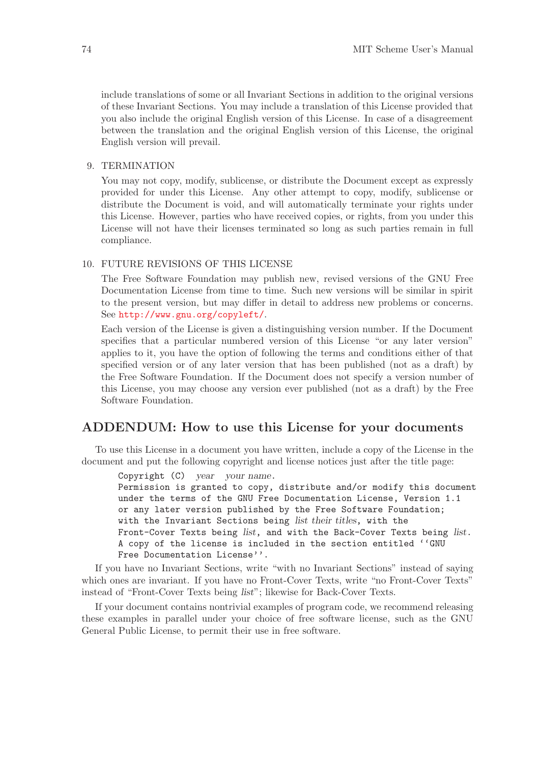include translations of some or all Invariant Sections in addition to the original versions of these Invariant Sections. You may include a translation of this License provided that you also include the original English version of this License. In case of a disagreement between the translation and the original English version of this License, the original English version will prevail.

9. TERMINATION

   You may not copy, modify, sublicense, or distribute the Document except as expressly provided for under this License. Any other attempt to copy, modify, sublicense or distribute the Document is void, and will automatically terminate your rights under this License. However, parties who have received copies, or rights, from you under this License will not have their licenses terminated so long as such parties remain in full compliance.

10. FUTURE REVISIONS OF THIS LICENSE

    The Free Software Foundation may publish new, revised versions of the GNU Free Documentation License from time to time. Such new versions will be similar in spirit to the present version, but may differ in detail to address new problems or concerns. See http://www.gnu.org/copyleft/.

    Each version of the License is given a distinguishing version number. If the Document specifies that a particular numbered version of this License "or any later version" applies to it, you have the option of following the terms and conditions either of that specified version or of any later version that has been published (not as a draft) by the Free Software Foundation. If the Document does not specify a version number of this License, you may choose any version ever published (not as a draft) by the Free Software Foundation.

## ADDENDUM: How to use this License for your documents

To use this License in a document you have written, include a copy of the License in the document and put the following copyright and license notices just after the title page:

```
Copyright (C)  year  your name.
Permission is granted to copy, distribute and/or modify this document
under the terms of the GNU Free Documentation License, Version 1.1
or any later version published by the Free Software Foundation;
with the Invariant Sections being list their titles, with the
Front-Cover Texts being list, and with the Back-Cover Texts being list.
A copy of the license is included in the section entitled ``GNU
Free Documentation License''.
```

If you have no Invariant Sections, write "with no Invariant Sections" instead of saying which ones are invariant. If you have no Front-Cover Texts, write "no Front-Cover Texts" instead of "Front-Cover Texts being *list*"; likewise for Back-Cover Texts.

If your document contains nontrivial examples of program code, we recommend releasing these examples in parallel under your choice of free software license, such as the GNU General Public License, to permit their use in free software.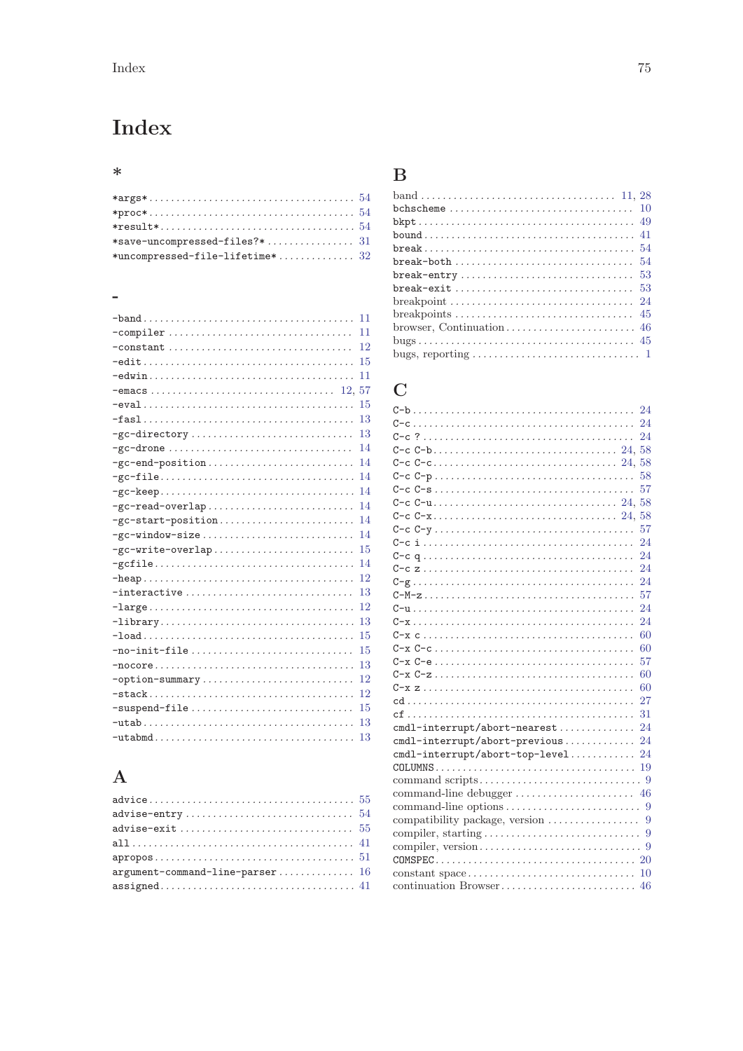# Index

## *

*args* .... 54
*proc* .... 54
*result* .... 54
*save-uncompressed-files?* .... 31
*uncompressed-file-lifetime* .... 32

## -

-band .... 11
-compiler .... 11
-constant .... 12
-edit .... 15
-edwin .... 11
-emacs .... 12, 57
-eval .... 15
-fasl .... 13
-gc-directory .... 13
-gc-drone .... 14
-gc-end-position .... 14
-gc-file .... 14
-gc-keep .... 14
-gc-read-overlap .... 14
-gc-start-position .... 14
-gc-window-size .... 14
-gc-write-overlap .... 15
-gcfile .... 14
-heap .... 12
-interactive .... 13
-large .... 12
-library .... 13
-load .... 15
-no-init-file .... 15
-nocore .... 13
-option-summary .... 12
-stack .... 12
-suspend-file .... 15
-utab .... 13
-utabmd .... 13

## A

advice .... 55
advise-entry .... 54
advise-exit .... 55
all .... 41
apropos .... 51
argument-command-line-parser .... 16
assigned .... 41

## B

band .... 11, 28
bchscheme .... 10
bkpt .... 49
bound .... 41
break .... 54
break-both .... 54
break-entry .... 53
break-exit .... 53
breakpoint .... 24
breakpoints .... 45
browser, Continuation .... 46
bugs .... 45
bugs, reporting .... 1

## C

C-b .... 24
C-c .... 24
C-c ? .... 24
C-c C-b .... 24, 58
C-c C-c .... 24, 58
C-c C-p .... 58
C-c C-s .... 57
C-c C-u .... 24, 58
C-c C-x .... 24, 58
C-c C-y .... 57
C-c i .... 24
C-c q .... 24
C-c z .... 24
C-g .... 24
C-M-z .... 57
C-u .... 24
C-x .... 24
C-x c .... 60
C-x C-c .... 60
C-x C-e .... 57
C-x C-z .... 60
C-x z .... 60
cd .... 27
cf .... 31
cmdl-interrupt/abort-nearest .... 24
cmdl-interrupt/abort-previous .... 24
cmdl-interrupt/abort-top-level .... 24
COLUMNS .... 19
command scripts .... 9
command-line debugger .... 46
command-line options .... 9
compatibility package, version .... 9
compiler, starting .... 9
compiler, version .... 9
COMSPEC .... 20
constant space .... 10
continuation Browser .... 46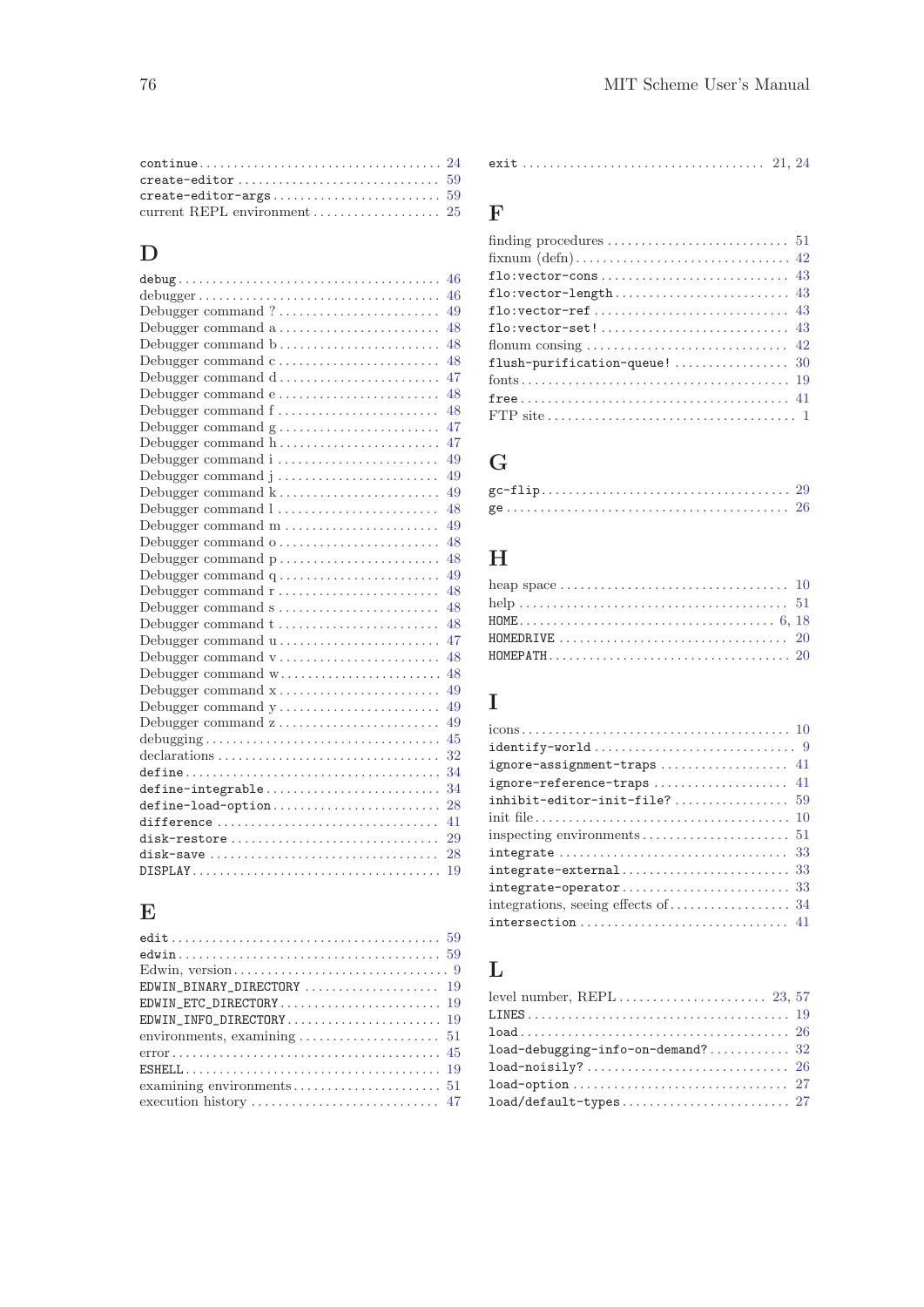`continue` .................................... 24
`create-editor` .............................. 59
`create-editor-args` ......................... 59
current REPL environment ..................... 25

## D

`debug` ...................................... 46
debugger ..................................... 46
Debugger command ? ........................... 49
Debugger command a ........................... 48
Debugger command b ........................... 48
Debugger command c ........................... 48
Debugger command d ........................... 47
Debugger command e ........................... 48
Debugger command f ........................... 48
Debugger command g ........................... 47
Debugger command h ........................... 47
Debugger command i ........................... 49
Debugger command j ........................... 49
Debugger command k ........................... 49
Debugger command l ........................... 48
Debugger command m ........................... 49
Debugger command o ........................... 48
Debugger command p ........................... 48
Debugger command q ........................... 49
Debugger command r ........................... 48
Debugger command s ........................... 48
Debugger command t ........................... 48
Debugger command u ........................... 47
Debugger command v ........................... 48
Debugger command w ........................... 48
Debugger command x ........................... 49
Debugger command y ........................... 49
Debugger command z ........................... 49
debugging .................................... 45
declarations ................................. 32
`define` ..................................... 34
`define-integrable` .......................... 34
`define-load-option` ......................... 28
`difference` ................................. 41
`disk-restore` ............................... 29
`disk-save` .................................. 28
`DISPLAY` .................................... 19

## E

`edit` ....................................... 59
`edwin` ...................................... 59
Edwin, version ............................... 9
`EDWIN_BINARY_DIRECTORY` ..................... 19
`EDWIN_ETC_DIRECTORY` ........................ 19
`EDWIN_INFO_DIRECTORY` ....................... 19
environments, examining ...................... 51
`error` ...................................... 45
`ESHELL` ..................................... 19
examining environments ....................... 51
execution history ............................ 47

`exit` ....................................... 21, 24

## F

finding procedures ........................... 51
fixnum (defn) ................................ 42
`flo:vector-cons` ............................ 43
`flo:vector-length` .......................... 43
`flo:vector-ref` ............................. 43
`flo:vector-set!` ............................ 43
flonum consing ............................... 42
`flush-purification-queue!` .................. 30
fonts ........................................ 19
`free` ....................................... 41
FTP site ..................................... 1

## G

`gc-flip` .................................... 29
`ge` ......................................... 26

## H

heap space ................................... 10
help ......................................... 51
`HOME` ....................................... 6, 18
`HOMEDRIVE` .................................. 20
`HOMEPATH` ................................... 20

## I

icons ........................................ 10
`identify-world` ............................. 9
`ignore-assignment-traps` .................... 41
`ignore-reference-traps` ..................... 41
`inhibit-editor-init-file?` .................. 59
init file .................................... 10
inspecting environments ...................... 51
`integrate` .................................. 33
`integrate-external` ......................... 33
`integrate-operator` ......................... 33
integrations, seeing effects of .............. 34
`intersection` ............................... 41

## L

level number, REPL ........................... 23, 57
`LINES` ...................................... 19
`load` ....................................... 26
`load-debugging-info-on-demand?` ............. 32
`load-noisily?` .............................. 26
`load-option` ................................ 27
`load/default-types` ......................... 27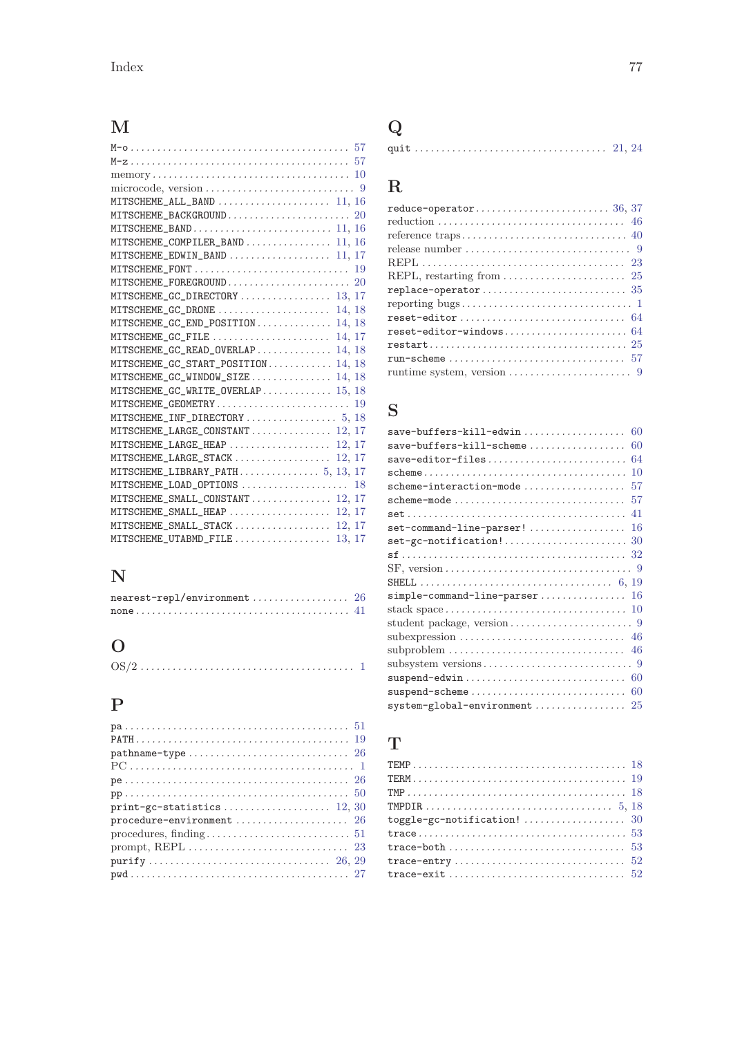## M

- `M-o` .......... 57
- `M-z` .......... 57
- memory .......... 10
- microcode, version .......... 9
- `MITSCHEME_ALL_BAND` .......... 11, 16
- `MITSCHEME_BACKGROUND` .......... 20
- `MITSCHEME_BAND` .......... 11, 16
- `MITSCHEME_COMPILER_BAND` .......... 11, 16
- `MITSCHEME_EDWIN_BAND` .......... 11, 17
- `MITSCHEME_FONT` .......... 19
- `MITSCHEME_FOREGROUND` .......... 20
- `MITSCHEME_GC_DIRECTORY` .......... 13, 17
- `MITSCHEME_GC_DRONE` .......... 14, 18
- `MITSCHEME_GC_END_POSITION` .......... 14, 18
- `MITSCHEME_GC_FILE` .......... 14, 17
- `MITSCHEME_GC_READ_OVERLAP` .......... 14, 18
- `MITSCHEME_GC_START_POSITION` .......... 14, 18
- `MITSCHEME_GC_WINDOW_SIZE` .......... 14, 18
- `MITSCHEME_GC_WRITE_OVERLAP` .......... 15, 18
- `MITSCHEME_GEOMETRY` .......... 19
- `MITSCHEME_INF_DIRECTORY` .......... 5, 18
- `MITSCHEME_LARGE_CONSTANT` .......... 12, 17
- `MITSCHEME_LARGE_HEAP` .......... 12, 17
- `MITSCHEME_LARGE_STACK` .......... 12, 17
- `MITSCHEME_LIBRARY_PATH` .......... 5, 13, 17
- `MITSCHEME_LOAD_OPTIONS` .......... 18
- `MITSCHEME_SMALL_CONSTANT` .......... 12, 17
- `MITSCHEME_SMALL_HEAP` .......... 12, 17
- `MITSCHEME_SMALL_STACK` .......... 12, 17
- `MITSCHEME_UTABMD_FILE` .......... 13, 17

## N

- `nearest-repl/environment` .......... 26
- `none` .......... 41

## O

- OS/2 .......... 1

## P

- `pa` .......... 51
- `PATH` .......... 19
- `pathname-type` .......... 26
- PC .......... 1
- `pe` .......... 26
- `pp` .......... 50
- `print-gc-statistics` .......... 12, 30
- `procedure-environment` .......... 26
- procedures, finding .......... 51
- prompt, REPL .......... 23
- `purify` .......... 26, 29
- `pwd` .......... 27

## Q

- `quit` .......... 21, 24

## R

- `reduce-operator` .......... 36, 37
- reduction .......... 46
- reference traps .......... 40
- release number .......... 9
- REPL .......... 23
- REPL, restarting from .......... 25
- `replace-operator` .......... 35
- reporting bugs .......... 1
- `reset-editor` .......... 64
- `reset-editor-windows` .......... 64
- `restart` .......... 25
- `run-scheme` .......... 57
- runtime system, version .......... 9

## S

- `save-buffers-kill-edwin` .......... 60
- `save-buffers-kill-scheme` .......... 60
- `save-editor-files` .......... 64
- `scheme` .......... 10
- `scheme-interaction-mode` .......... 57
- `scheme-mode` .......... 57
- `set` .......... 41
- `set-command-line-parser!` .......... 16
- `set-gc-notification!` .......... 30
- `sf` .......... 32
- SF, version .......... 9
- `SHELL` .......... 6, 19
- `simple-command-line-parser` .......... 16
- stack space .......... 10
- student package, version .......... 9
- subexpression .......... 46
- subproblem .......... 46
- subsystem versions .......... 9
- `suspend-edwin` .......... 60
- `suspend-scheme` .......... 60
- `system-global-environment` .......... 25

## T

- `TEMP` .......... 18
- `TERM` .......... 19
- `TMP` .......... 18
- `TMPDIR` .......... 5, 18
- `toggle-gc-notification!` .......... 30
- `trace` .......... 53
- `trace-both` .......... 53
- `trace-entry` .......... 52
- `trace-exit` .......... 52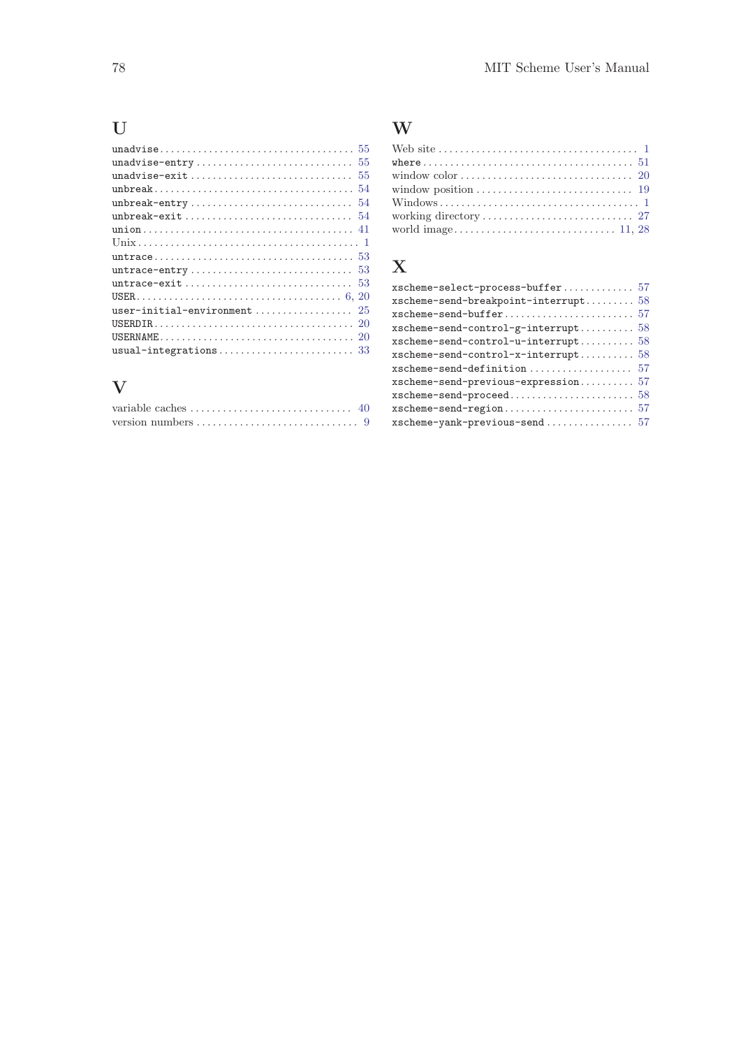## U

- `unadvise` .... 55
- `unadvise-entry` .... 55
- `unadvise-exit` .... 55
- `unbreak` .... 54
- `unbreak-entry` .... 54
- `unbreak-exit` .... 54
- `union` .... 41
- Unix .... 1
- `untrace` .... 53
- `untrace-entry` .... 53
- `untrace-exit` .... 53
- `USER` .... 6, 20
- `user-initial-environment` .... 25
- `USERDIR` .... 20
- `USERNAME` .... 20
- `usual-integrations` .... 33

## V

- variable caches .... 40
- version numbers .... 9

## W

- Web site .... 1
- `where` .... 51
- window color .... 20
- window position .... 19
- Windows .... 1
- working directory .... 27
- world image .... 11, 28

## X

- `xscheme-select-process-buffer` .... 57
- `xscheme-send-breakpoint-interrupt` .... 58
- `xscheme-send-buffer` .... 57
- `xscheme-send-control-g-interrupt` .... 58
- `xscheme-send-control-u-interrupt` .... 58
- `xscheme-send-control-x-interrupt` .... 58
- `xscheme-send-definition` .... 57
- `xscheme-send-previous-expression` .... 57
- `xscheme-send-proceed` .... 58
- `xscheme-send-region` .... 57
- `xscheme-yank-previous-send` .... 57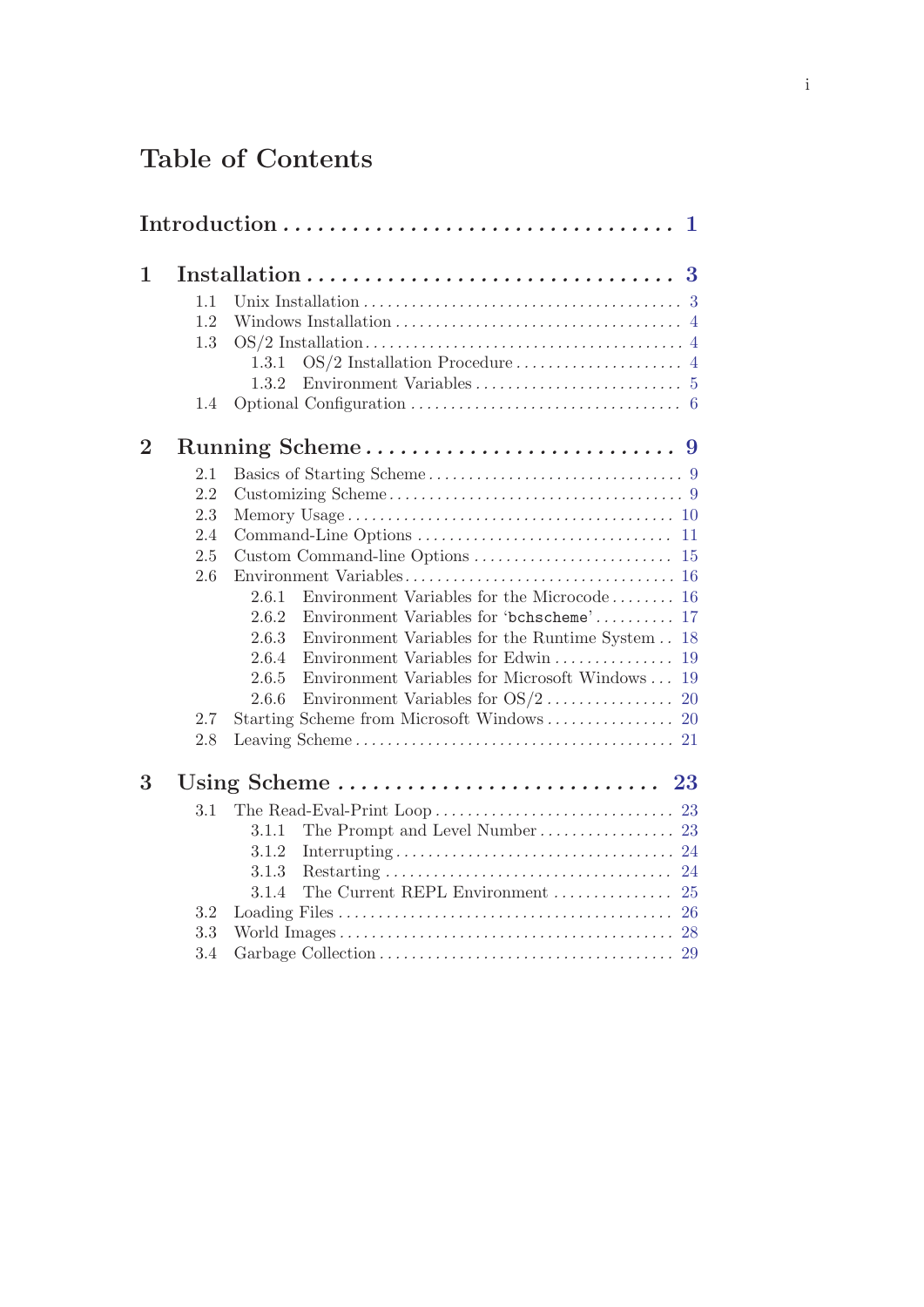# Table of Contents

**Introduction** .................................... 1

**1 Installation** .................................... 3

- 1.1 Unix Installation .................................... 3
- 1.2 Windows Installation .................................... 4
- 1.3 OS/2 Installation .................................... 4
  - 1.3.1 OS/2 Installation Procedure .................................... 4
  - 1.3.2 Environment Variables .................................... 5
- 1.4 Optional Configuration .................................... 6

**2 Running Scheme** .................................... 9

- 2.1 Basics of Starting Scheme .................................... 9
- 2.2 Customizing Scheme .................................... 9
- 2.3 Memory Usage .................................... 10
- 2.4 Command-Line Options .................................... 11
- 2.5 Custom Command-line Options .................................... 15
- 2.6 Environment Variables .................................... 16
  - 2.6.1 Environment Variables for the Microcode .................................... 16
  - 2.6.2 Environment Variables for '`bchscheme`' .................................... 17
  - 2.6.3 Environment Variables for the Runtime System .................................... 18
  - 2.6.4 Environment Variables for Edwin .................................... 19
  - 2.6.5 Environment Variables for Microsoft Windows .................................... 19
  - 2.6.6 Environment Variables for OS/2 .................................... 20
- 2.7 Starting Scheme from Microsoft Windows .................................... 20
- 2.8 Leaving Scheme .................................... 21

**3 Using Scheme** .................................... 23

- 3.1 The Read-Eval-Print Loop .................................... 23
  - 3.1.1 The Prompt and Level Number .................................... 23
  - 3.1.2 Interrupting .................................... 24
  - 3.1.3 Restarting .................................... 24
  - 3.1.4 The Current REPL Environment .................................... 25
- 3.2 Loading Files .................................... 26
- 3.3 World Images .................................... 28
- 3.4 Garbage Collection .................................... 29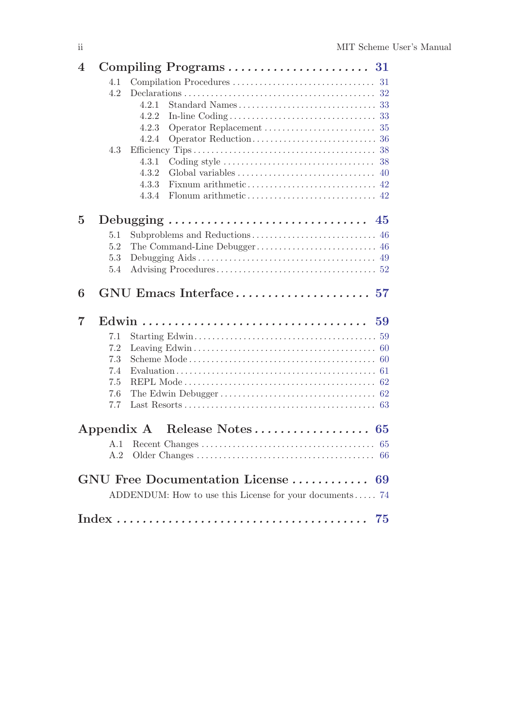**4 Compiling Programs** ........................ **31**

- 4.1 Compilation Procedures ........................ 31
- 4.2 Declarations ........................ 32
  - 4.2.1 Standard Names ........................ 33
  - 4.2.2 In-line Coding ........................ 33
  - 4.2.3 Operator Replacement ........................ 35
  - 4.2.4 Operator Reduction ........................ 36
- 4.3 Efficiency Tips ........................ 38
  - 4.3.1 Coding style ........................ 38
  - 4.3.2 Global variables ........................ 40
  - 4.3.3 Fixnum arithmetic ........................ 42
  - 4.3.4 Flonum arithmetic ........................ 42

**5 Debugging** ........................ **45**

- 5.1 Subproblems and Reductions ........................ 46
- 5.2 The Command-Line Debugger ........................ 46
- 5.3 Debugging Aids ........................ 49
- 5.4 Advising Procedures ........................ 52

**6 GNU Emacs Interface** ........................ **57**

**7 Edwin** ........................ **59**

- 7.1 Starting Edwin ........................ 59
- 7.2 Leaving Edwin ........................ 60
- 7.3 Scheme Mode ........................ 60
- 7.4 Evaluation ........................ 61
- 7.5 REPL Mode ........................ 62
- 7.6 The Edwin Debugger ........................ 62
- 7.7 Last Resorts ........................ 63

**Appendix A Release Notes** ........................ **65**

- A.1 Recent Changes ........................ 65
- A.2 Older Changes ........................ 66

**GNU Free Documentation License** ........................ **69**

- ADDENDUM: How to use this License for your documents ........................ 74

**Index** ........................ **75**